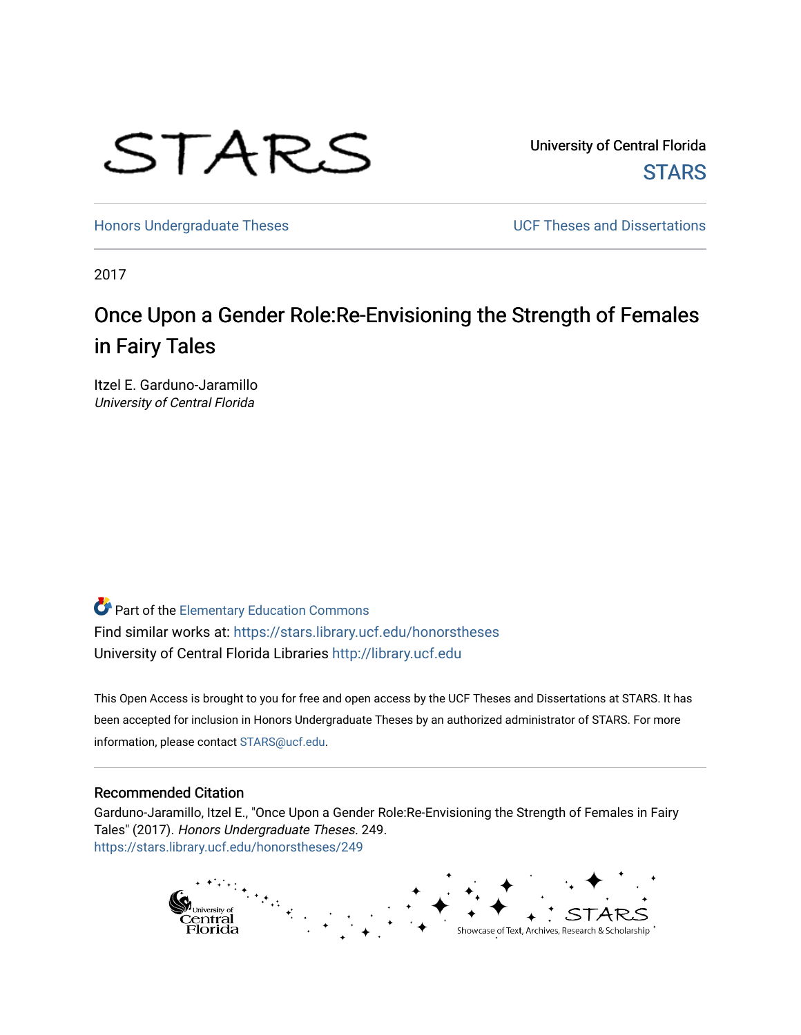STARS

University of Central Florida

STARS

Honors Undergraduate Theses

UCF Theses and Dissertations

2017

# Once Upon a Gender Role:Re-Envisioning the Strength of Females in Fairy Tales

Itzel E. Garduno-Jaramillo
*University of Central Florida*

Part of the Elementary Education Commons
Find similar works at: https://stars.library.ucf.edu/honorstheses
University of Central Florida Libraries http://library.ucf.edu

This Open Access is brought to you for free and open access by the UCF Theses and Dissertations at STARS. It has been accepted for inclusion in Honors Undergraduate Theses by an authorized administrator of STARS. For more information, please contact STARS@ucf.edu.

## Recommended Citation

Garduno-Jaramillo, Itzel E., "Once Upon a Gender Role:Re-Envisioning the Strength of Females in Fairy Tales" (2017). *Honors Undergraduate Theses*. 249.
https://stars.library.ucf.edu/honorstheses/249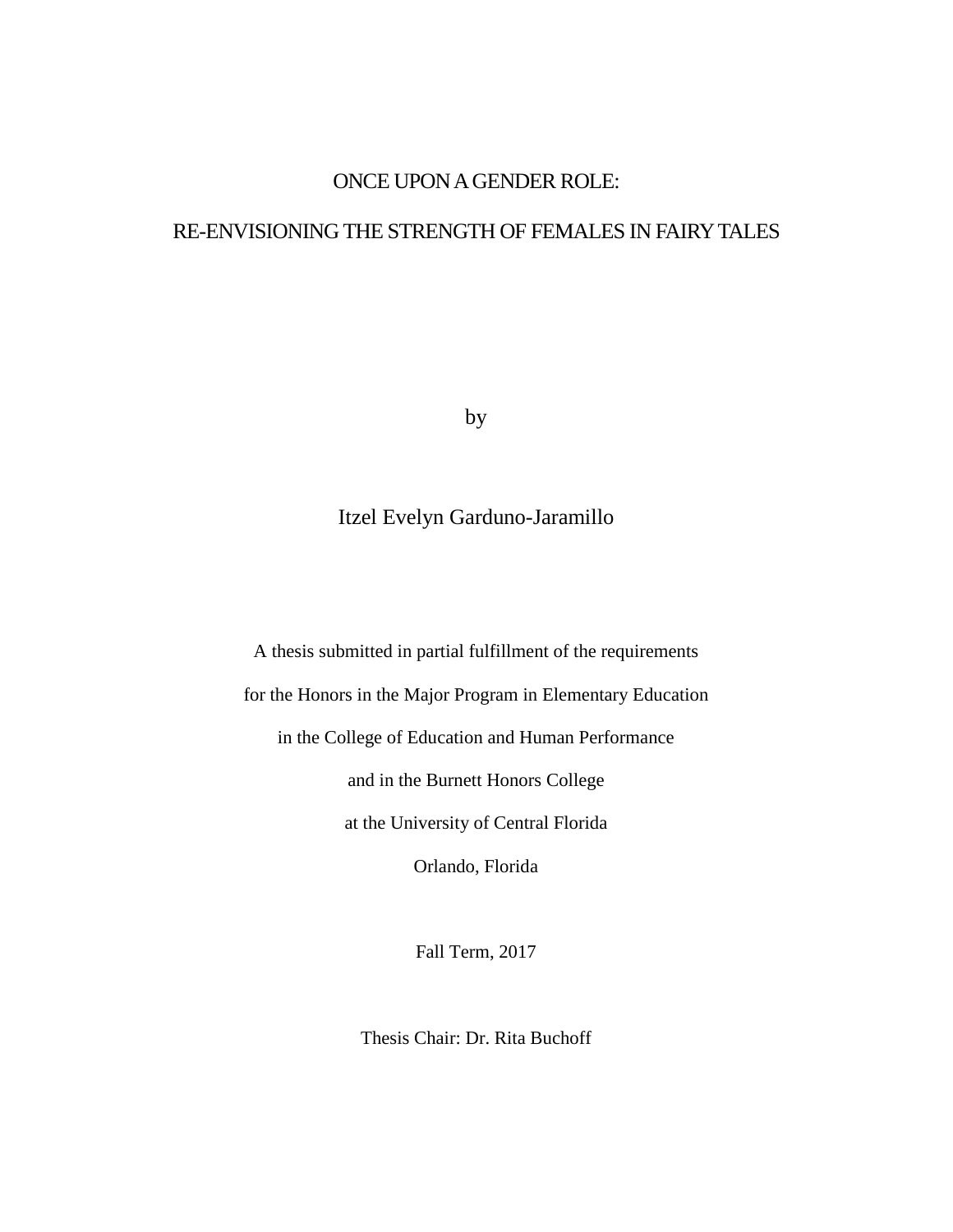# ONCE UPON A GENDER ROLE:

# RE-ENVISIONING THE STRENGTH OF FEMALES IN FAIRY TALES

by

Itzel Evelyn Garduno-Jaramillo

A thesis submitted in partial fulfillment of the requirements

for the Honors in the Major Program in Elementary Education

in the College of Education and Human Performance

and in the Burnett Honors College

at the University of Central Florida

Orlando, Florida

Fall Term, 2017

Thesis Chair: Dr. Rita Buchoff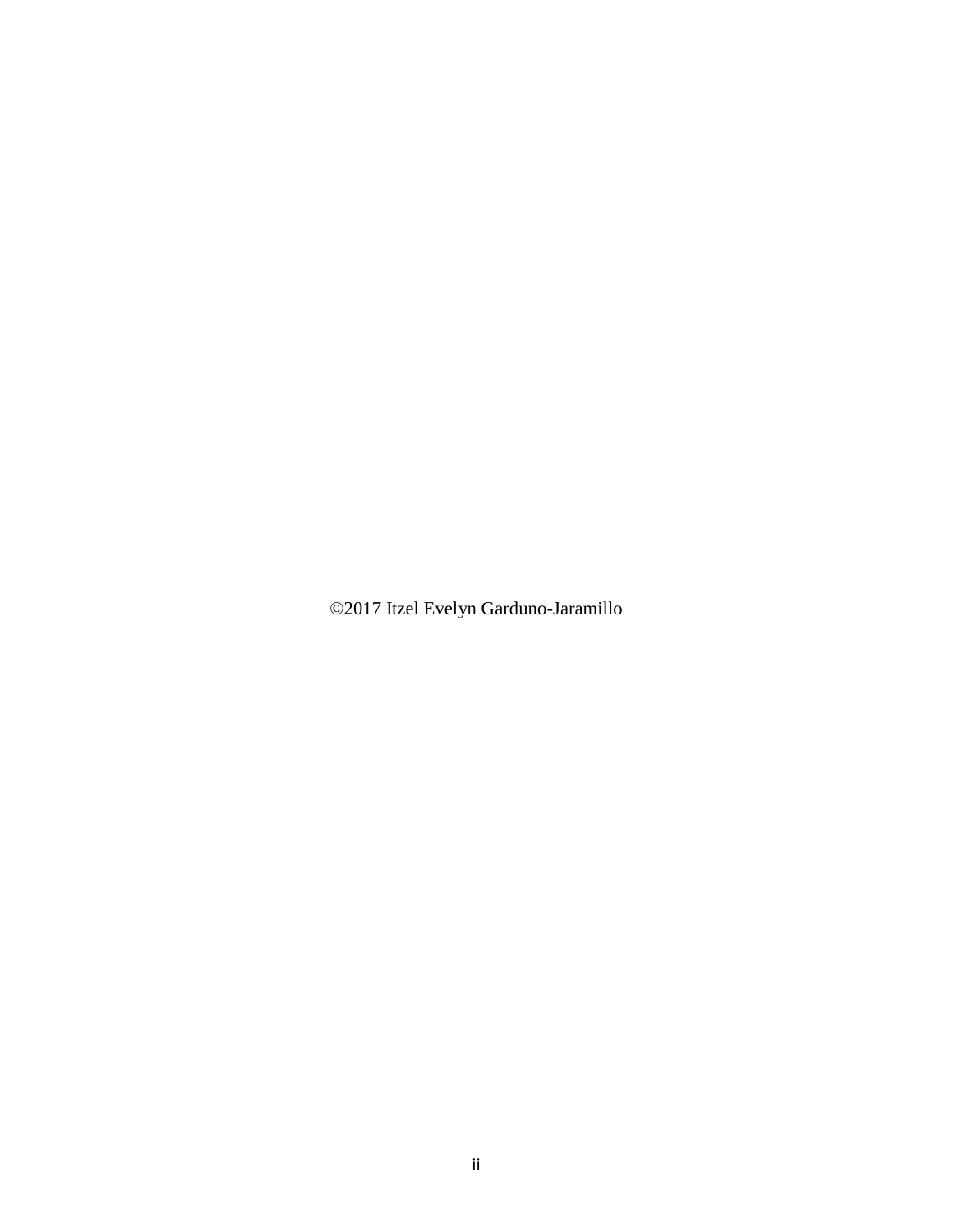©2017 Itzel Evelyn Garduno-Jaramillo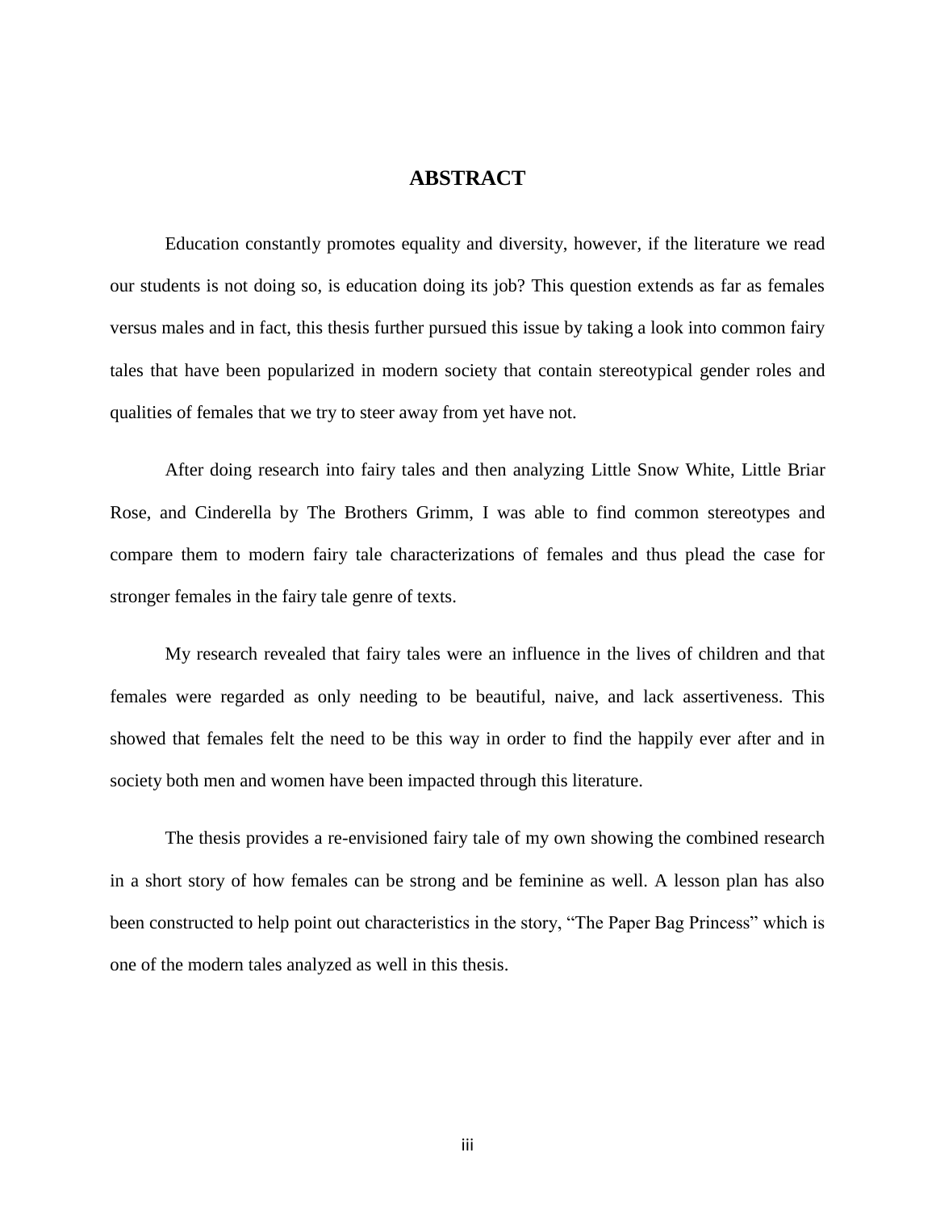# ABSTRACT

Education constantly promotes equality and diversity, however, if the literature we read our students is not doing so, is education doing its job? This question extends as far as females versus males and in fact, this thesis further pursued this issue by taking a look into common fairy tales that have been popularized in modern society that contain stereotypical gender roles and qualities of females that we try to steer away from yet have not.

After doing research into fairy tales and then analyzing Little Snow White, Little Briar Rose, and Cinderella by The Brothers Grimm, I was able to find common stereotypes and compare them to modern fairy tale characterizations of females and thus plead the case for stronger females in the fairy tale genre of texts.

My research revealed that fairy tales were an influence in the lives of children and that females were regarded as only needing to be beautiful, naive, and lack assertiveness. This showed that females felt the need to be this way in order to find the happily ever after and in society both men and women have been impacted through this literature.

The thesis provides a re-envisioned fairy tale of my own showing the combined research in a short story of how females can be strong and be feminine as well. A lesson plan has also been constructed to help point out characteristics in the story, "The Paper Bag Princess" which is one of the modern tales analyzed as well in this thesis.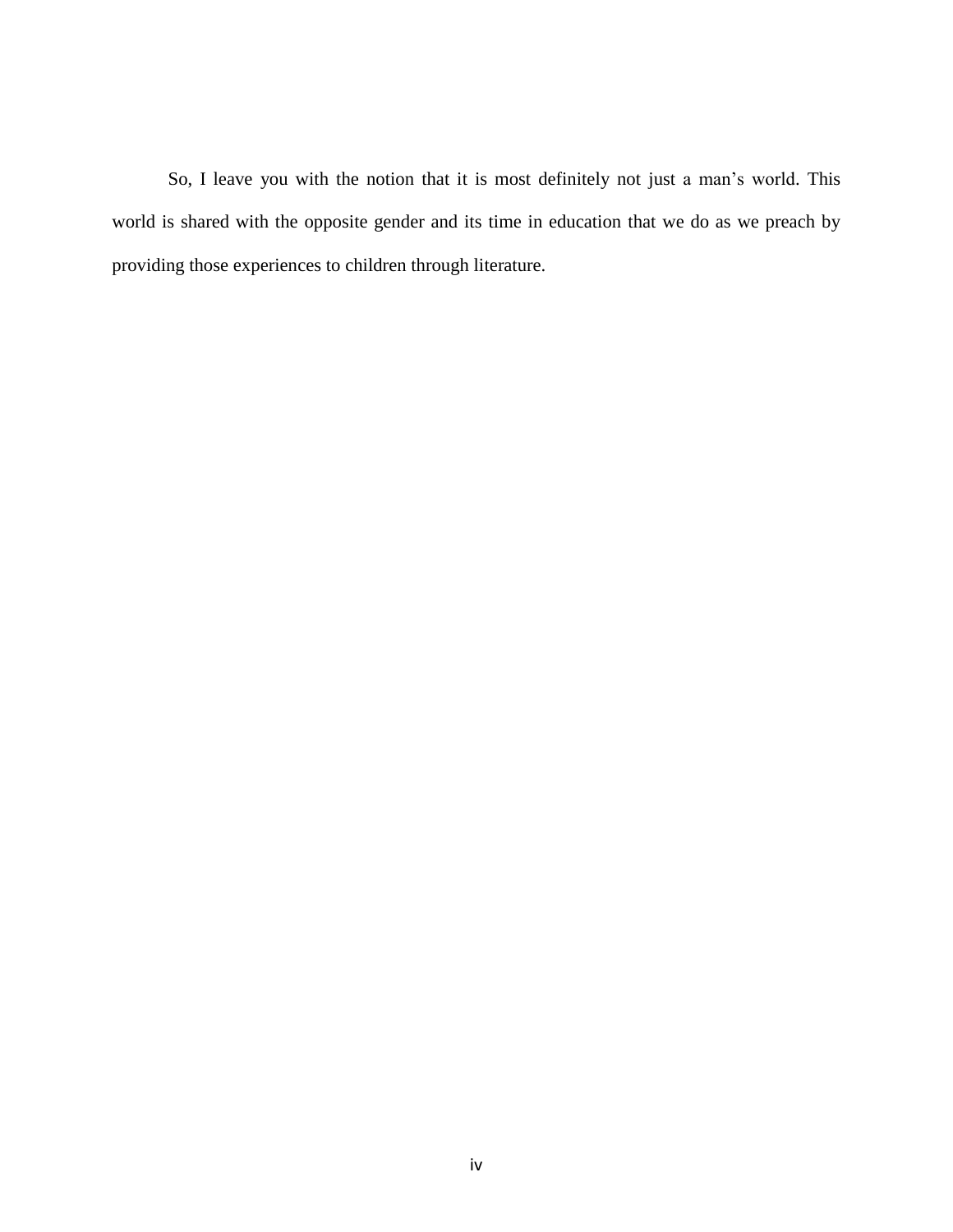So, I leave you with the notion that it is most definitely not just a man’s world. This world is shared with the opposite gender and its time in education that we do as we preach by providing those experiences to children through literature.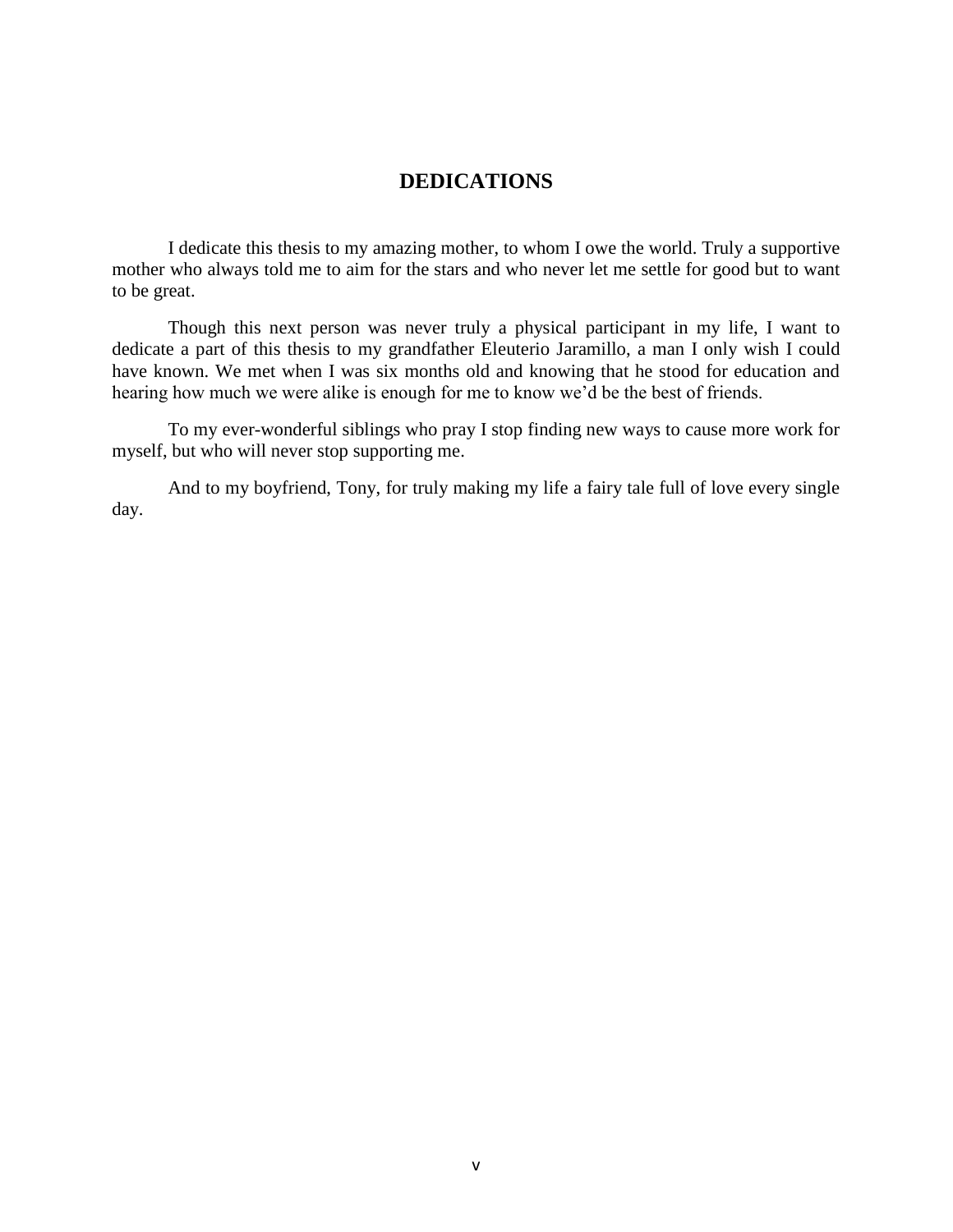# DEDICATIONS

I dedicate this thesis to my amazing mother, to whom I owe the world. Truly a supportive mother who always told me to aim for the stars and who never let me settle for good but to want to be great.

Though this next person was never truly a physical participant in my life, I want to dedicate a part of this thesis to my grandfather Eleuterio Jaramillo, a man I only wish I could have known. We met when I was six months old and knowing that he stood for education and hearing how much we were alike is enough for me to know we'd be the best of friends.

To my ever-wonderful siblings who pray I stop finding new ways to cause more work for myself, but who will never stop supporting me.

And to my boyfriend, Tony, for truly making my life a fairy tale full of love every single day.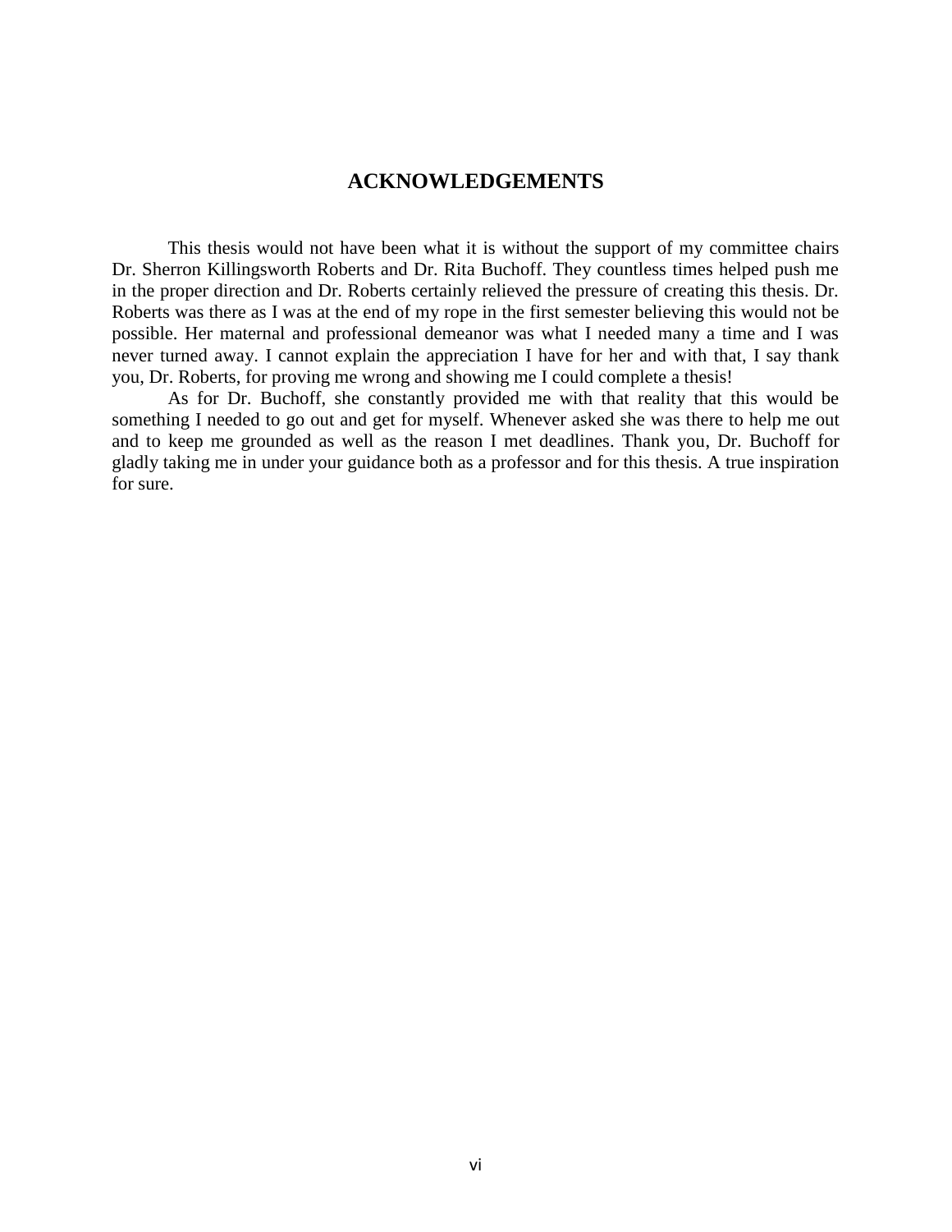# ACKNOWLEDGEMENTS

This thesis would not have been what it is without the support of my committee chairs Dr. Sherron Killingsworth Roberts and Dr. Rita Buchoff. They countless times helped push me in the proper direction and Dr. Roberts certainly relieved the pressure of creating this thesis. Dr. Roberts was there as I was at the end of my rope in the first semester believing this would not be possible. Her maternal and professional demeanor was what I needed many a time and I was never turned away. I cannot explain the appreciation I have for her and with that, I say thank you, Dr. Roberts, for proving me wrong and showing me I could complete a thesis!

As for Dr. Buchoff, she constantly provided me with that reality that this would be something I needed to go out and get for myself. Whenever asked she was there to help me out and to keep me grounded as well as the reason I met deadlines. Thank you, Dr. Buchoff for gladly taking me in under your guidance both as a professor and for this thesis. A true inspiration for sure.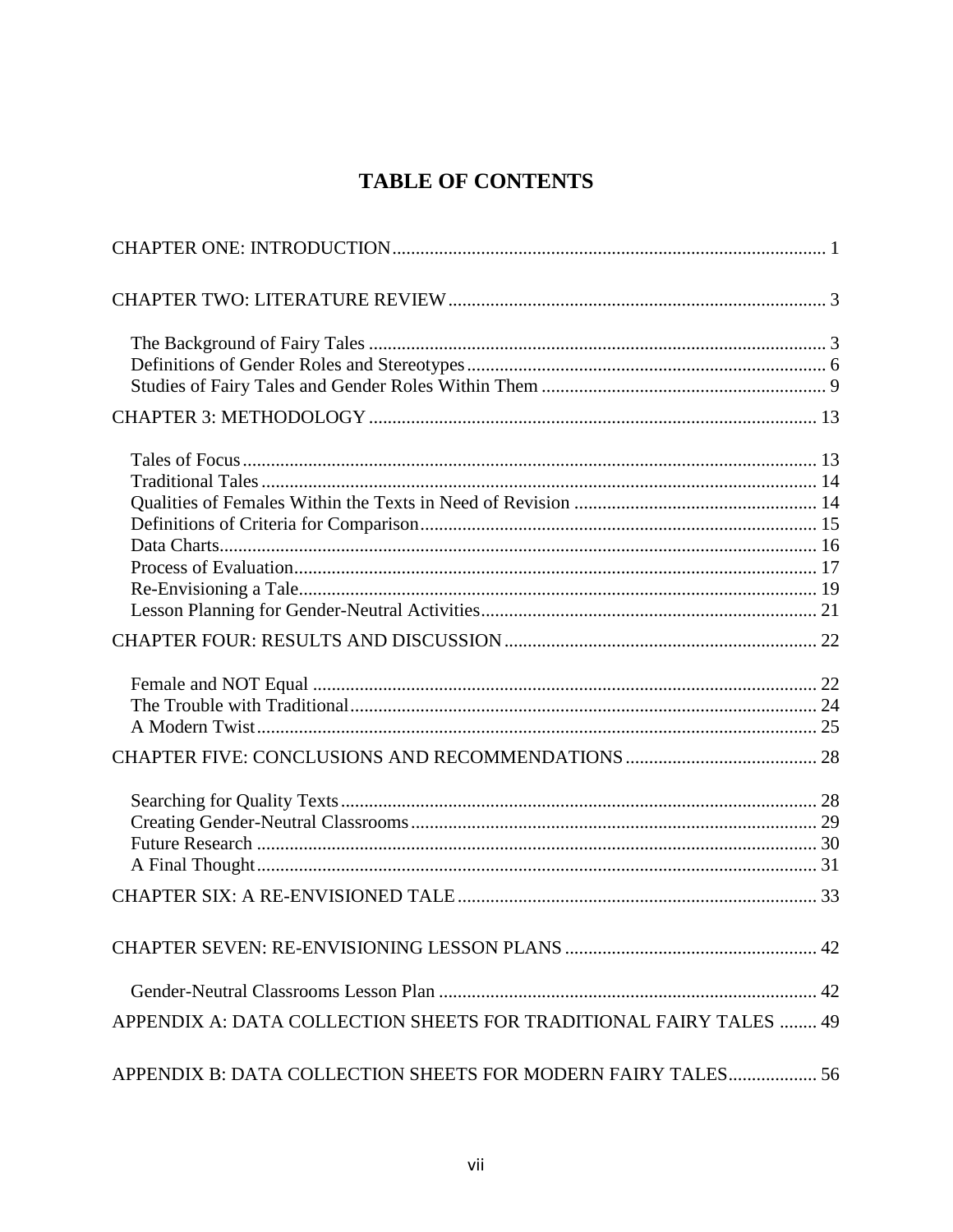# TABLE OF CONTENTS

CHAPTER ONE: INTRODUCTION ........................................................................................ 1

CHAPTER TWO: LITERATURE REVIEW ........................................................................ 3

- The Background of Fairy Tales ........................................................................................ 3
- Definitions of Gender Roles and Stereotypes .................................................................. 6
- Studies of Fairy Tales and Gender Roles Within Them ................................................... 9

CHAPTER 3: METHODOLOGY ........................................................................................ 13

- Tales of Focus ................................................................................................................ 13
- Traditional Tales ............................................................................................................ 14
- Qualities of Females Within the Texts in Need of Revision .......................................... 14
- Definitions of Criteria for Comparison ........................................................................... 15
- Data Charts ..................................................................................................................... 16
- Process of Evaluation ..................................................................................................... 17
- Re-Envisioning a Tale ..................................................................................................... 19
- Lesson Planning for Gender-Neutral Activities .............................................................. 21

CHAPTER FOUR: RESULTS AND DISCUSSION ........................................................... 22

- Female and NOT Equal .................................................................................................. 22
- The Trouble with Traditional .......................................................................................... 24
- A Modern Twist .............................................................................................................. 25

CHAPTER FIVE: CONCLUSIONS AND RECOMMENDATIONS .................................. 28

- Searching for Quality Texts ............................................................................................ 28
- Creating Gender-Neutral Classrooms ............................................................................. 29
- Future Research ............................................................................................................. 30
- A Final Thought .............................................................................................................. 31

CHAPTER SIX: A RE-ENVISIONED TALE ..................................................................... 33

CHAPTER SEVEN: RE-ENVISIONING LESSON PLANS .............................................. 42

- Gender-Neutral Classrooms Lesson Plan ....................................................................... 42

APPENDIX A: DATA COLLECTION SHEETS FOR TRADITIONAL FAIRY TALES ........ 49

APPENDIX B: DATA COLLECTION SHEETS FOR MODERN FAIRY TALES .................. 56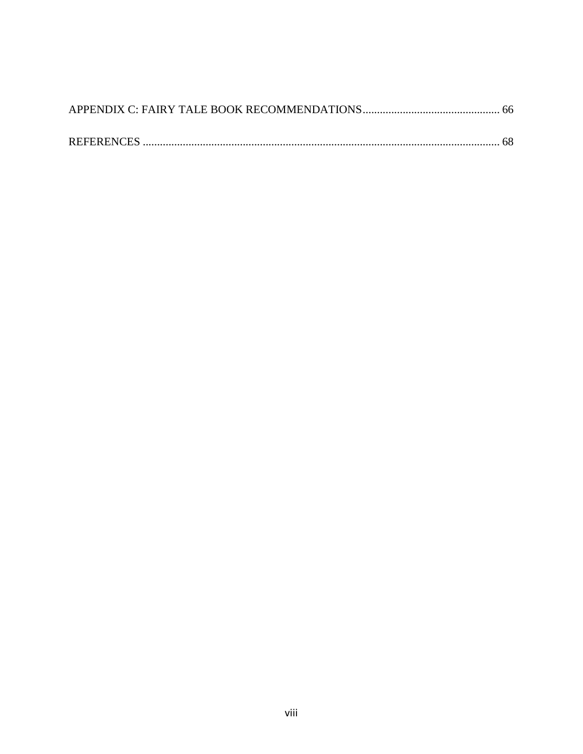APPENDIX C: FAIRY TALE BOOK RECOMMENDATIONS................................................ 66

REFERENCES ............................................................................................................................ 68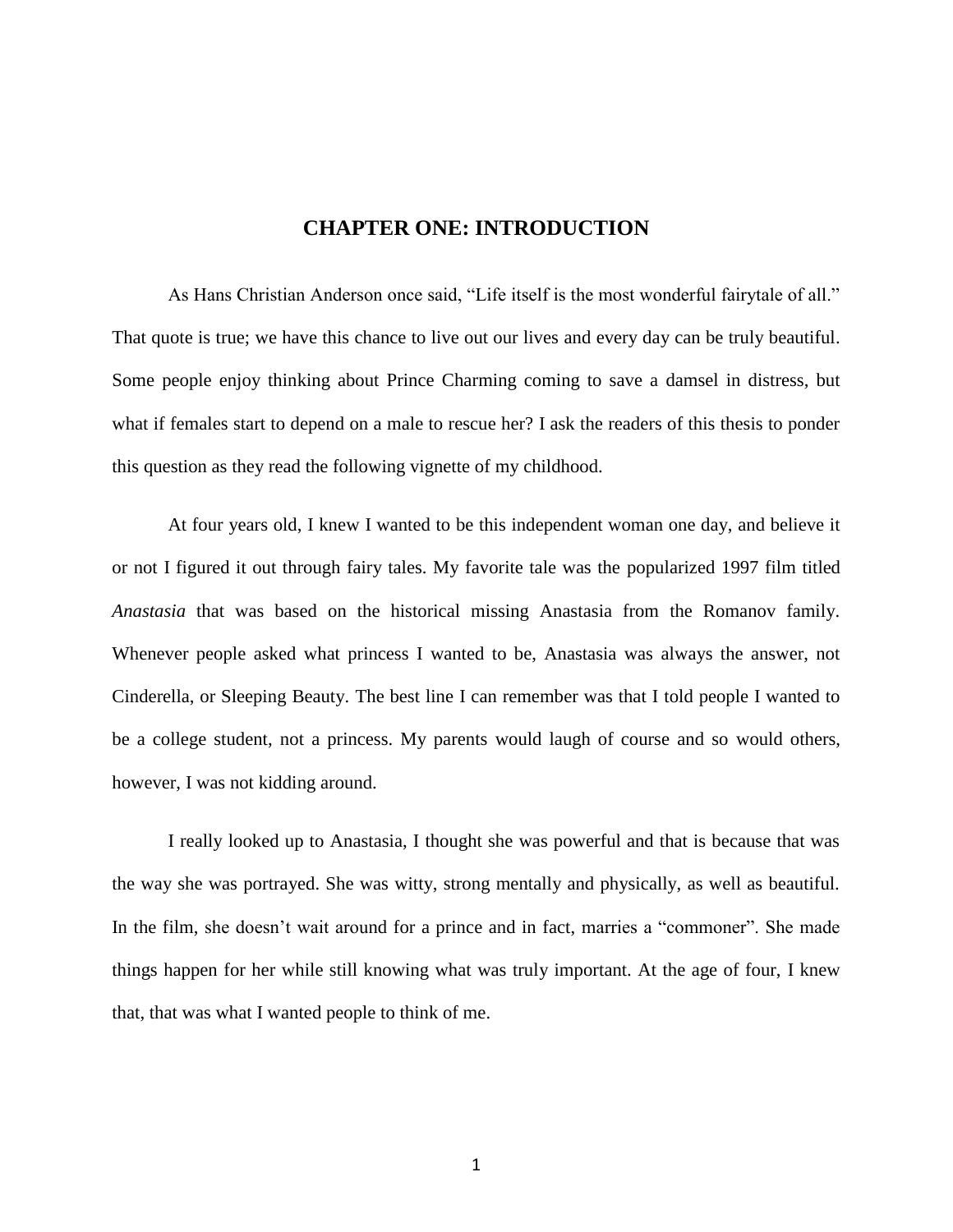# CHAPTER ONE: INTRODUCTION

As Hans Christian Anderson once said, “Life itself is the most wonderful fairytale of all.” That quote is true; we have this chance to live out our lives and every day can be truly beautiful. Some people enjoy thinking about Prince Charming coming to save a damsel in distress, but what if females start to depend on a male to rescue her? I ask the readers of this thesis to ponder this question as they read the following vignette of my childhood.

At four years old, I knew I wanted to be this independent woman one day, and believe it or not I figured it out through fairy tales. My favorite tale was the popularized 1997 film titled *Anastasia* that was based on the historical missing Anastasia from the Romanov family. Whenever people asked what princess I wanted to be, Anastasia was always the answer, not Cinderella, or Sleeping Beauty. The best line I can remember was that I told people I wanted to be a college student, not a princess. My parents would laugh of course and so would others, however, I was not kidding around.

I really looked up to Anastasia, I thought she was powerful and that is because that was the way she was portrayed. She was witty, strong mentally and physically, as well as beautiful. In the film, she doesn’t wait around for a prince and in fact, marries a “commoner”. She made things happen for her while still knowing what was truly important. At the age of four, I knew that, that was what I wanted people to think of me.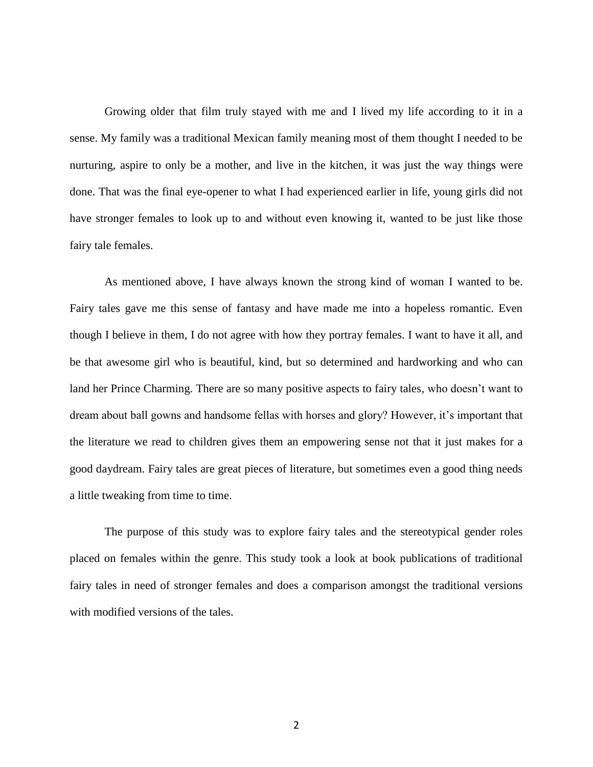Growing older that film truly stayed with me and I lived my life according to it in a sense. My family was a traditional Mexican family meaning most of them thought I needed to be nurturing, aspire to only be a mother, and live in the kitchen, it was just the way things were done. That was the final eye-opener to what I had experienced earlier in life, young girls did not have stronger females to look up to and without even knowing it, wanted to be just like those fairy tale females.

As mentioned above, I have always known the strong kind of woman I wanted to be. Fairy tales gave me this sense of fantasy and have made me into a hopeless romantic. Even though I believe in them, I do not agree with how they portray females. I want to have it all, and be that awesome girl who is beautiful, kind, but so determined and hardworking and who can land her Prince Charming. There are so many positive aspects to fairy tales, who doesn't want to dream about ball gowns and handsome fellas with horses and glory? However, it's important that the literature we read to children gives them an empowering sense not that it just makes for a good daydream. Fairy tales are great pieces of literature, but sometimes even a good thing needs a little tweaking from time to time.

The purpose of this study was to explore fairy tales and the stereotypical gender roles placed on females within the genre. This study took a look at book publications of traditional fairy tales in need of stronger females and does a comparison amongst the traditional versions with modified versions of the tales.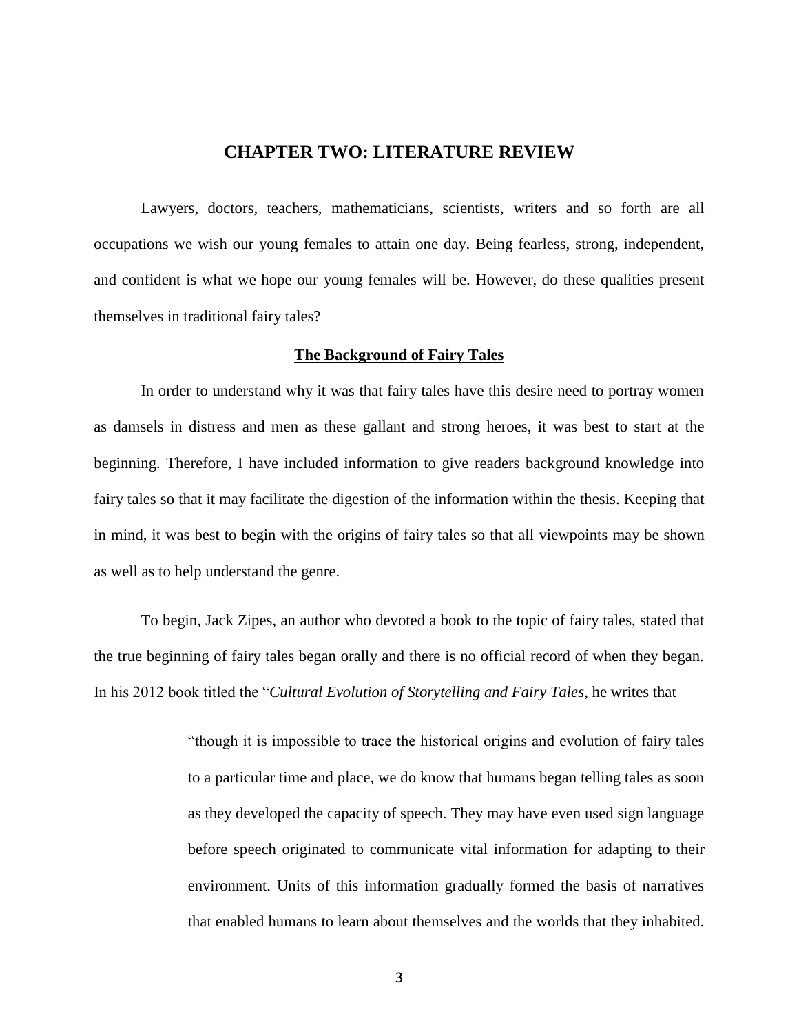# CHAPTER TWO: LITERATURE REVIEW

Lawyers, doctors, teachers, mathematicians, scientists, writers and so forth are all occupations we wish our young females to attain one day. Being fearless, strong, independent, and confident is what we hope our young females will be. However, do these qualities present themselves in traditional fairy tales?

## The Background of Fairy Tales

In order to understand why it was that fairy tales have this desire need to portray women as damsels in distress and men as these gallant and strong heroes, it was best to start at the beginning. Therefore, I have included information to give readers background knowledge into fairy tales so that it may facilitate the digestion of the information within the thesis. Keeping that in mind, it was best to begin with the origins of fairy tales so that all viewpoints may be shown as well as to help understand the genre.

To begin, Jack Zipes, an author who devoted a book to the topic of fairy tales, stated that the true beginning of fairy tales began orally and there is no official record of when they began. In his 2012 book titled the "*Cultural Evolution of Storytelling and Fairy Tales*, he writes that

> "though it is impossible to trace the historical origins and evolution of fairy tales to a particular time and place, we do know that humans began telling tales as soon as they developed the capacity of speech. They may have even used sign language before speech originated to communicate vital information for adapting to their environment. Units of this information gradually formed the basis of narratives that enabled humans to learn about themselves and the worlds that they inhabited.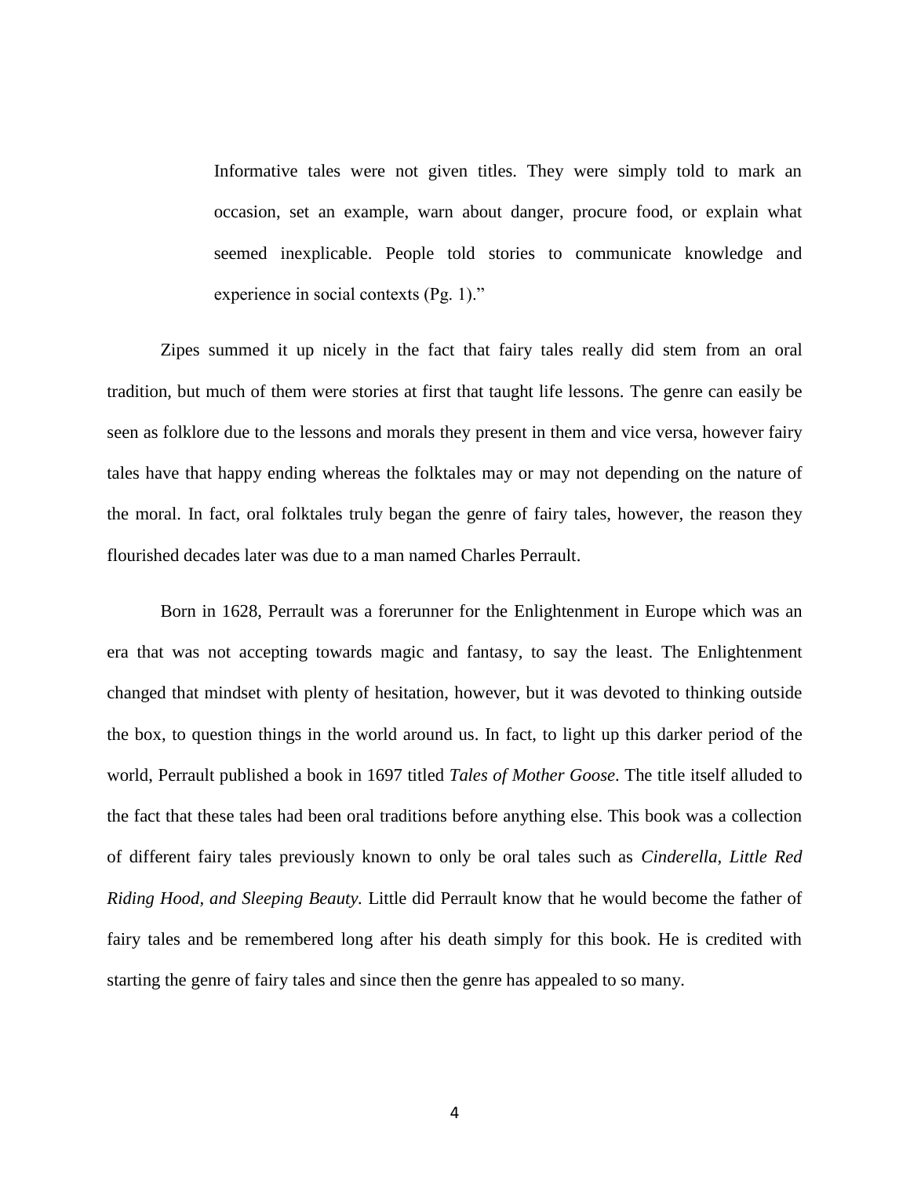> Informative tales were not given titles. They were simply told to mark an occasion, set an example, warn about danger, procure food, or explain what seemed inexplicable. People told stories to communicate knowledge and experience in social contexts (Pg. 1)."

Zipes summed it up nicely in the fact that fairy tales really did stem from an oral tradition, but much of them were stories at first that taught life lessons. The genre can easily be seen as folklore due to the lessons and morals they present in them and vice versa, however fairy tales have that happy ending whereas the folktales may or may not depending on the nature of the moral. In fact, oral folktales truly began the genre of fairy tales, however, the reason they flourished decades later was due to a man named Charles Perrault.

Born in 1628, Perrault was a forerunner for the Enlightenment in Europe which was an era that was not accepting towards magic and fantasy, to say the least. The Enlightenment changed that mindset with plenty of hesitation, however, but it was devoted to thinking outside the box, to question things in the world around us. In fact, to light up this darker period of the world, Perrault published a book in 1697 titled *Tales of Mother Goose*. The title itself alluded to the fact that these tales had been oral traditions before anything else. This book was a collection of different fairy tales previously known to only be oral tales such as *Cinderella, Little Red Riding Hood, and Sleeping Beauty.* Little did Perrault know that he would become the father of fairy tales and be remembered long after his death simply for this book. He is credited with starting the genre of fairy tales and since then the genre has appealed to so many.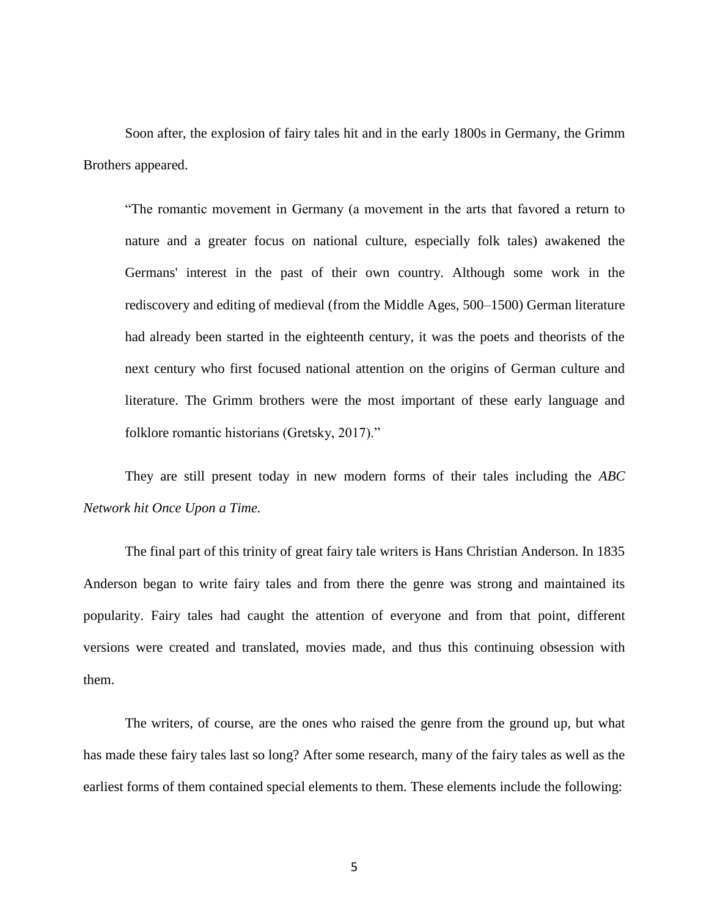Soon after, the explosion of fairy tales hit and in the early 1800s in Germany, the Grimm Brothers appeared.

> "The romantic movement in Germany (a movement in the arts that favored a return to nature and a greater focus on national culture, especially folk tales) awakened the Germans' interest in the past of their own country. Although some work in the rediscovery and editing of medieval (from the Middle Ages, 500–1500) German literature had already been started in the eighteenth century, it was the poets and theorists of the next century who first focused national attention on the origins of German culture and literature. The Grimm brothers were the most important of these early language and folklore romantic historians (Gretsky, 2017)."

They are still present today in new modern forms of their tales including the *ABC Network hit Once Upon a Time.*

The final part of this trinity of great fairy tale writers is Hans Christian Anderson. In 1835 Anderson began to write fairy tales and from there the genre was strong and maintained its popularity. Fairy tales had caught the attention of everyone and from that point, different versions were created and translated, movies made, and thus this continuing obsession with them.

The writers, of course, are the ones who raised the genre from the ground up, but what has made these fairy tales last so long? After some research, many of the fairy tales as well as the earliest forms of them contained special elements to them. These elements include the following: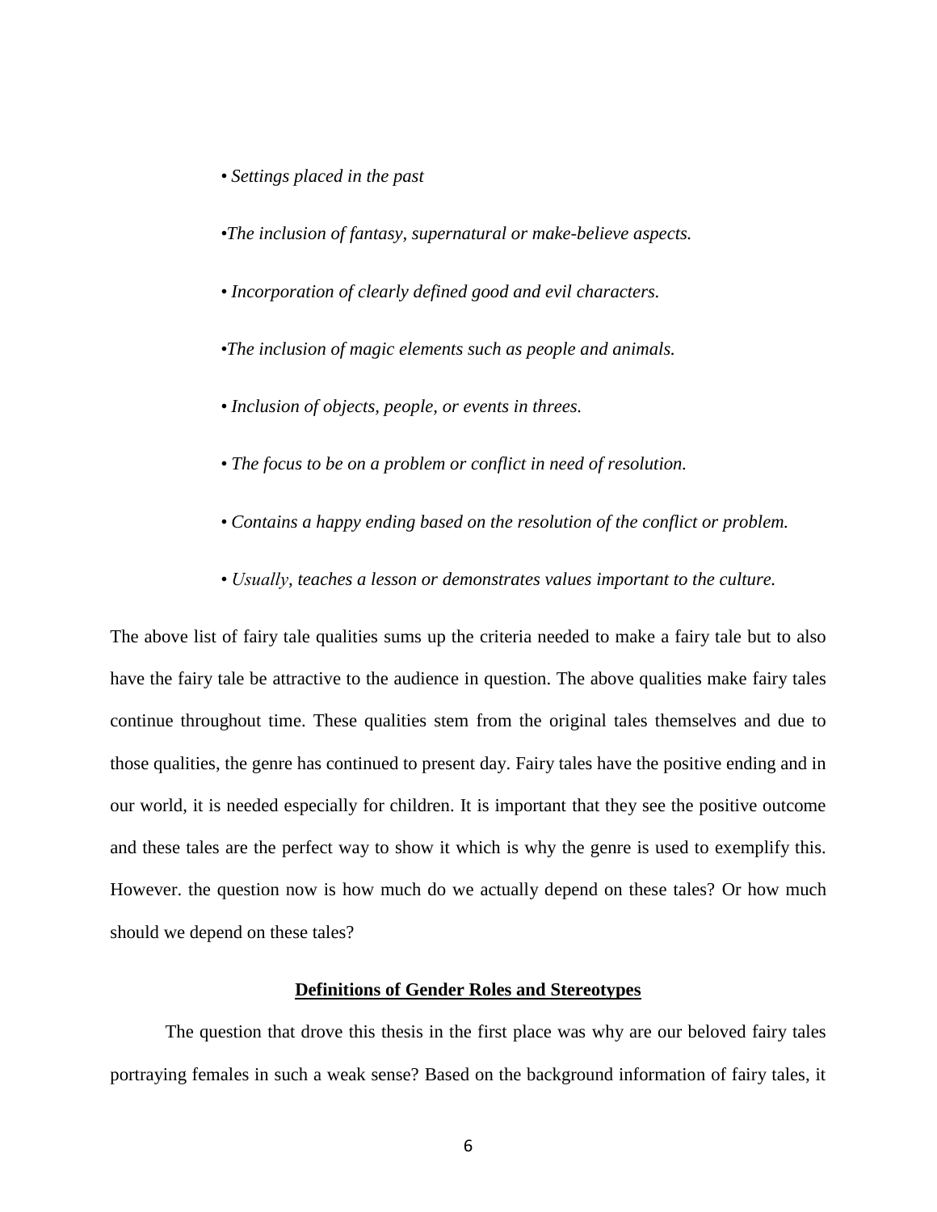- *Settings placed in the past*
- *The inclusion of fantasy, supernatural or make-believe aspects.*
- *Incorporation of clearly defined good and evil characters.*
- *The inclusion of magic elements such as people and animals.*
- *Inclusion of objects, people, or events in threes.*
- *The focus to be on a problem or conflict in need of resolution.*
- *Contains a happy ending based on the resolution of the conflict or problem.*
- *Usually, teaches a lesson or demonstrates values important to the culture.*

The above list of fairy tale qualities sums up the criteria needed to make a fairy tale but to also have the fairy tale be attractive to the audience in question. The above qualities make fairy tales continue throughout time. These qualities stem from the original tales themselves and due to those qualities, the genre has continued to present day. Fairy tales have the positive ending and in our world, it is needed especially for children. It is important that they see the positive outcome and these tales are the perfect way to show it which is why the genre is used to exemplify this. However. the question now is how much do we actually depend on these tales? Or how much should we depend on these tales?

## Definitions of Gender Roles and Stereotypes

The question that drove this thesis in the first place was why are our beloved fairy tales portraying females in such a weak sense? Based on the background information of fairy tales, it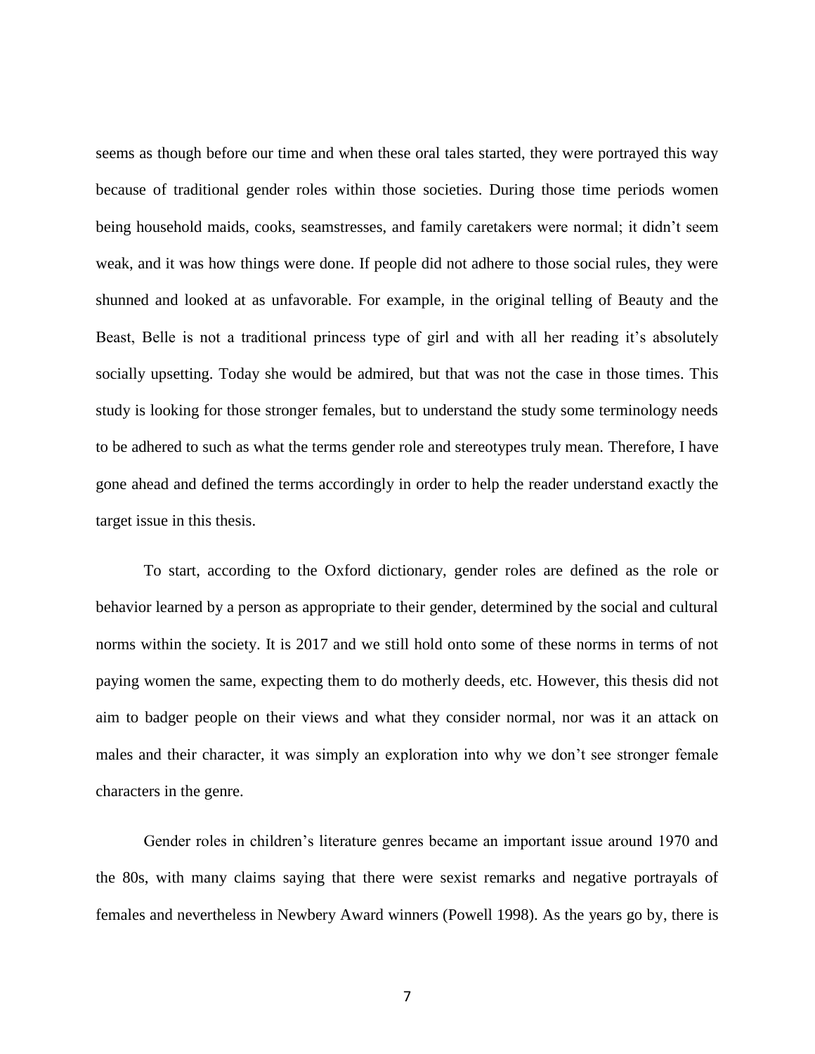seems as though before our time and when these oral tales started, they were portrayed this way because of traditional gender roles within those societies. During those time periods women being household maids, cooks, seamstresses, and family caretakers were normal; it didn't seem weak, and it was how things were done. If people did not adhere to those social rules, they were shunned and looked at as unfavorable. For example, in the original telling of Beauty and the Beast, Belle is not a traditional princess type of girl and with all her reading it's absolutely socially upsetting. Today she would be admired, but that was not the case in those times. This study is looking for those stronger females, but to understand the study some terminology needs to be adhered to such as what the terms gender role and stereotypes truly mean. Therefore, I have gone ahead and defined the terms accordingly in order to help the reader understand exactly the target issue in this thesis.

To start, according to the Oxford dictionary, gender roles are defined as the role or behavior learned by a person as appropriate to their gender, determined by the social and cultural norms within the society. It is 2017 and we still hold onto some of these norms in terms of not paying women the same, expecting them to do motherly deeds, etc. However, this thesis did not aim to badger people on their views and what they consider normal, nor was it an attack on males and their character, it was simply an exploration into why we don't see stronger female characters in the genre.

Gender roles in children's literature genres became an important issue around 1970 and the 80s, with many claims saying that there were sexist remarks and negative portrayals of females and nevertheless in Newbery Award winners (Powell 1998). As the years go by, there is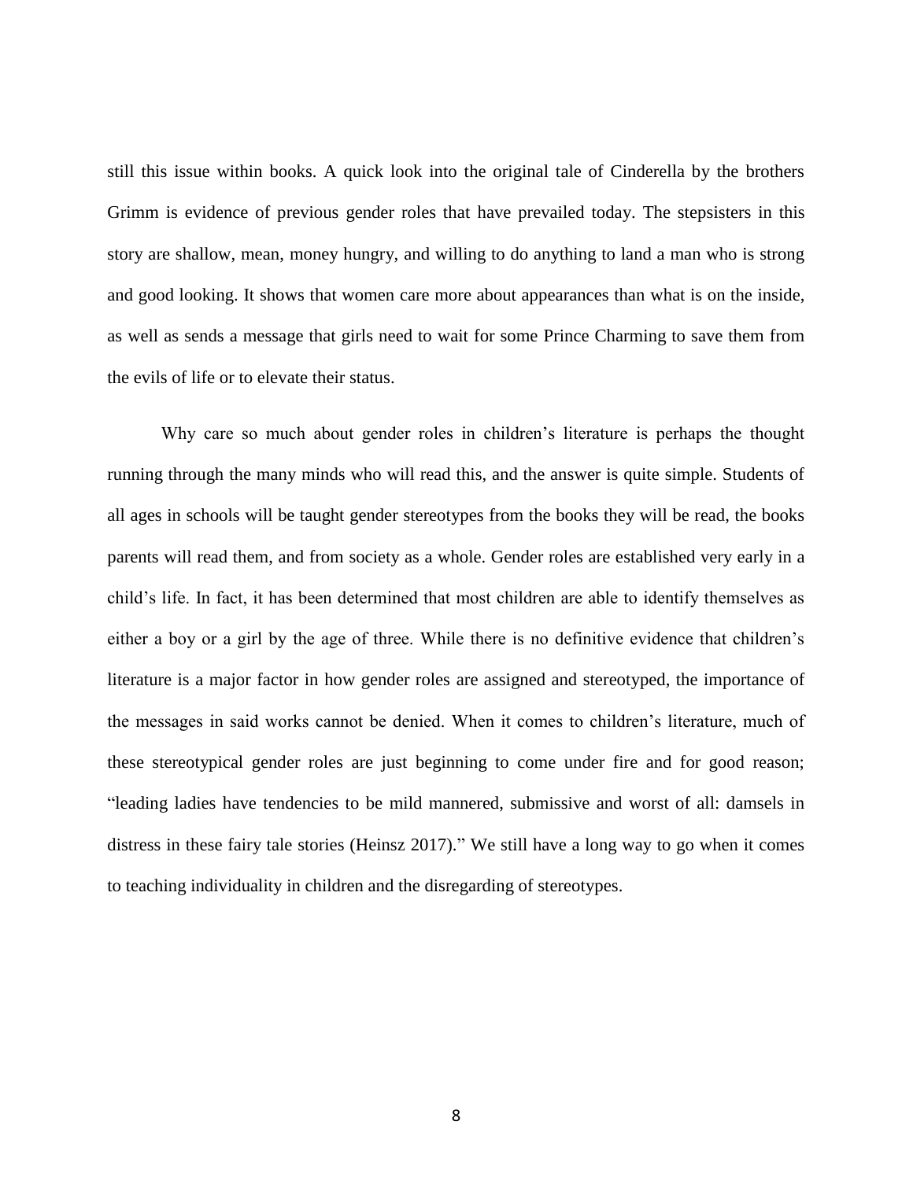still this issue within books. A quick look into the original tale of Cinderella by the brothers Grimm is evidence of previous gender roles that have prevailed today. The stepsisters in this story are shallow, mean, money hungry, and willing to do anything to land a man who is strong and good looking. It shows that women care more about appearances than what is on the inside, as well as sends a message that girls need to wait for some Prince Charming to save them from the evils of life or to elevate their status.

Why care so much about gender roles in children's literature is perhaps the thought running through the many minds who will read this, and the answer is quite simple. Students of all ages in schools will be taught gender stereotypes from the books they will be read, the books parents will read them, and from society as a whole. Gender roles are established very early in a child's life. In fact, it has been determined that most children are able to identify themselves as either a boy or a girl by the age of three. While there is no definitive evidence that children's literature is a major factor in how gender roles are assigned and stereotyped, the importance of the messages in said works cannot be denied. When it comes to children's literature, much of these stereotypical gender roles are just beginning to come under fire and for good reason; "leading ladies have tendencies to be mild mannered, submissive and worst of all: damsels in distress in these fairy tale stories (Heinsz 2017)." We still have a long way to go when it comes to teaching individuality in children and the disregarding of stereotypes.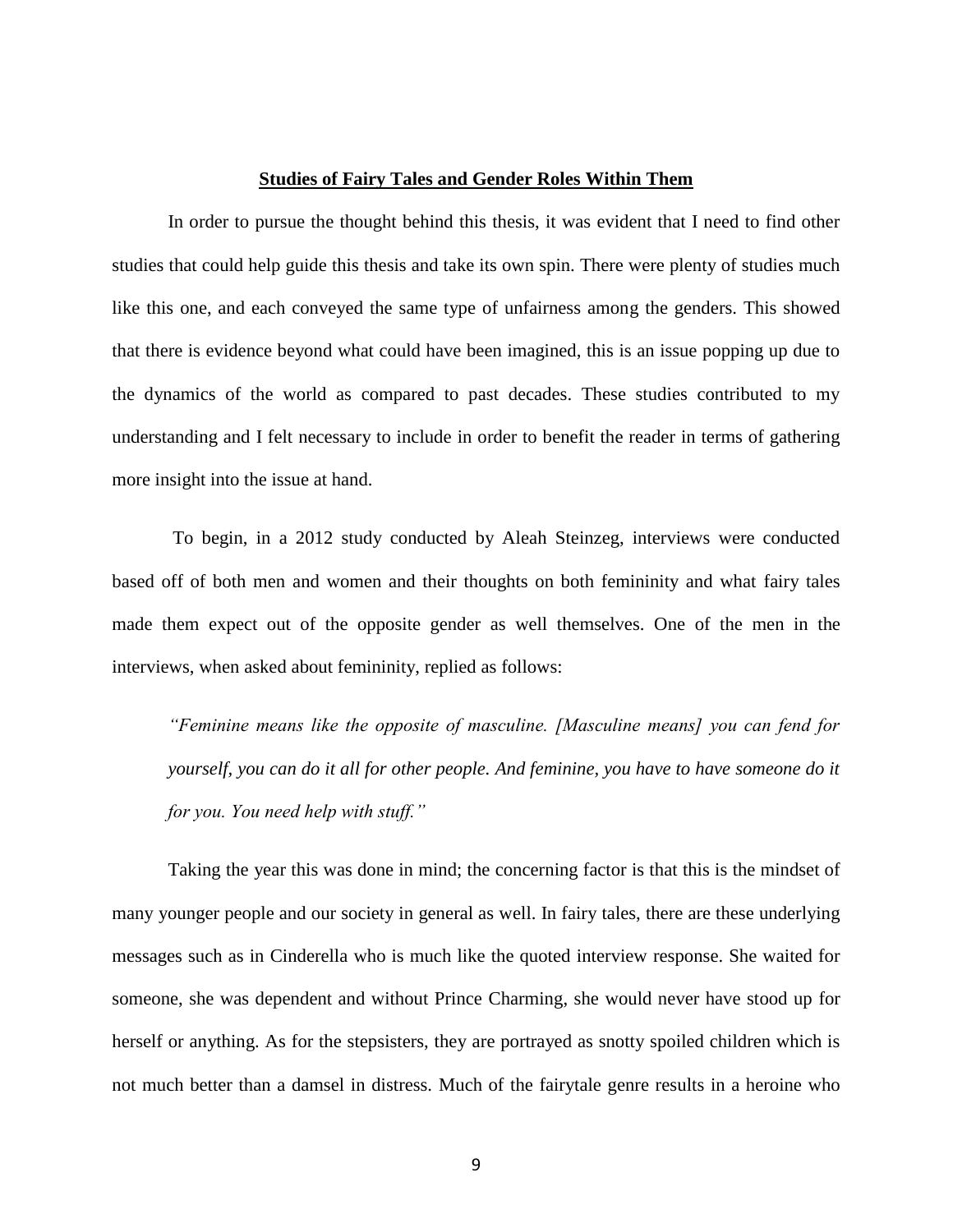## **Studies of Fairy Tales and Gender Roles Within Them**

In order to pursue the thought behind this thesis, it was evident that I need to find other studies that could help guide this thesis and take its own spin. There were plenty of studies much like this one, and each conveyed the same type of unfairness among the genders. This showed that there is evidence beyond what could have been imagined, this is an issue popping up due to the dynamics of the world as compared to past decades. These studies contributed to my understanding and I felt necessary to include in order to benefit the reader in terms of gathering more insight into the issue at hand.

To begin, in a 2012 study conducted by Aleah Steinzeg, interviews were conducted based off of both men and women and their thoughts on both femininity and what fairy tales made them expect out of the opposite gender as well themselves. One of the men in the interviews, when asked about femininity, replied as follows:

> *"Feminine means like the opposite of masculine. [Masculine means] you can fend for yourself, you can do it all for other people. And feminine, you have to have someone do it for you. You need help with stuff."*

Taking the year this was done in mind; the concerning factor is that this is the mindset of many younger people and our society in general as well. In fairy tales, there are these underlying messages such as in Cinderella who is much like the quoted interview response. She waited for someone, she was dependent and without Prince Charming, she would never have stood up for herself or anything. As for the stepsisters, they are portrayed as snotty spoiled children which is not much better than a damsel in distress. Much of the fairytale genre results in a heroine who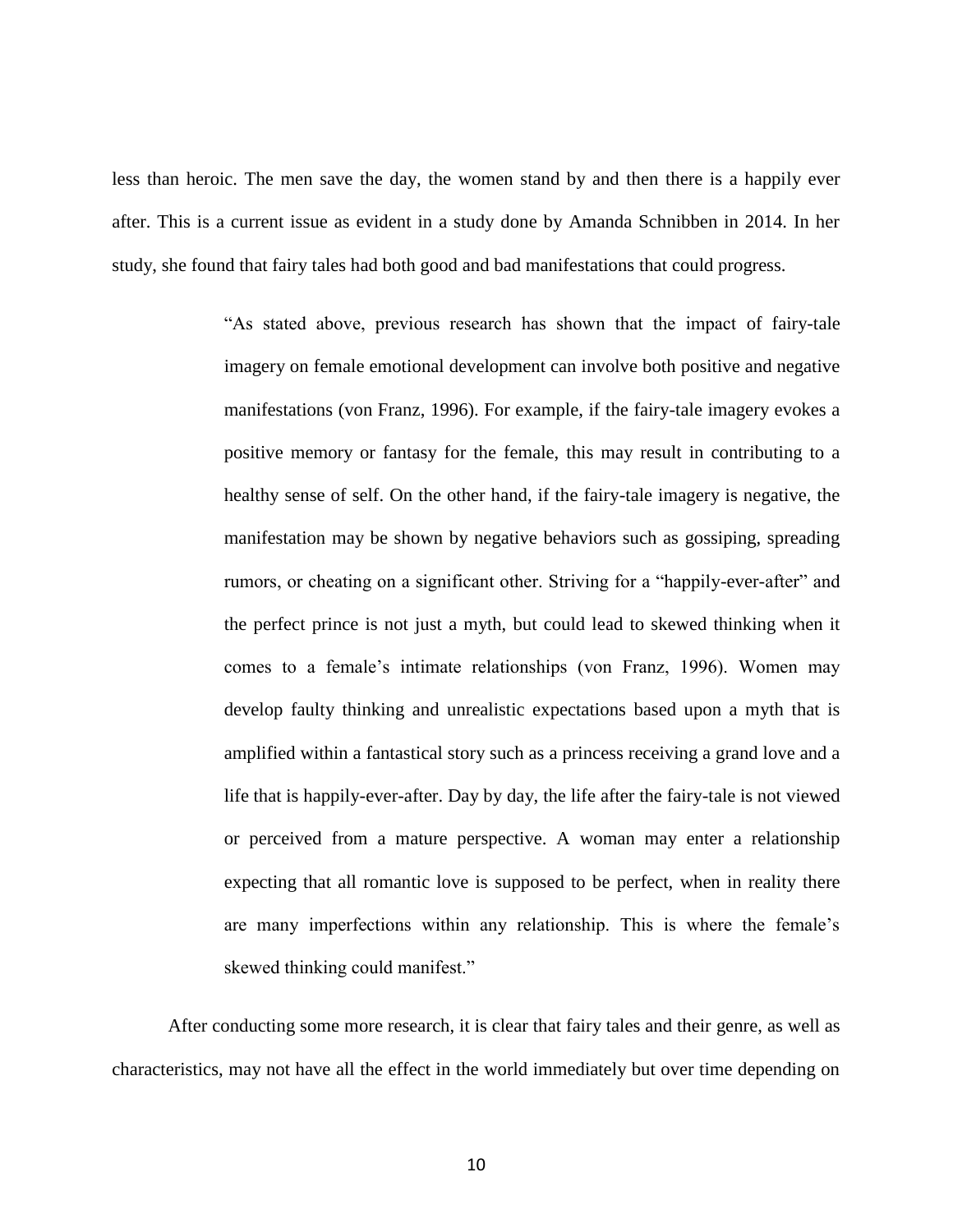less than heroic. The men save the day, the women stand by and then there is a happily ever after. This is a current issue as evident in a study done by Amanda Schnibben in 2014. In her study, she found that fairy tales had both good and bad manifestations that could progress.

> "As stated above, previous research has shown that the impact of fairy-tale imagery on female emotional development can involve both positive and negative manifestations (von Franz, 1996). For example, if the fairy-tale imagery evokes a positive memory or fantasy for the female, this may result in contributing to a healthy sense of self. On the other hand, if the fairy-tale imagery is negative, the manifestation may be shown by negative behaviors such as gossiping, spreading rumors, or cheating on a significant other. Striving for a "happily-ever-after" and the perfect prince is not just a myth, but could lead to skewed thinking when it comes to a female's intimate relationships (von Franz, 1996). Women may develop faulty thinking and unrealistic expectations based upon a myth that is amplified within a fantastical story such as a princess receiving a grand love and a life that is happily-ever-after. Day by day, the life after the fairy-tale is not viewed or perceived from a mature perspective. A woman may enter a relationship expecting that all romantic love is supposed to be perfect, when in reality there are many imperfections within any relationship. This is where the female's skewed thinking could manifest."

After conducting some more research, it is clear that fairy tales and their genre, as well as characteristics, may not have all the effect in the world immediately but over time depending on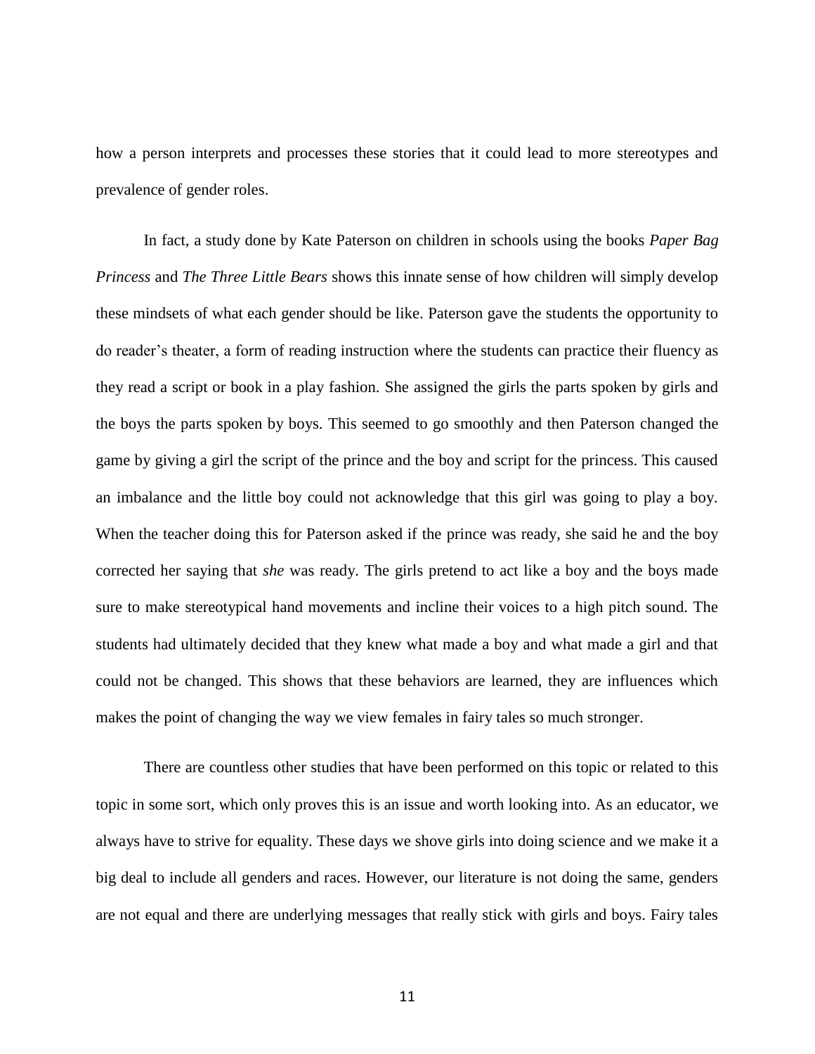how a person interprets and processes these stories that it could lead to more stereotypes and prevalence of gender roles.

In fact, a study done by Kate Paterson on children in schools using the books *Paper Bag Princess* and *The Three Little Bears* shows this innate sense of how children will simply develop these mindsets of what each gender should be like. Paterson gave the students the opportunity to do reader's theater, a form of reading instruction where the students can practice their fluency as they read a script or book in a play fashion. She assigned the girls the parts spoken by girls and the boys the parts spoken by boys. This seemed to go smoothly and then Paterson changed the game by giving a girl the script of the prince and the boy and script for the princess. This caused an imbalance and the little boy could not acknowledge that this girl was going to play a boy. When the teacher doing this for Paterson asked if the prince was ready, she said he and the boy corrected her saying that *she* was ready. The girls pretend to act like a boy and the boys made sure to make stereotypical hand movements and incline their voices to a high pitch sound. The students had ultimately decided that they knew what made a boy and what made a girl and that could not be changed. This shows that these behaviors are learned, they are influences which makes the point of changing the way we view females in fairy tales so much stronger.

There are countless other studies that have been performed on this topic or related to this topic in some sort, which only proves this is an issue and worth looking into. As an educator, we always have to strive for equality. These days we shove girls into doing science and we make it a big deal to include all genders and races. However, our literature is not doing the same, genders are not equal and there are underlying messages that really stick with girls and boys. Fairy tales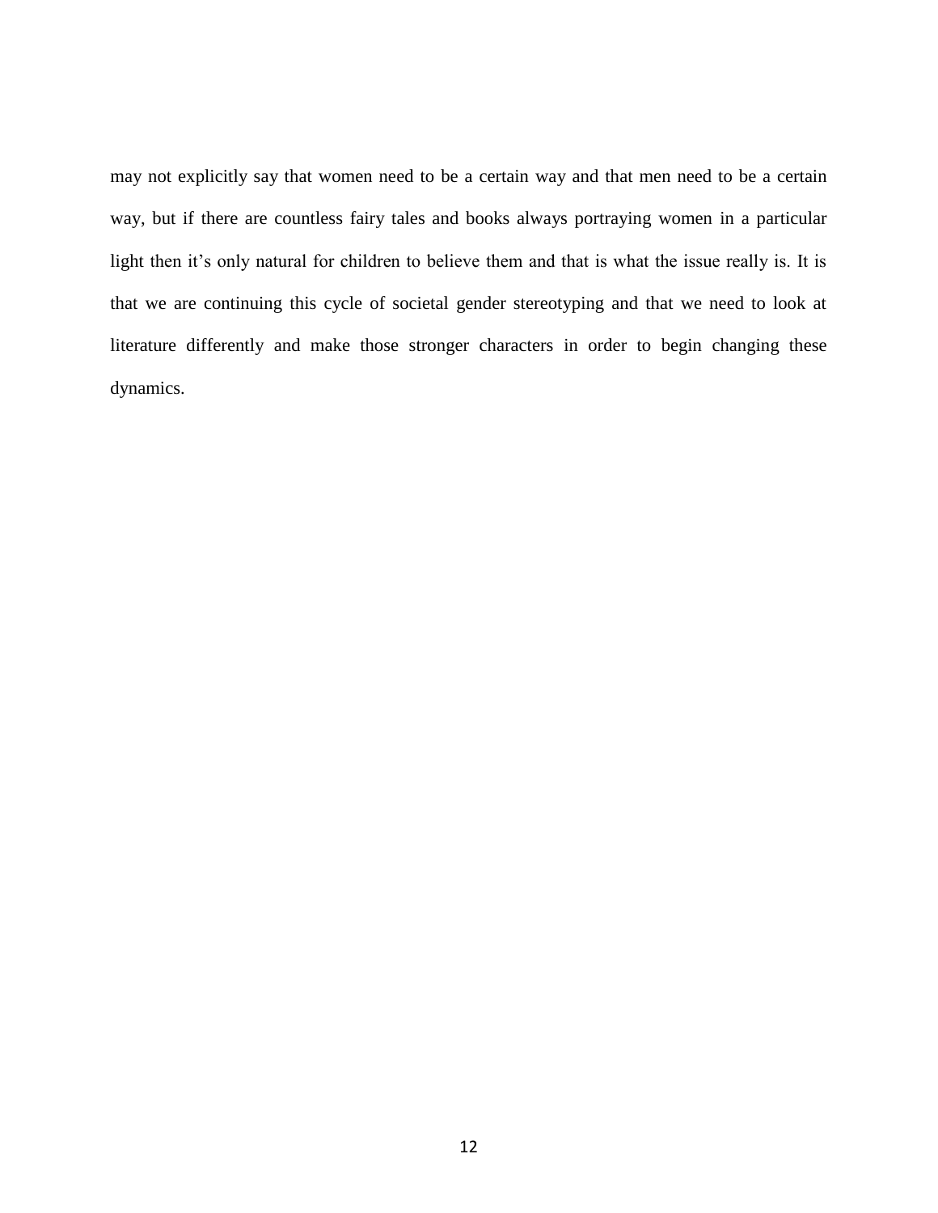may not explicitly say that women need to be a certain way and that men need to be a certain way, but if there are countless fairy tales and books always portraying women in a particular light then it's only natural for children to believe them and that is what the issue really is. It is that we are continuing this cycle of societal gender stereotyping and that we need to look at literature differently and make those stronger characters in order to begin changing these dynamics.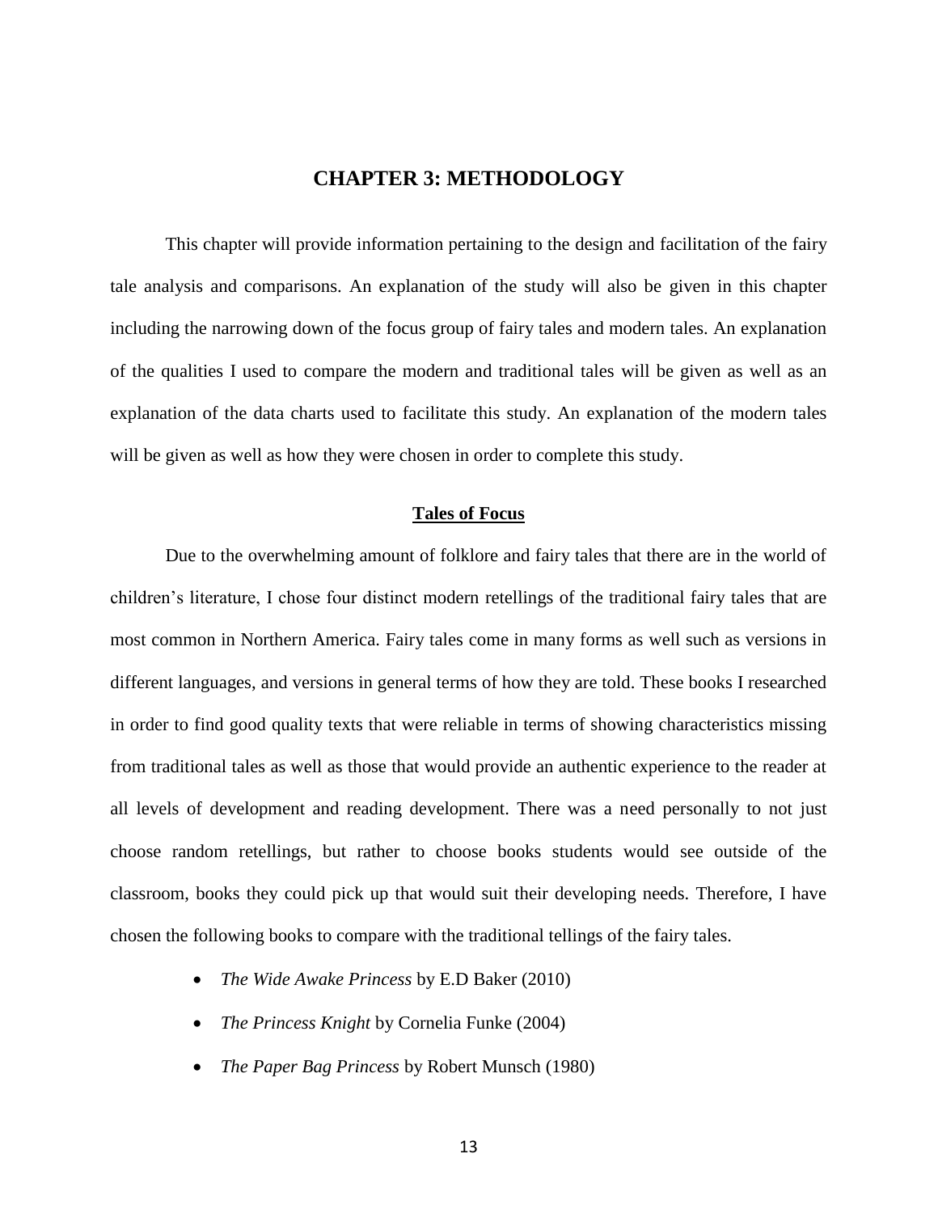# CHAPTER 3: METHODOLOGY

This chapter will provide information pertaining to the design and facilitation of the fairy tale analysis and comparisons. An explanation of the study will also be given in this chapter including the narrowing down of the focus group of fairy tales and modern tales. An explanation of the qualities I used to compare the modern and traditional tales will be given as well as an explanation of the data charts used to facilitate this study. An explanation of the modern tales will be given as well as how they were chosen in order to complete this study.

## Tales of Focus

Due to the overwhelming amount of folklore and fairy tales that there are in the world of children's literature, I chose four distinct modern retellings of the traditional fairy tales that are most common in Northern America. Fairy tales come in many forms as well such as versions in different languages, and versions in general terms of how they are told. These books I researched in order to find good quality texts that were reliable in terms of showing characteristics missing from traditional tales as well as those that would provide an authentic experience to the reader at all levels of development and reading development. There was a need personally to not just choose random retellings, but rather to choose books students would see outside of the classroom, books they could pick up that would suit their developing needs. Therefore, I have chosen the following books to compare with the traditional tellings of the fairy tales.

- *The Wide Awake Princess* by E.D Baker (2010)
- *The Princess Knight* by Cornelia Funke (2004)
- *The Paper Bag Princess* by Robert Munsch (1980)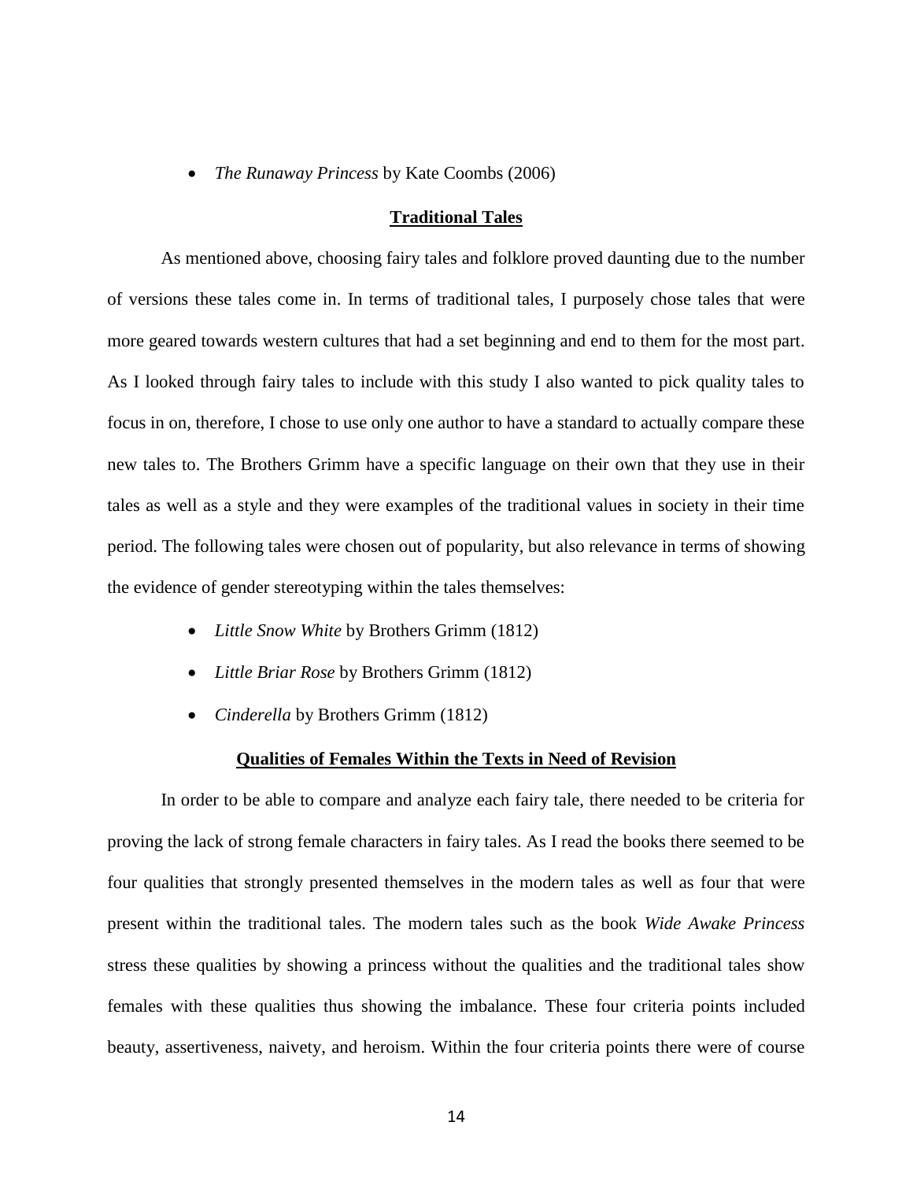- *The Runaway Princess* by Kate Coombs (2006)

## Traditional Tales

As mentioned above, choosing fairy tales and folklore proved daunting due to the number of versions these tales come in. In terms of traditional tales, I purposely chose tales that were more geared towards western cultures that had a set beginning and end to them for the most part. As I looked through fairy tales to include with this study I also wanted to pick quality tales to focus in on, therefore, I chose to use only one author to have a standard to actually compare these new tales to. The Brothers Grimm have a specific language on their own that they use in their tales as well as a style and they were examples of the traditional values in society in their time period. The following tales were chosen out of popularity, but also relevance in terms of showing the evidence of gender stereotyping within the tales themselves:

- *Little Snow White* by Brothers Grimm (1812)
- *Little Briar Rose* by Brothers Grimm (1812)
- *Cinderella* by Brothers Grimm (1812)

## Qualities of Females Within the Texts in Need of Revision

In order to be able to compare and analyze each fairy tale, there needed to be criteria for proving the lack of strong female characters in fairy tales. As I read the books there seemed to be four qualities that strongly presented themselves in the modern tales as well as four that were present within the traditional tales. The modern tales such as the book *Wide Awake Princess* stress these qualities by showing a princess without the qualities and the traditional tales show females with these qualities thus showing the imbalance. These four criteria points included beauty, assertiveness, naivety, and heroism. Within the four criteria points there were of course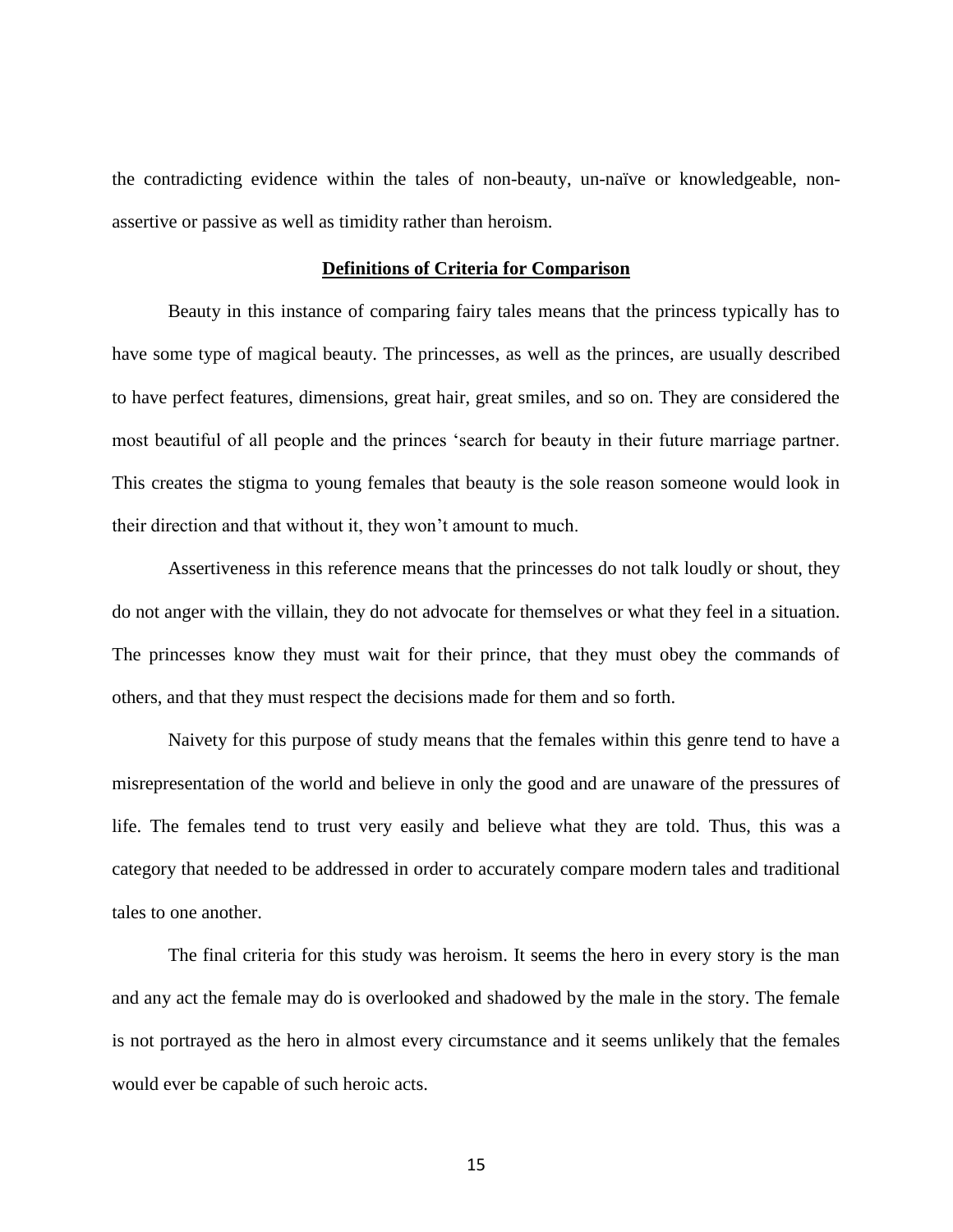the contradicting evidence within the tales of non-beauty, un-naïve or knowledgeable, non-assertive or passive as well as timidity rather than heroism.

## Definitions of Criteria for Comparison

Beauty in this instance of comparing fairy tales means that the princess typically has to have some type of magical beauty. The princesses, as well as the princes, are usually described to have perfect features, dimensions, great hair, great smiles, and so on. They are considered the most beautiful of all people and the princes 'search for beauty in their future marriage partner. This creates the stigma to young females that beauty is the sole reason someone would look in their direction and that without it, they won't amount to much.

Assertiveness in this reference means that the princesses do not talk loudly or shout, they do not anger with the villain, they do not advocate for themselves or what they feel in a situation. The princesses know they must wait for their prince, that they must obey the commands of others, and that they must respect the decisions made for them and so forth.

Naivety for this purpose of study means that the females within this genre tend to have a misrepresentation of the world and believe in only the good and are unaware of the pressures of life. The females tend to trust very easily and believe what they are told. Thus, this was a category that needed to be addressed in order to accurately compare modern tales and traditional tales to one another.

The final criteria for this study was heroism. It seems the hero in every story is the man and any act the female may do is overlooked and shadowed by the male in the story. The female is not portrayed as the hero in almost every circumstance and it seems unlikely that the females would ever be capable of such heroic acts.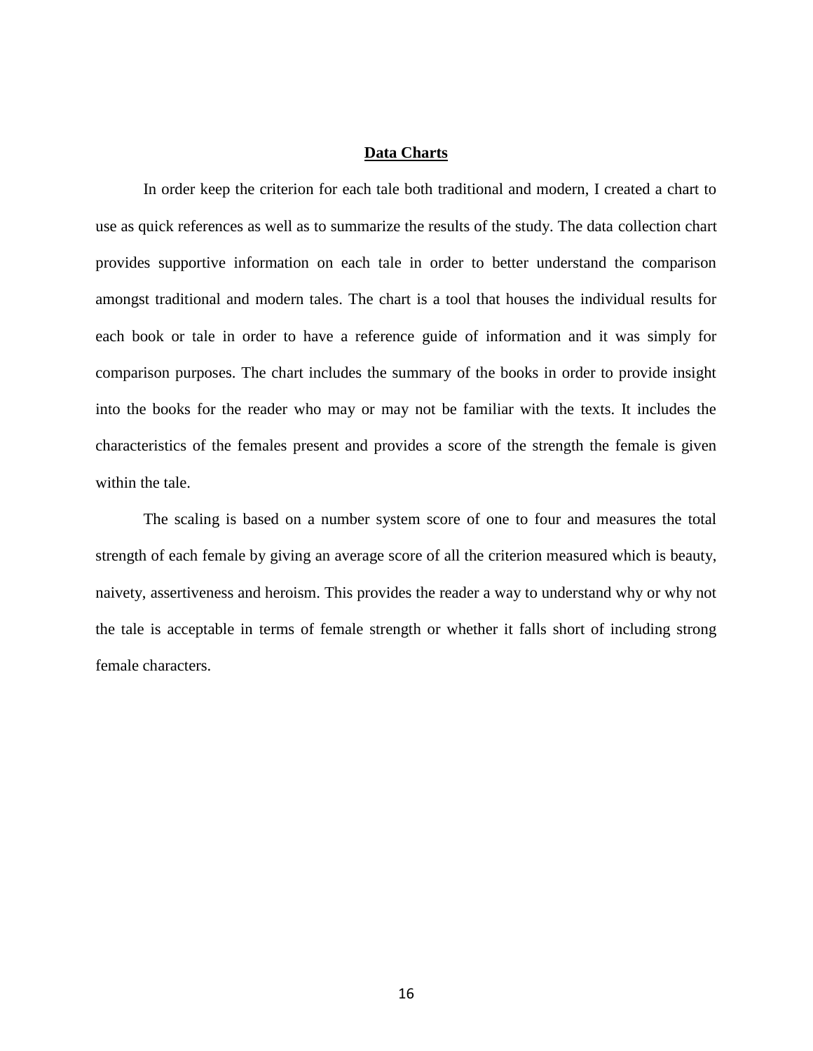## Data Charts

In order keep the criterion for each tale both traditional and modern, I created a chart to use as quick references as well as to summarize the results of the study. The data collection chart provides supportive information on each tale in order to better understand the comparison amongst traditional and modern tales. The chart is a tool that houses the individual results for each book or tale in order to have a reference guide of information and it was simply for comparison purposes. The chart includes the summary of the books in order to provide insight into the books for the reader who may or may not be familiar with the texts. It includes the characteristics of the females present and provides a score of the strength the female is given within the tale.

The scaling is based on a number system score of one to four and measures the total strength of each female by giving an average score of all the criterion measured which is beauty, naivety, assertiveness and heroism. This provides the reader a way to understand why or why not the tale is acceptable in terms of female strength or whether it falls short of including strong female characters.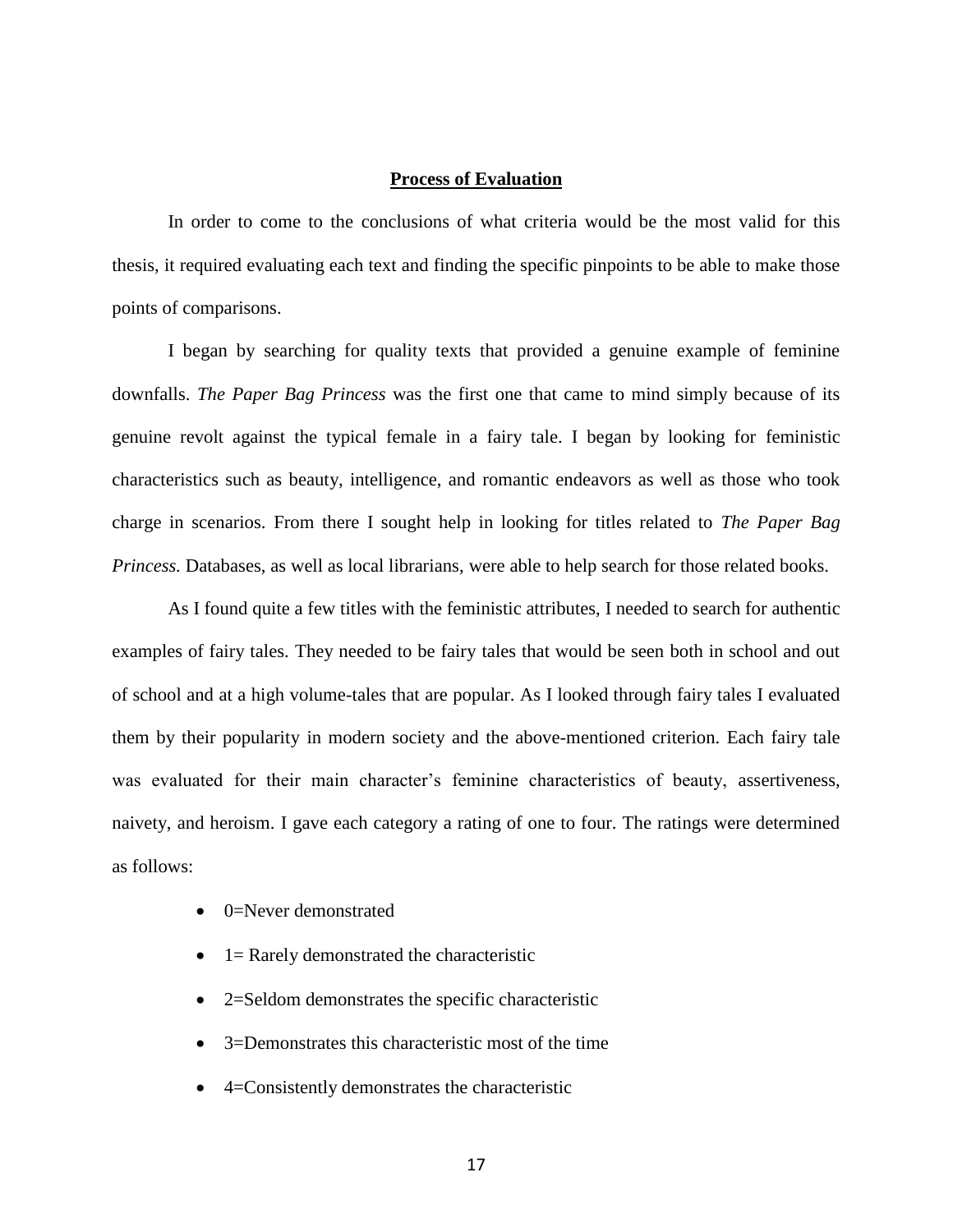## Process of Evaluation

In order to come to the conclusions of what criteria would be the most valid for this thesis, it required evaluating each text and finding the specific pinpoints to be able to make those points of comparisons.

I began by searching for quality texts that provided a genuine example of feminine downfalls. *The Paper Bag Princess* was the first one that came to mind simply because of its genuine revolt against the typical female in a fairy tale. I began by looking for feministic characteristics such as beauty, intelligence, and romantic endeavors as well as those who took charge in scenarios. From there I sought help in looking for titles related to *The Paper Bag Princess.* Databases, as well as local librarians, were able to help search for those related books.

As I found quite a few titles with the feministic attributes, I needed to search for authentic examples of fairy tales. They needed to be fairy tales that would be seen both in school and out of school and at a high volume-tales that are popular. As I looked through fairy tales I evaluated them by their popularity in modern society and the above-mentioned criterion. Each fairy tale was evaluated for their main character's feminine characteristics of beauty, assertiveness, naivety, and heroism. I gave each category a rating of one to four. The ratings were determined as follows:

- 0=Never demonstrated
- 1= Rarely demonstrated the characteristic
- 2=Seldom demonstrates the specific characteristic
- 3=Demonstrates this characteristic most of the time
- 4=Consistently demonstrates the characteristic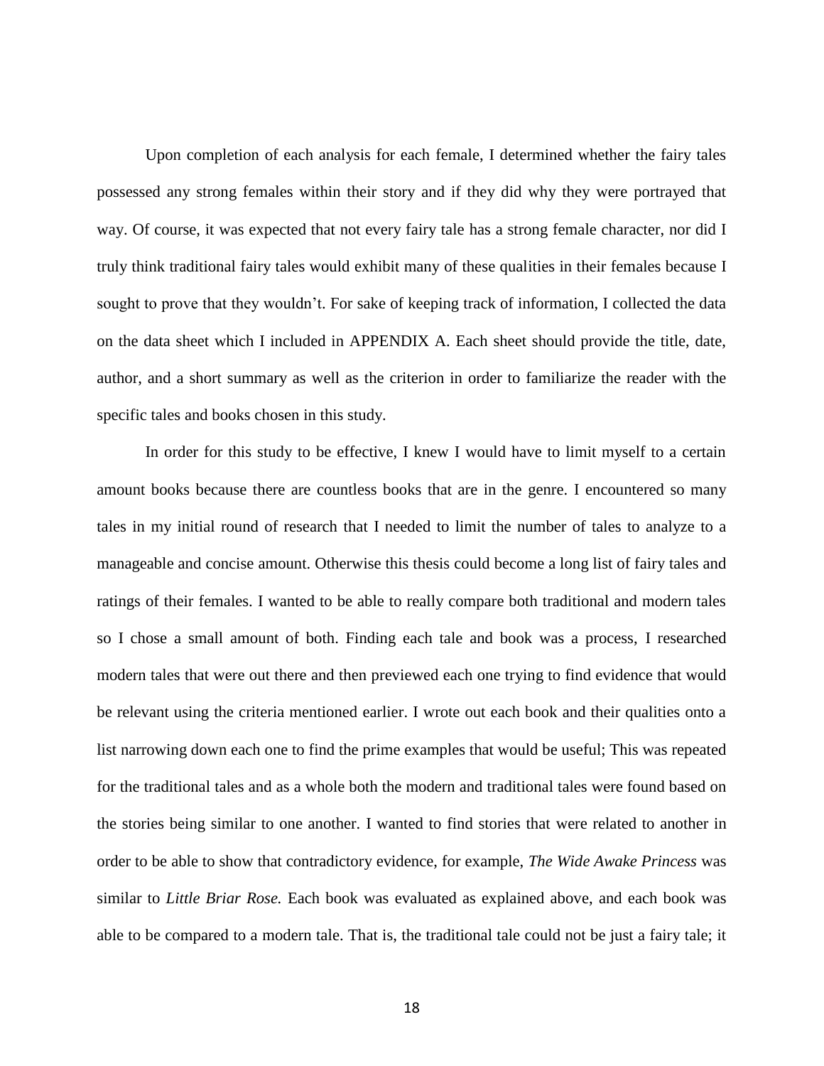Upon completion of each analysis for each female, I determined whether the fairy tales possessed any strong females within their story and if they did why they were portrayed that way. Of course, it was expected that not every fairy tale has a strong female character, nor did I truly think traditional fairy tales would exhibit many of these qualities in their females because I sought to prove that they wouldn't. For sake of keeping track of information, I collected the data on the data sheet which I included in APPENDIX A. Each sheet should provide the title, date, author, and a short summary as well as the criterion in order to familiarize the reader with the specific tales and books chosen in this study.

In order for this study to be effective, I knew I would have to limit myself to a certain amount books because there are countless books that are in the genre. I encountered so many tales in my initial round of research that I needed to limit the number of tales to analyze to a manageable and concise amount. Otherwise this thesis could become a long list of fairy tales and ratings of their females. I wanted to be able to really compare both traditional and modern tales so I chose a small amount of both. Finding each tale and book was a process, I researched modern tales that were out there and then previewed each one trying to find evidence that would be relevant using the criteria mentioned earlier. I wrote out each book and their qualities onto a list narrowing down each one to find the prime examples that would be useful; This was repeated for the traditional tales and as a whole both the modern and traditional tales were found based on the stories being similar to one another. I wanted to find stories that were related to another in order to be able to show that contradictory evidence, for example, *The Wide Awake Princess* was similar to *Little Briar Rose.* Each book was evaluated as explained above, and each book was able to be compared to a modern tale. That is, the traditional tale could not be just a fairy tale; it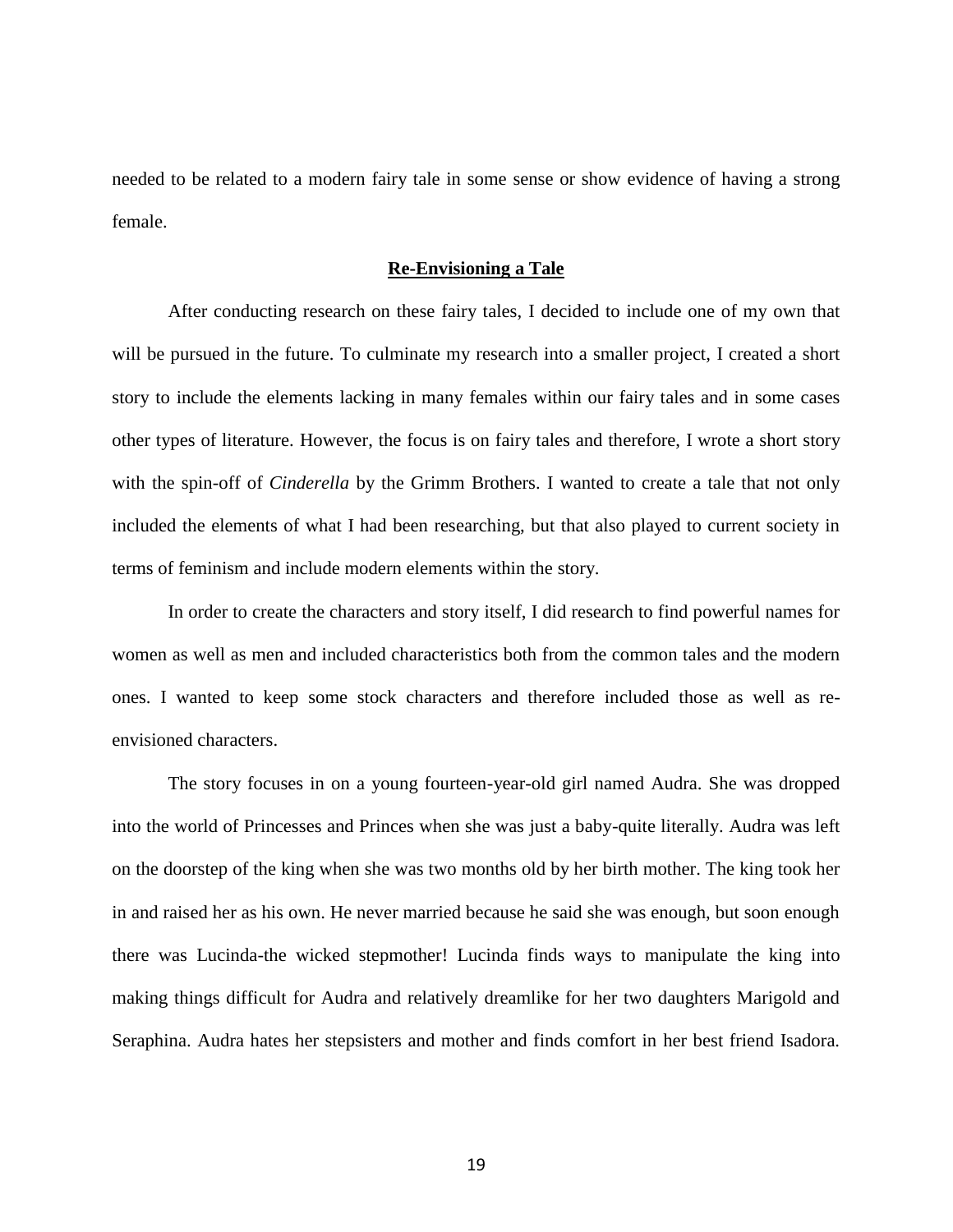needed to be related to a modern fairy tale in some sense or show evidence of having a strong female.

## Re-Envisioning a Tale

After conducting research on these fairy tales, I decided to include one of my own that will be pursued in the future. To culminate my research into a smaller project, I created a short story to include the elements lacking in many females within our fairy tales and in some cases other types of literature. However, the focus is on fairy tales and therefore, I wrote a short story with the spin-off of *Cinderella* by the Grimm Brothers. I wanted to create a tale that not only included the elements of what I had been researching, but that also played to current society in terms of feminism and include modern elements within the story.

In order to create the characters and story itself, I did research to find powerful names for women as well as men and included characteristics both from the common tales and the modern ones. I wanted to keep some stock characters and therefore included those as well as re-envisioned characters.

The story focuses in on a young fourteen-year-old girl named Audra. She was dropped into the world of Princesses and Princes when she was just a baby-quite literally. Audra was left on the doorstep of the king when she was two months old by her birth mother. The king took her in and raised her as his own. He never married because he said she was enough, but soon enough there was Lucinda-the wicked stepmother! Lucinda finds ways to manipulate the king into making things difficult for Audra and relatively dreamlike for her two daughters Marigold and Seraphina. Audra hates her stepsisters and mother and finds comfort in her best friend Isadora.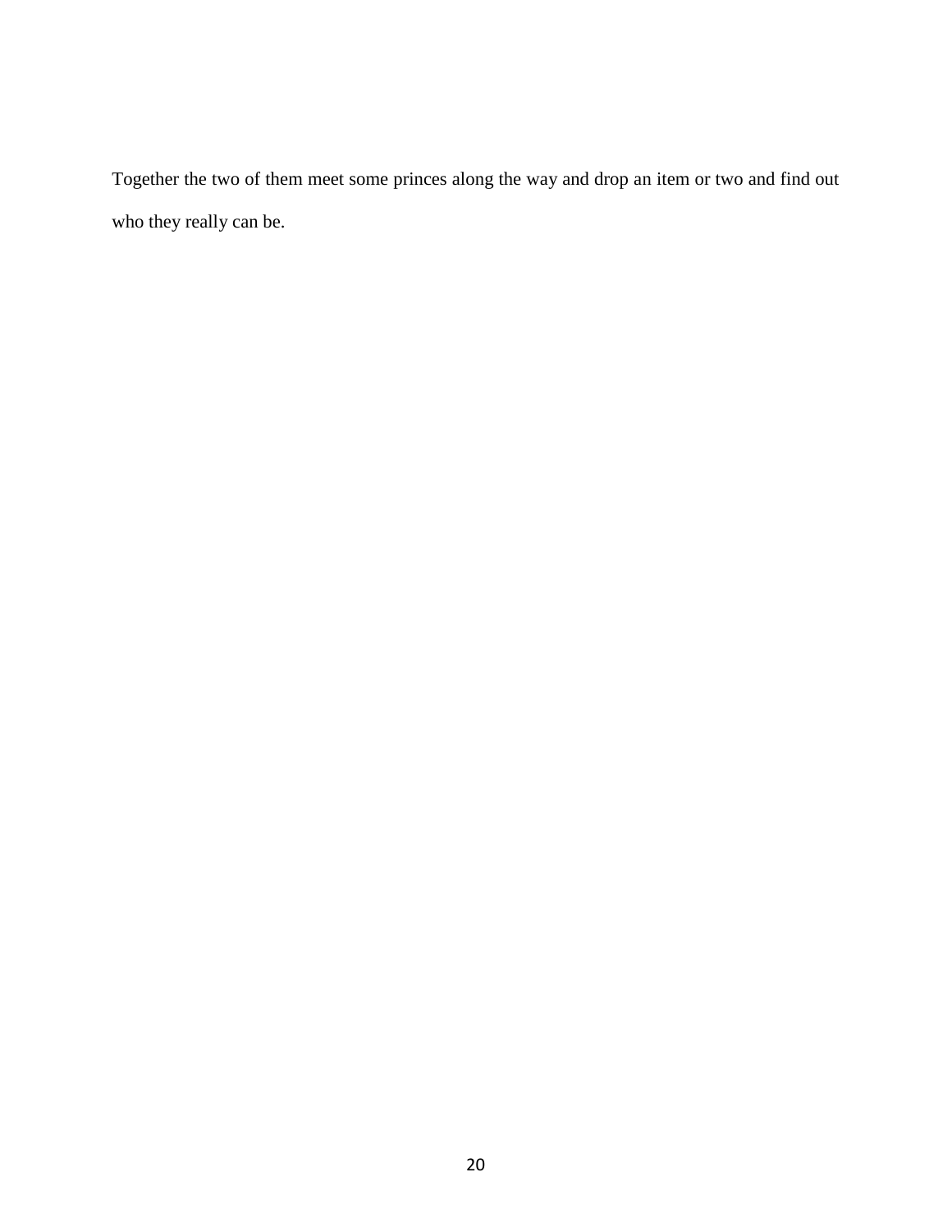Together the two of them meet some princes along the way and drop an item or two and find out who they really can be.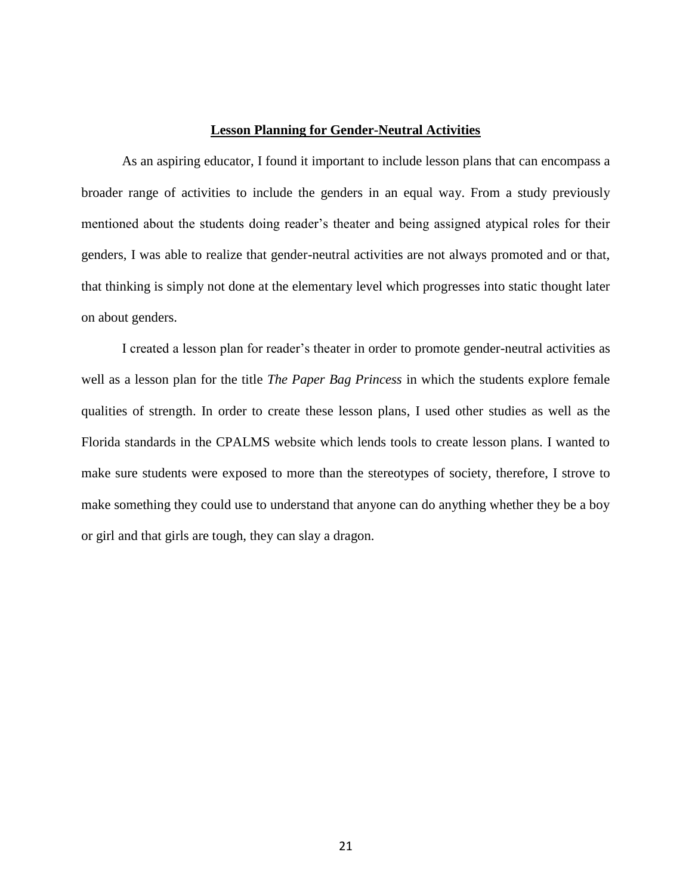## **Lesson Planning for Gender-Neutral Activities**

As an aspiring educator, I found it important to include lesson plans that can encompass a broader range of activities to include the genders in an equal way. From a study previously mentioned about the students doing reader's theater and being assigned atypical roles for their genders, I was able to realize that gender-neutral activities are not always promoted and or that, that thinking is simply not done at the elementary level which progresses into static thought later on about genders.

I created a lesson plan for reader's theater in order to promote gender-neutral activities as well as a lesson plan for the title *The Paper Bag Princess* in which the students explore female qualities of strength. In order to create these lesson plans, I used other studies as well as the Florida standards in the CPALMS website which lends tools to create lesson plans. I wanted to make sure students were exposed to more than the stereotypes of society, therefore, I strove to make something they could use to understand that anyone can do anything whether they be a boy or girl and that girls are tough, they can slay a dragon.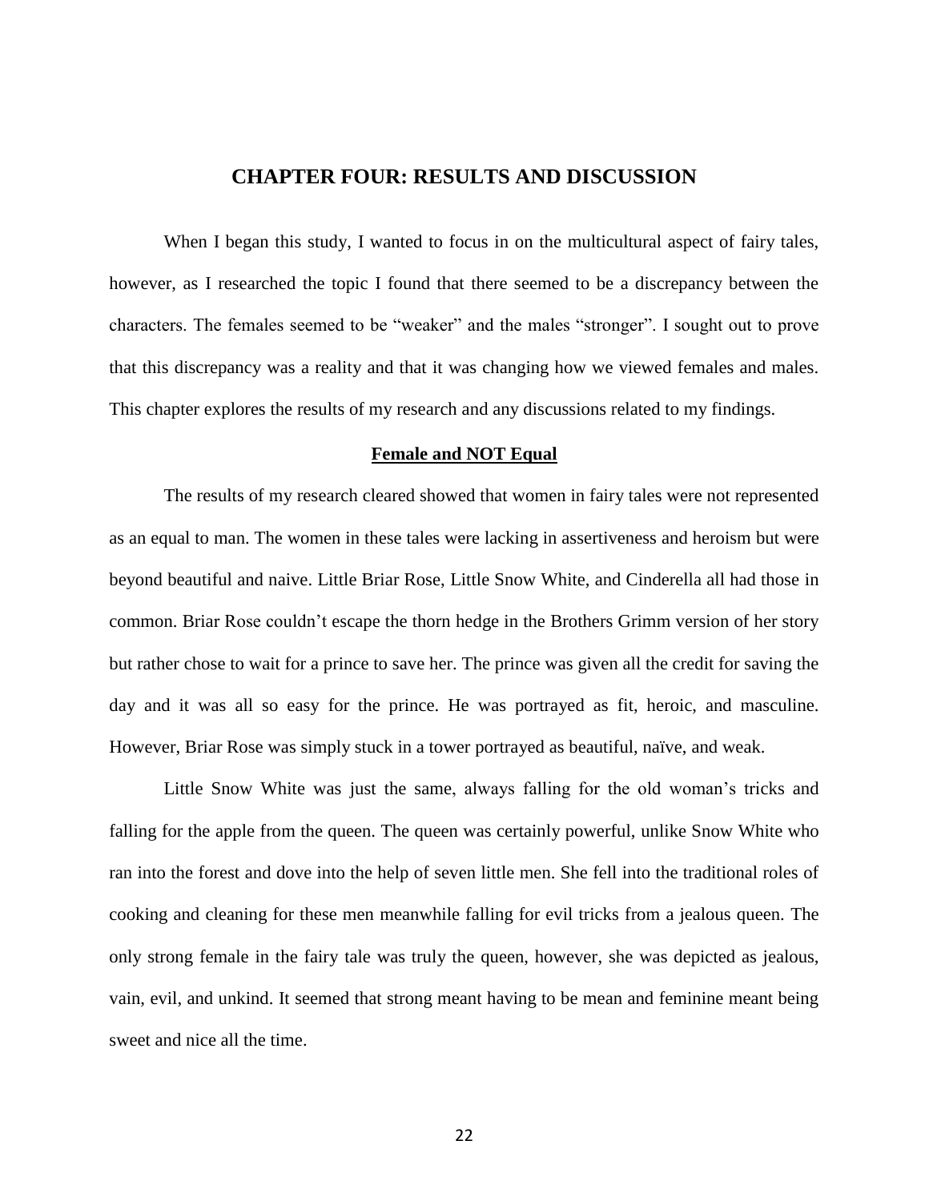# CHAPTER FOUR: RESULTS AND DISCUSSION

When I began this study, I wanted to focus in on the multicultural aspect of fairy tales, however, as I researched the topic I found that there seemed to be a discrepancy between the characters. The females seemed to be "weaker" and the males "stronger". I sought out to prove that this discrepancy was a reality and that it was changing how we viewed females and males. This chapter explores the results of my research and any discussions related to my findings.

## **<u>Female and NOT Equal</u>**

The results of my research cleared showed that women in fairy tales were not represented as an equal to man. The women in these tales were lacking in assertiveness and heroism but were beyond beautiful and naive. Little Briar Rose, Little Snow White, and Cinderella all had those in common. Briar Rose couldn't escape the thorn hedge in the Brothers Grimm version of her story but rather chose to wait for a prince to save her. The prince was given all the credit for saving the day and it was all so easy for the prince. He was portrayed as fit, heroic, and masculine. However, Briar Rose was simply stuck in a tower portrayed as beautiful, naïve, and weak.

Little Snow White was just the same, always falling for the old woman's tricks and falling for the apple from the queen. The queen was certainly powerful, unlike Snow White who ran into the forest and dove into the help of seven little men. She fell into the traditional roles of cooking and cleaning for these men meanwhile falling for evil tricks from a jealous queen. The only strong female in the fairy tale was truly the queen, however, she was depicted as jealous, vain, evil, and unkind. It seemed that strong meant having to be mean and feminine meant being sweet and nice all the time.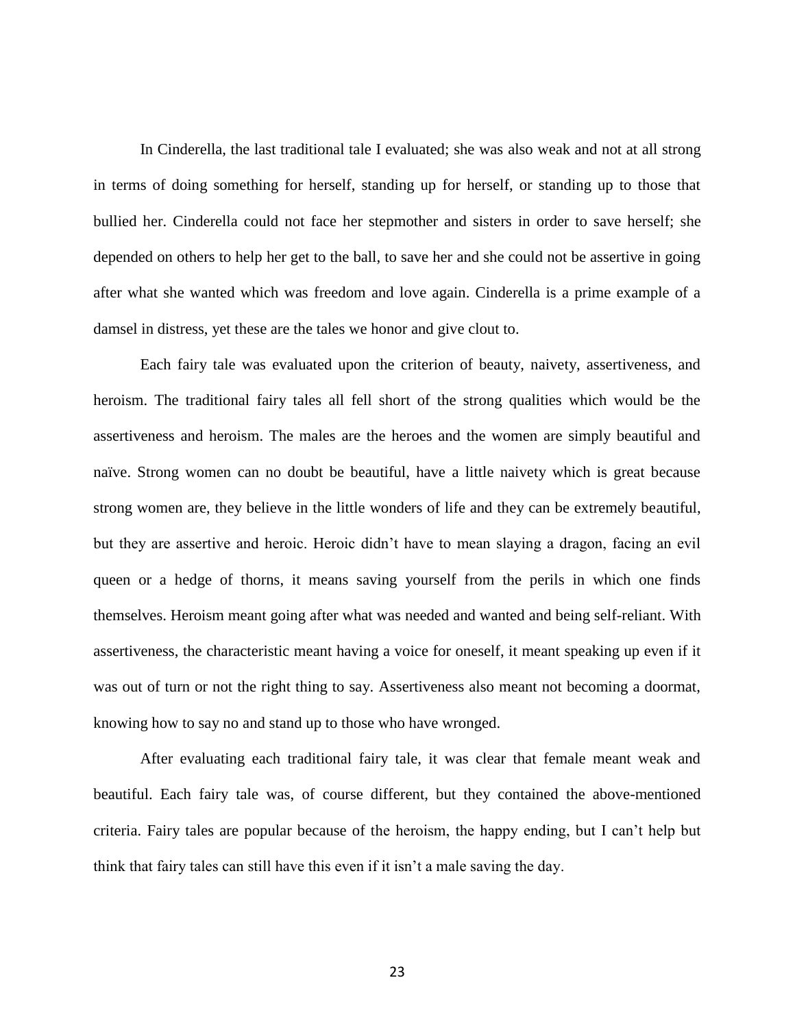In Cinderella, the last traditional tale I evaluated; she was also weak and not at all strong in terms of doing something for herself, standing up for herself, or standing up to those that bullied her. Cinderella could not face her stepmother and sisters in order to save herself; she depended on others to help her get to the ball, to save her and she could not be assertive in going after what she wanted which was freedom and love again. Cinderella is a prime example of a damsel in distress, yet these are the tales we honor and give clout to.

Each fairy tale was evaluated upon the criterion of beauty, naivety, assertiveness, and heroism. The traditional fairy tales all fell short of the strong qualities which would be the assertiveness and heroism. The males are the heroes and the women are simply beautiful and naïve. Strong women can no doubt be beautiful, have a little naivety which is great because strong women are, they believe in the little wonders of life and they can be extremely beautiful, but they are assertive and heroic. Heroic didn't have to mean slaying a dragon, facing an evil queen or a hedge of thorns, it means saving yourself from the perils in which one finds themselves. Heroism meant going after what was needed and wanted and being self-reliant. With assertiveness, the characteristic meant having a voice for oneself, it meant speaking up even if it was out of turn or not the right thing to say. Assertiveness also meant not becoming a doormat, knowing how to say no and stand up to those who have wronged.

After evaluating each traditional fairy tale, it was clear that female meant weak and beautiful. Each fairy tale was, of course different, but they contained the above-mentioned criteria. Fairy tales are popular because of the heroism, the happy ending, but I can't help but think that fairy tales can still have this even if it isn't a male saving the day.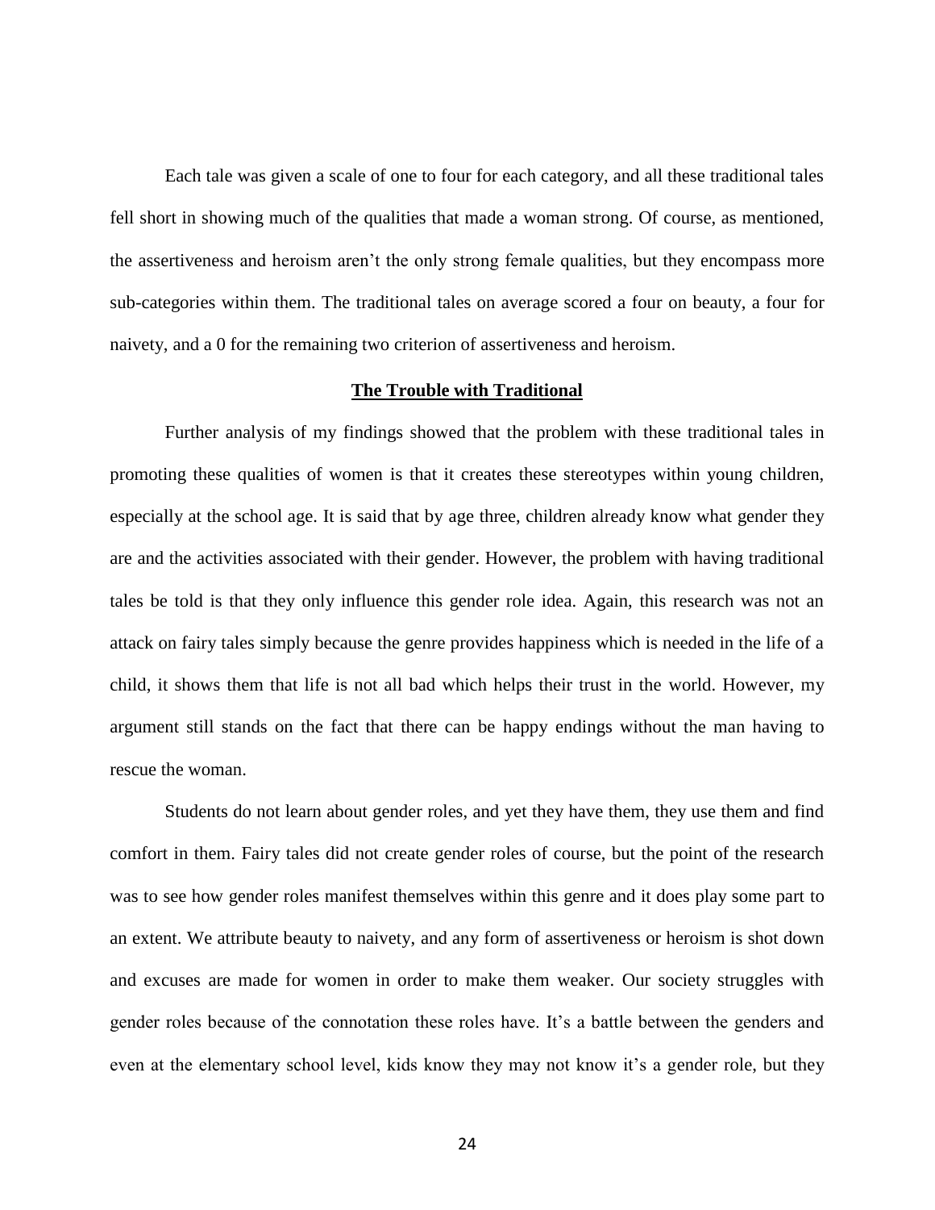Each tale was given a scale of one to four for each category, and all these traditional tales fell short in showing much of the qualities that made a woman strong. Of course, as mentioned, the assertiveness and heroism aren't the only strong female qualities, but they encompass more sub-categories within them. The traditional tales on average scored a four on beauty, a four for naivety, and a 0 for the remaining two criterion of assertiveness and heroism.

## **The Trouble with Traditional**

Further analysis of my findings showed that the problem with these traditional tales in promoting these qualities of women is that it creates these stereotypes within young children, especially at the school age. It is said that by age three, children already know what gender they are and the activities associated with their gender. However, the problem with having traditional tales be told is that they only influence this gender role idea. Again, this research was not an attack on fairy tales simply because the genre provides happiness which is needed in the life of a child, it shows them that life is not all bad which helps their trust in the world. However, my argument still stands on the fact that there can be happy endings without the man having to rescue the woman.

Students do not learn about gender roles, and yet they have them, they use them and find comfort in them. Fairy tales did not create gender roles of course, but the point of the research was to see how gender roles manifest themselves within this genre and it does play some part to an extent. We attribute beauty to naivety, and any form of assertiveness or heroism is shot down and excuses are made for women in order to make them weaker. Our society struggles with gender roles because of the connotation these roles have. It's a battle between the genders and even at the elementary school level, kids know they may not know it's a gender role, but they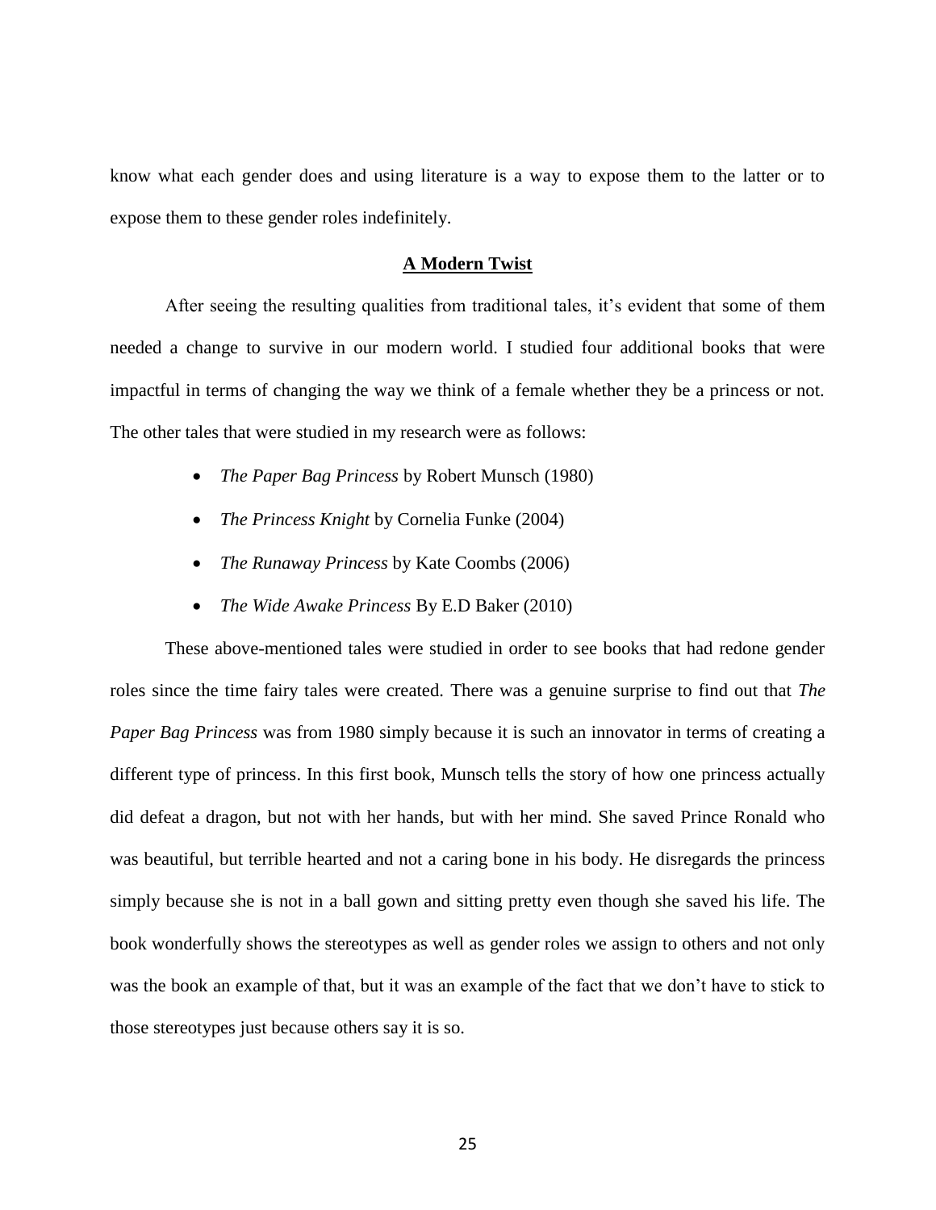know what each gender does and using literature is a way to expose them to the latter or to expose them to these gender roles indefinitely.

## A Modern Twist

After seeing the resulting qualities from traditional tales, it's evident that some of them needed a change to survive in our modern world. I studied four additional books that were impactful in terms of changing the way we think of a female whether they be a princess or not. The other tales that were studied in my research were as follows:

- *The Paper Bag Princess* by Robert Munsch (1980)
- *The Princess Knight* by Cornelia Funke (2004)
- *The Runaway Princess* by Kate Coombs (2006)
- *The Wide Awake Princess* By E.D Baker (2010)

These above-mentioned tales were studied in order to see books that had redone gender roles since the time fairy tales were created. There was a genuine surprise to find out that *The Paper Bag Princess* was from 1980 simply because it is such an innovator in terms of creating a different type of princess. In this first book, Munsch tells the story of how one princess actually did defeat a dragon, but not with her hands, but with her mind. She saved Prince Ronald who was beautiful, but terrible hearted and not a caring bone in his body. He disregards the princess simply because she is not in a ball gown and sitting pretty even though she saved his life. The book wonderfully shows the stereotypes as well as gender roles we assign to others and not only was the book an example of that, but it was an example of the fact that we don't have to stick to those stereotypes just because others say it is so.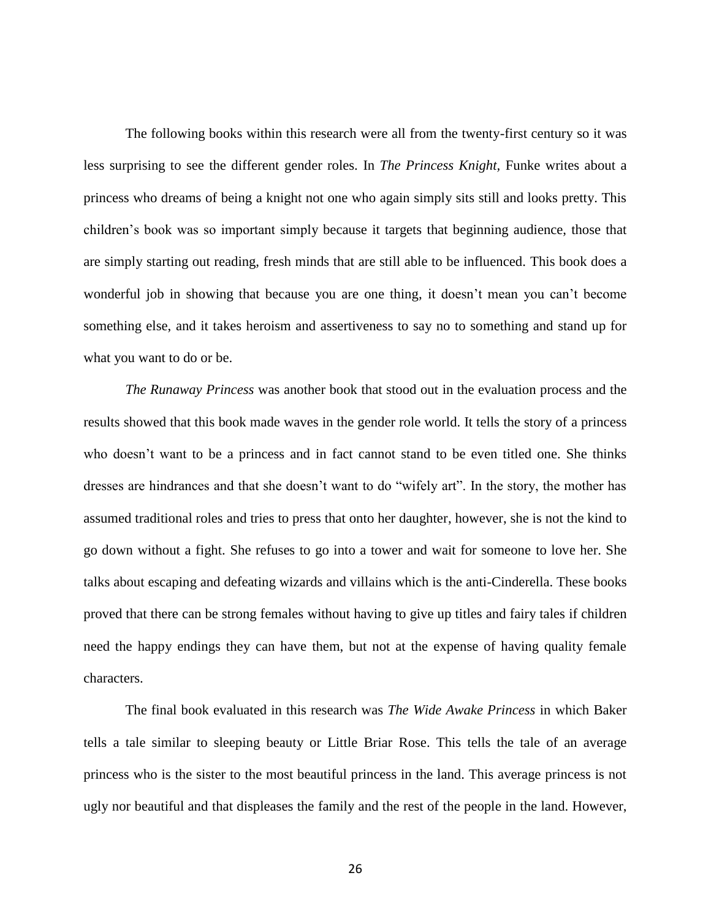The following books within this research were all from the twenty-first century so it was less surprising to see the different gender roles. In *The Princess Knight*, Funke writes about a princess who dreams of being a knight not one who again simply sits still and looks pretty. This children's book was so important simply because it targets that beginning audience, those that are simply starting out reading, fresh minds that are still able to be influenced. This book does a wonderful job in showing that because you are one thing, it doesn't mean you can't become something else, and it takes heroism and assertiveness to say no to something and stand up for what you want to do or be.

*The Runaway Princess* was another book that stood out in the evaluation process and the results showed that this book made waves in the gender role world. It tells the story of a princess who doesn't want to be a princess and in fact cannot stand to be even titled one. She thinks dresses are hindrances and that she doesn't want to do "wifely art". In the story, the mother has assumed traditional roles and tries to press that onto her daughter, however, she is not the kind to go down without a fight. She refuses to go into a tower and wait for someone to love her. She talks about escaping and defeating wizards and villains which is the anti-Cinderella. These books proved that there can be strong females without having to give up titles and fairy tales if children need the happy endings they can have them, but not at the expense of having quality female characters.

The final book evaluated in this research was *The Wide Awake Princess* in which Baker tells a tale similar to sleeping beauty or Little Briar Rose. This tells the tale of an average princess who is the sister to the most beautiful princess in the land. This average princess is not ugly nor beautiful and that displeases the family and the rest of the people in the land. However,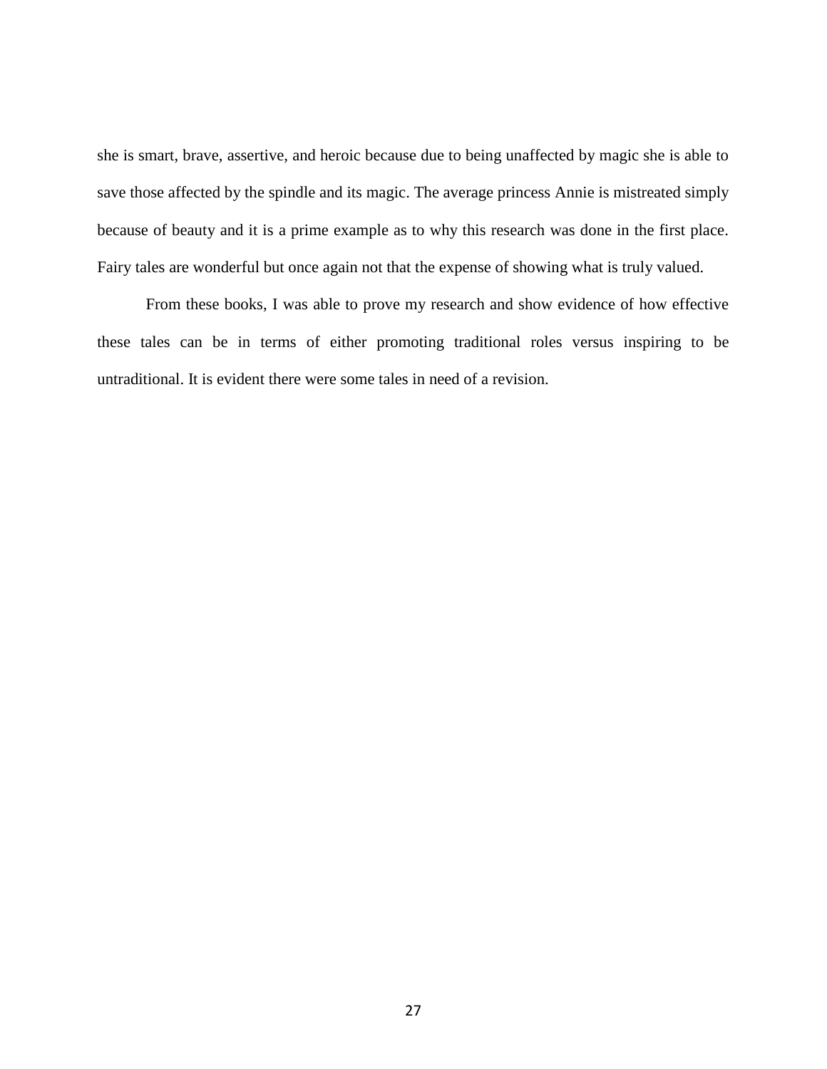she is smart, brave, assertive, and heroic because due to being unaffected by magic she is able to save those affected by the spindle and its magic. The average princess Annie is mistreated simply because of beauty and it is a prime example as to why this research was done in the first place. Fairy tales are wonderful but once again not that the expense of showing what is truly valued.

From these books, I was able to prove my research and show evidence of how effective these tales can be in terms of either promoting traditional roles versus inspiring to be untraditional. It is evident there were some tales in need of a revision.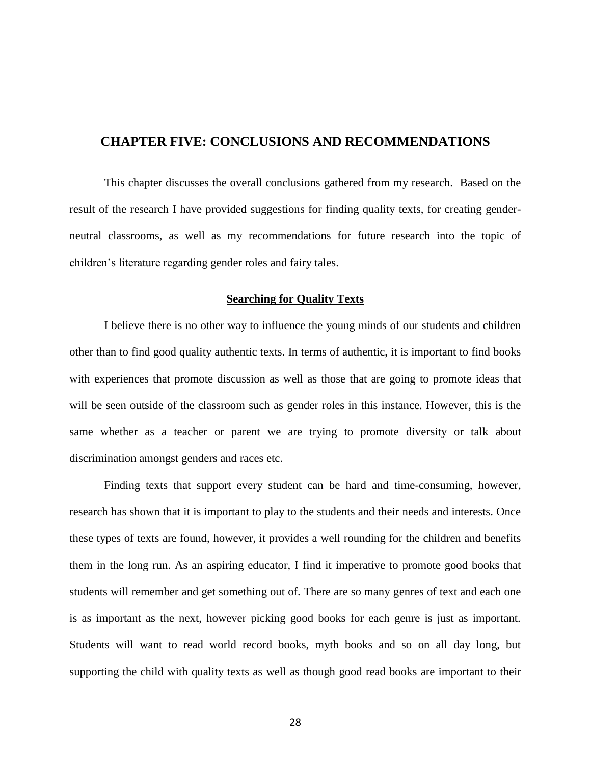# CHAPTER FIVE: CONCLUSIONS AND RECOMMENDATIONS

This chapter discusses the overall conclusions gathered from my research. Based on the result of the research I have provided suggestions for finding quality texts, for creating gender-neutral classrooms, as well as my recommendations for future research into the topic of children's literature regarding gender roles and fairy tales.

## Searching for Quality Texts

I believe there is no other way to influence the young minds of our students and children other than to find good quality authentic texts. In terms of authentic, it is important to find books with experiences that promote discussion as well as those that are going to promote ideas that will be seen outside of the classroom such as gender roles in this instance. However, this is the same whether as a teacher or parent we are trying to promote diversity or talk about discrimination amongst genders and races etc.

Finding texts that support every student can be hard and time-consuming, however, research has shown that it is important to play to the students and their needs and interests. Once these types of texts are found, however, it provides a well rounding for the children and benefits them in the long run. As an aspiring educator, I find it imperative to promote good books that students will remember and get something out of. There are so many genres of text and each one is as important as the next, however picking good books for each genre is just as important. Students will want to read world record books, myth books and so on all day long, but supporting the child with quality texts as well as though good read books are important to their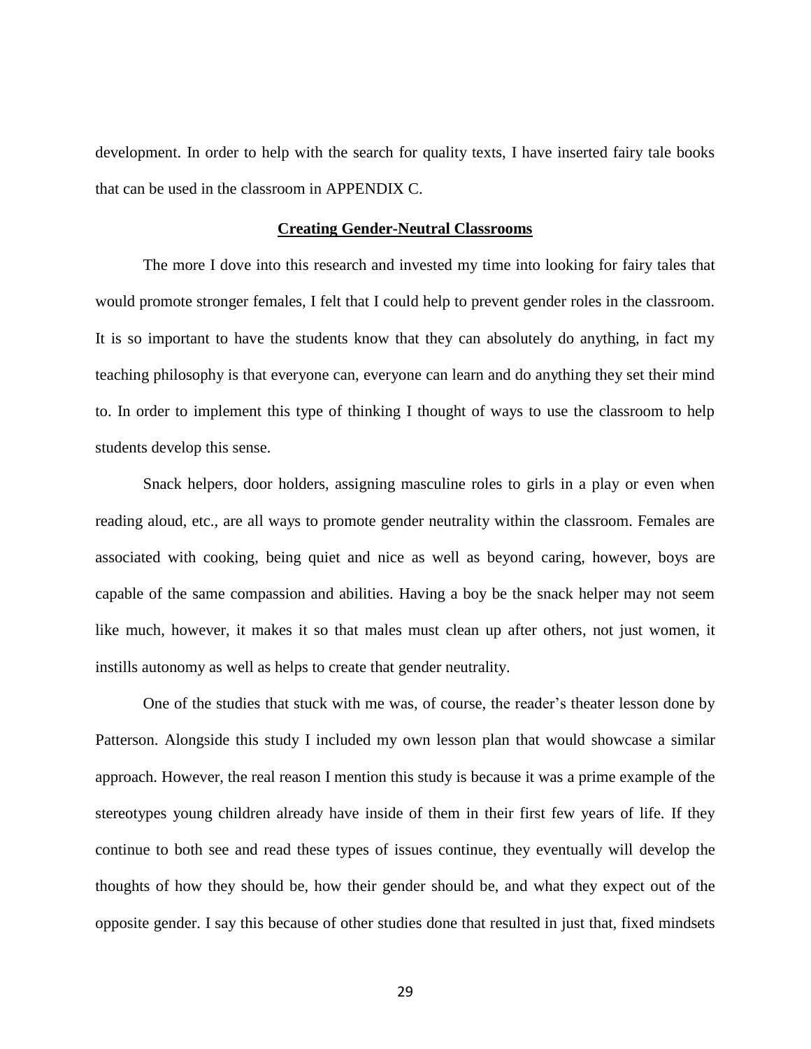development. In order to help with the search for quality texts, I have inserted fairy tale books that can be used in the classroom in APPENDIX C.

## Creating Gender-Neutral Classrooms

The more I dove into this research and invested my time into looking for fairy tales that would promote stronger females, I felt that I could help to prevent gender roles in the classroom. It is so important to have the students know that they can absolutely do anything, in fact my teaching philosophy is that everyone can, everyone can learn and do anything they set their mind to. In order to implement this type of thinking I thought of ways to use the classroom to help students develop this sense.

Snack helpers, door holders, assigning masculine roles to girls in a play or even when reading aloud, etc., are all ways to promote gender neutrality within the classroom. Females are associated with cooking, being quiet and nice as well as beyond caring, however, boys are capable of the same compassion and abilities. Having a boy be the snack helper may not seem like much, however, it makes it so that males must clean up after others, not just women, it instills autonomy as well as helps to create that gender neutrality.

One of the studies that stuck with me was, of course, the reader's theater lesson done by Patterson. Alongside this study I included my own lesson plan that would showcase a similar approach. However, the real reason I mention this study is because it was a prime example of the stereotypes young children already have inside of them in their first few years of life. If they continue to both see and read these types of issues continue, they eventually will develop the thoughts of how they should be, how their gender should be, and what they expect out of the opposite gender. I say this because of other studies done that resulted in just that, fixed mindsets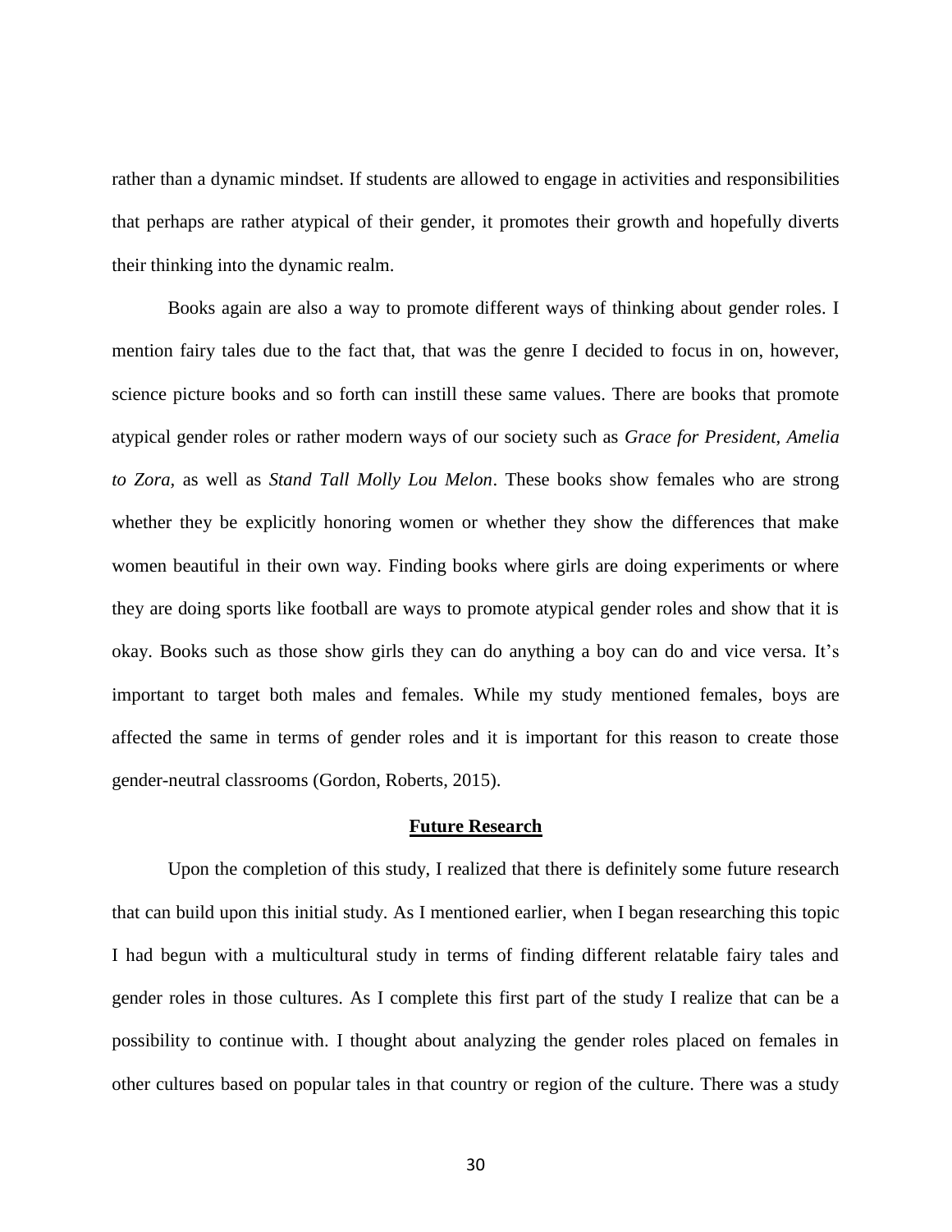rather than a dynamic mindset. If students are allowed to engage in activities and responsibilities that perhaps are rather atypical of their gender, it promotes their growth and hopefully diverts their thinking into the dynamic realm.

Books again are also a way to promote different ways of thinking about gender roles. I mention fairy tales due to the fact that, that was the genre I decided to focus in on, however, science picture books and so forth can instill these same values. There are books that promote atypical gender roles or rather modern ways of our society such as *Grace for President*, *Amelia to Zora*, as well as *Stand Tall Molly Lou Melon*. These books show females who are strong whether they be explicitly honoring women or whether they show the differences that make women beautiful in their own way. Finding books where girls are doing experiments or where they are doing sports like football are ways to promote atypical gender roles and show that it is okay. Books such as those show girls they can do anything a boy can do and vice versa. It's important to target both males and females. While my study mentioned females, boys are affected the same in terms of gender roles and it is important for this reason to create those gender-neutral classrooms (Gordon, Roberts, 2015).

## Future Research

Upon the completion of this study, I realized that there is definitely some future research that can build upon this initial study. As I mentioned earlier, when I began researching this topic I had begun with a multicultural study in terms of finding different relatable fairy tales and gender roles in those cultures. As I complete this first part of the study I realize that can be a possibility to continue with. I thought about analyzing the gender roles placed on females in other cultures based on popular tales in that country or region of the culture. There was a study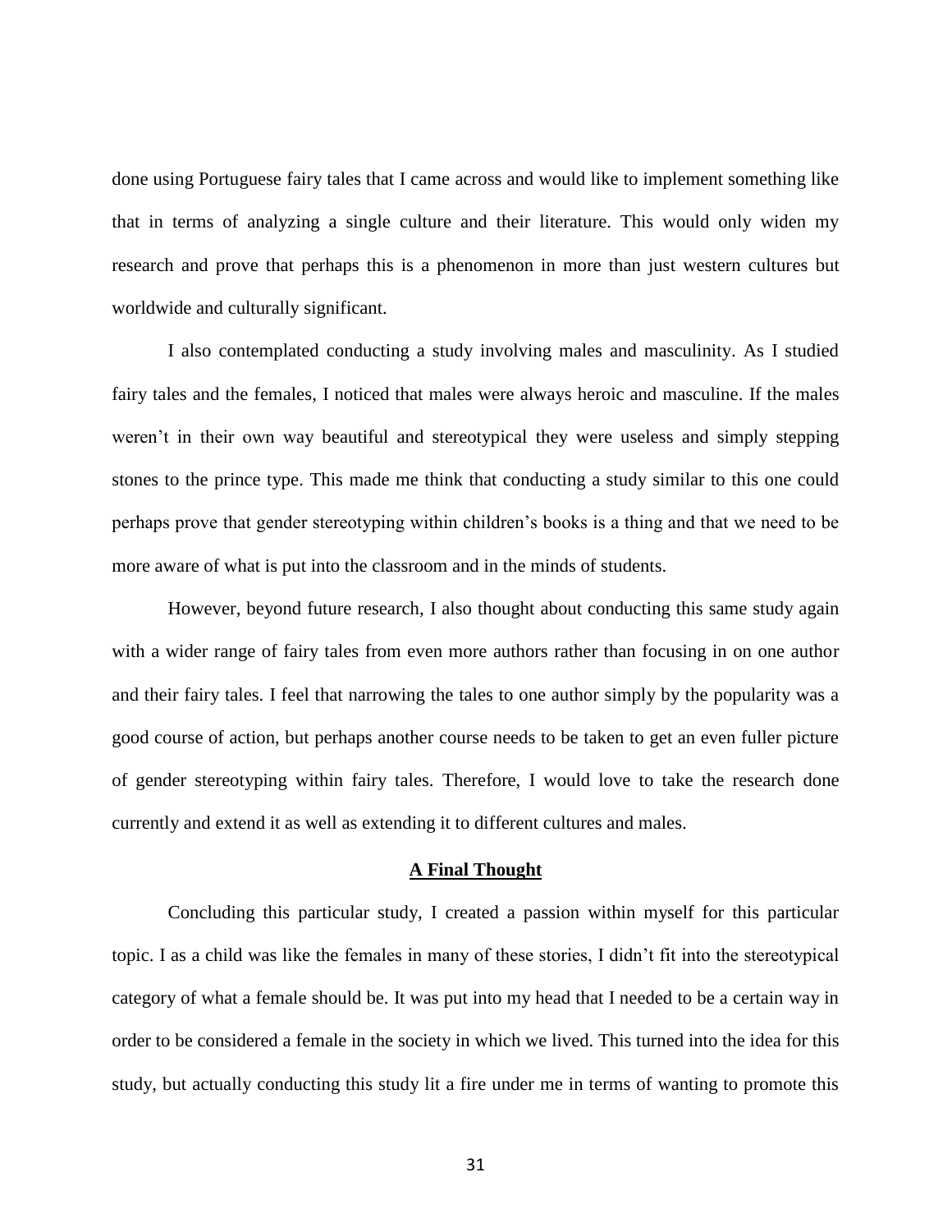done using Portuguese fairy tales that I came across and would like to implement something like that in terms of analyzing a single culture and their literature. This would only widen my research and prove that perhaps this is a phenomenon in more than just western cultures but worldwide and culturally significant.

I also contemplated conducting a study involving males and masculinity. As I studied fairy tales and the females, I noticed that males were always heroic and masculine. If the males weren't in their own way beautiful and stereotypical they were useless and simply stepping stones to the prince type. This made me think that conducting a study similar to this one could perhaps prove that gender stereotyping within children's books is a thing and that we need to be more aware of what is put into the classroom and in the minds of students.

However, beyond future research, I also thought about conducting this same study again with a wider range of fairy tales from even more authors rather than focusing in on one author and their fairy tales. I feel that narrowing the tales to one author simply by the popularity was a good course of action, but perhaps another course needs to be taken to get an even fuller picture of gender stereotyping within fairy tales. Therefore, I would love to take the research done currently and extend it as well as extending it to different cultures and males.

## **A Final Thought**

Concluding this particular study, I created a passion within myself for this particular topic. I as a child was like the females in many of these stories, I didn't fit into the stereotypical category of what a female should be. It was put into my head that I needed to be a certain way in order to be considered a female in the society in which we lived. This turned into the idea for this study, but actually conducting this study lit a fire under me in terms of wanting to promote this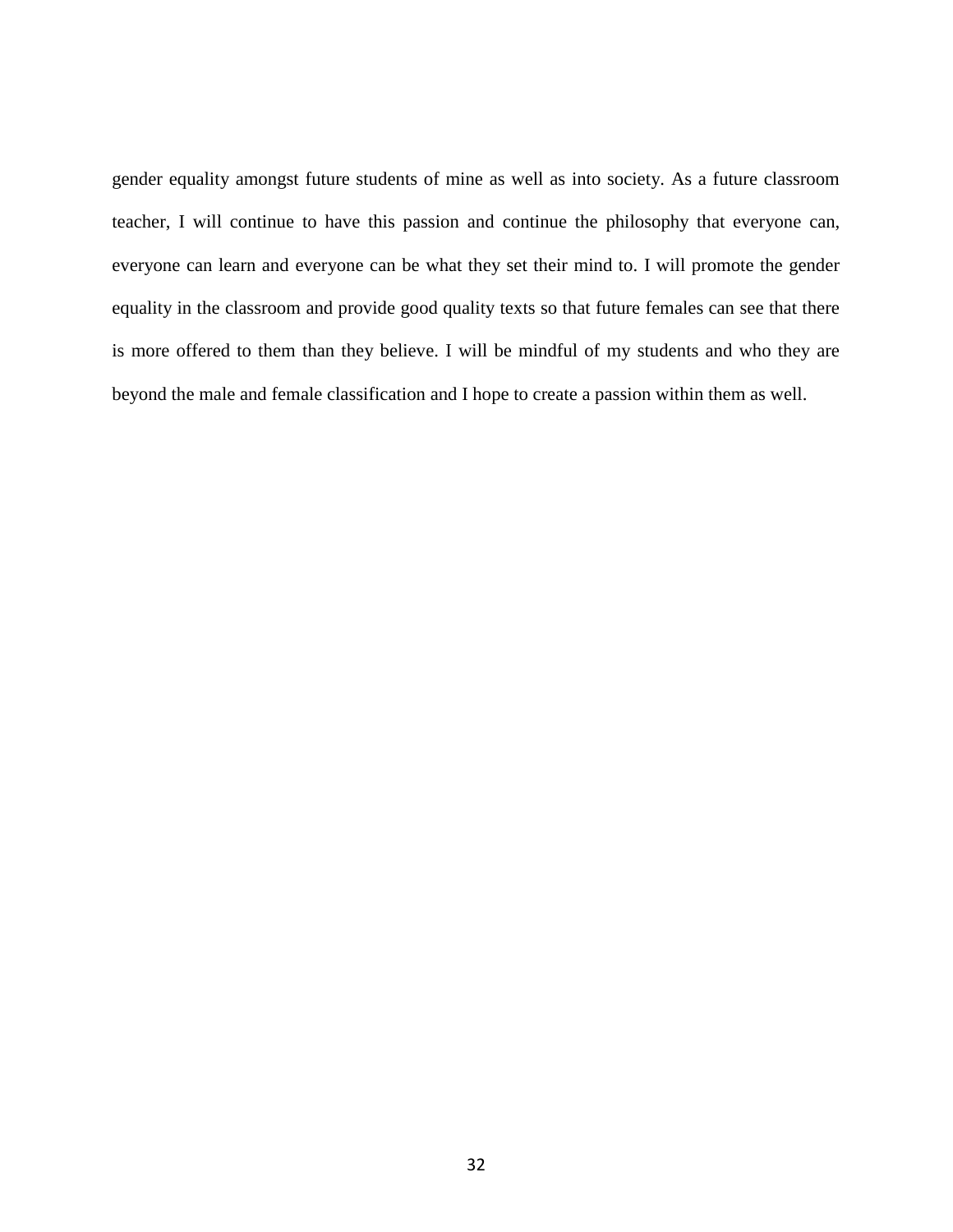gender equality amongst future students of mine as well as into society. As a future classroom teacher, I will continue to have this passion and continue the philosophy that everyone can, everyone can learn and everyone can be what they set their mind to. I will promote the gender equality in the classroom and provide good quality texts so that future females can see that there is more offered to them than they believe. I will be mindful of my students and who they are beyond the male and female classification and I hope to create a passion within them as well.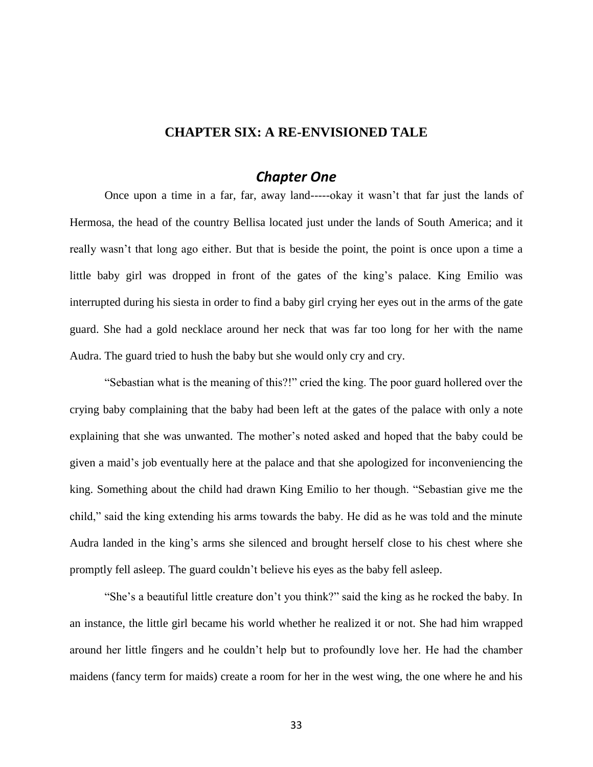## CHAPTER SIX: A RE-ENVISIONED TALE

### *Chapter One*

Once upon a time in a far, far, away land-----okay it wasn't that far just the lands of Hermosa, the head of the country Bellisa located just under the lands of South America; and it really wasn't that long ago either. But that is beside the point, the point is once upon a time a little baby girl was dropped in front of the gates of the king's palace. King Emilio was interrupted during his siesta in order to find a baby girl crying her eyes out in the arms of the gate guard. She had a gold necklace around her neck that was far too long for her with the name Audra. The guard tried to hush the baby but she would only cry and cry.

"Sebastian what is the meaning of this?!" cried the king. The poor guard hollered over the crying baby complaining that the baby had been left at the gates of the palace with only a note explaining that she was unwanted. The mother's noted asked and hoped that the baby could be given a maid's job eventually here at the palace and that she apologized for inconveniencing the king. Something about the child had drawn King Emilio to her though. "Sebastian give me the child," said the king extending his arms towards the baby. He did as he was told and the minute Audra landed in the king's arms she silenced and brought herself close to his chest where she promptly fell asleep. The guard couldn't believe his eyes as the baby fell asleep.

"She's a beautiful little creature don't you think?" said the king as he rocked the baby. In an instance, the little girl became his world whether he realized it or not. She had him wrapped around her little fingers and he couldn't help but to profoundly love her. He had the chamber maidens (fancy term for maids) create a room for her in the west wing, the one where he and his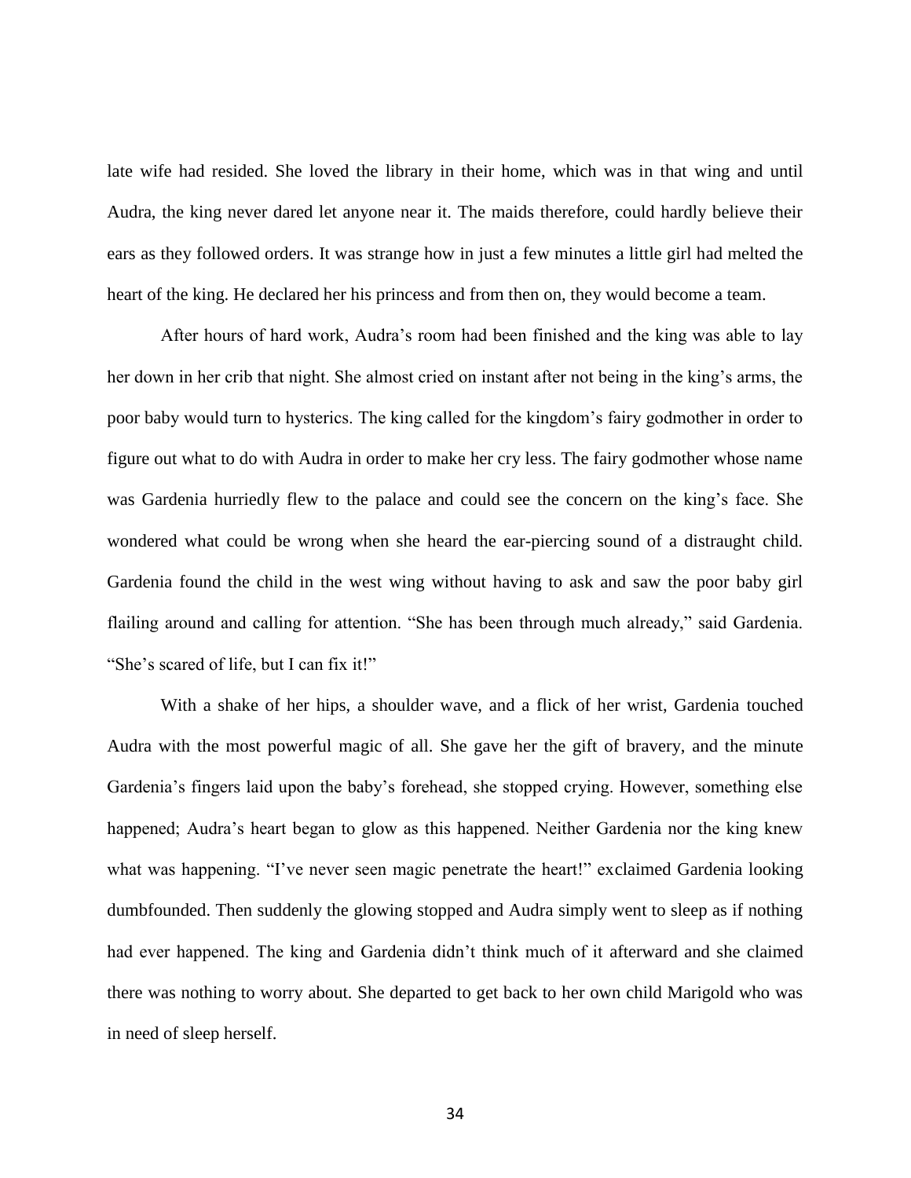late wife had resided. She loved the library in their home, which was in that wing and until Audra, the king never dared let anyone near it. The maids therefore, could hardly believe their ears as they followed orders. It was strange how in just a few minutes a little girl had melted the heart of the king. He declared her his princess and from then on, they would become a team.

After hours of hard work, Audra's room had been finished and the king was able to lay her down in her crib that night. She almost cried on instant after not being in the king's arms, the poor baby would turn to hysterics. The king called for the kingdom's fairy godmother in order to figure out what to do with Audra in order to make her cry less. The fairy godmother whose name was Gardenia hurriedly flew to the palace and could see the concern on the king's face. She wondered what could be wrong when she heard the ear-piercing sound of a distraught child. Gardenia found the child in the west wing without having to ask and saw the poor baby girl flailing around and calling for attention. "She has been through much already," said Gardenia. "She's scared of life, but I can fix it!"

With a shake of her hips, a shoulder wave, and a flick of her wrist, Gardenia touched Audra with the most powerful magic of all. She gave her the gift of bravery, and the minute Gardenia's fingers laid upon the baby's forehead, she stopped crying. However, something else happened; Audra's heart began to glow as this happened. Neither Gardenia nor the king knew what was happening. "I've never seen magic penetrate the heart!" exclaimed Gardenia looking dumbfounded. Then suddenly the glowing stopped and Audra simply went to sleep as if nothing had ever happened. The king and Gardenia didn't think much of it afterward and she claimed there was nothing to worry about. She departed to get back to her own child Marigold who was in need of sleep herself.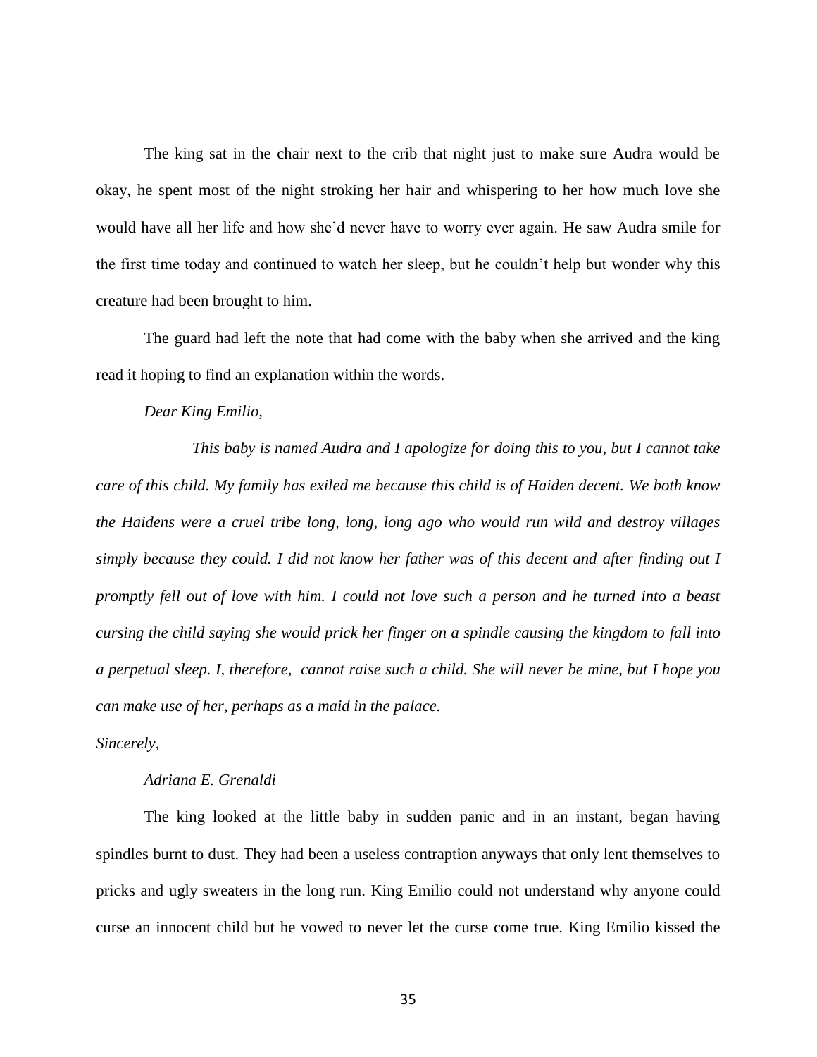The king sat in the chair next to the crib that night just to make sure Audra would be okay, he spent most of the night stroking her hair and whispering to her how much love she would have all her life and how she'd never have to worry ever again. He saw Audra smile for the first time today and continued to watch her sleep, but he couldn't help but wonder why this creature had been brought to him.

The guard had left the note that had come with the baby when she arrived and the king read it hoping to find an explanation within the words.

*Dear King Emilio,*

*This baby is named Audra and I apologize for doing this to you, but I cannot take care of this child. My family has exiled me because this child is of Haiden decent. We both know the Haidens were a cruel tribe long, long, long ago who would run wild and destroy villages simply because they could. I did not know her father was of this decent and after finding out I promptly fell out of love with him. I could not love such a person and he turned into a beast cursing the child saying she would prick her finger on a spindle causing the kingdom to fall into a perpetual sleep. I, therefore, cannot raise such a child. She will never be mine, but I hope you can make use of her, perhaps as a maid in the palace.*

*Sincerely,*

*Adriana E. Grenaldi*

The king looked at the little baby in sudden panic and in an instant, began having spindles burnt to dust. They had been a useless contraption anyways that only lent themselves to pricks and ugly sweaters in the long run. King Emilio could not understand why anyone could curse an innocent child but he vowed to never let the curse come true. King Emilio kissed the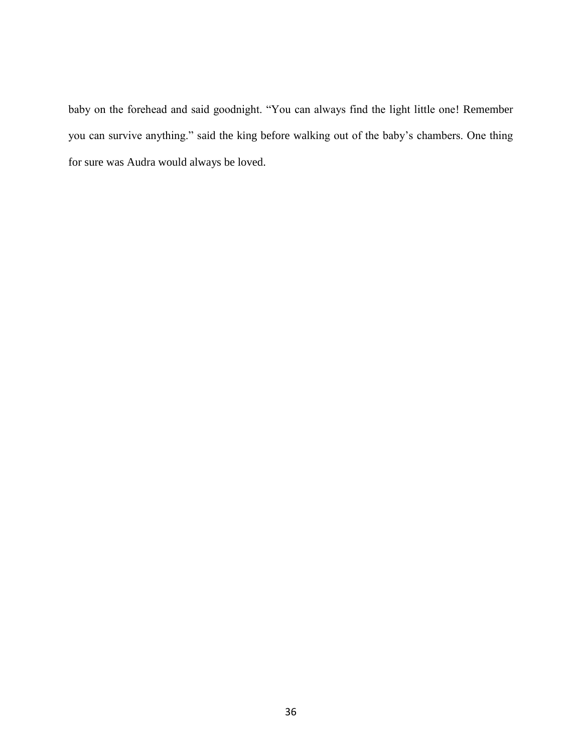baby on the forehead and said goodnight. “You can always find the light little one! Remember you can survive anything.” said the king before walking out of the baby’s chambers. One thing for sure was Audra would always be loved.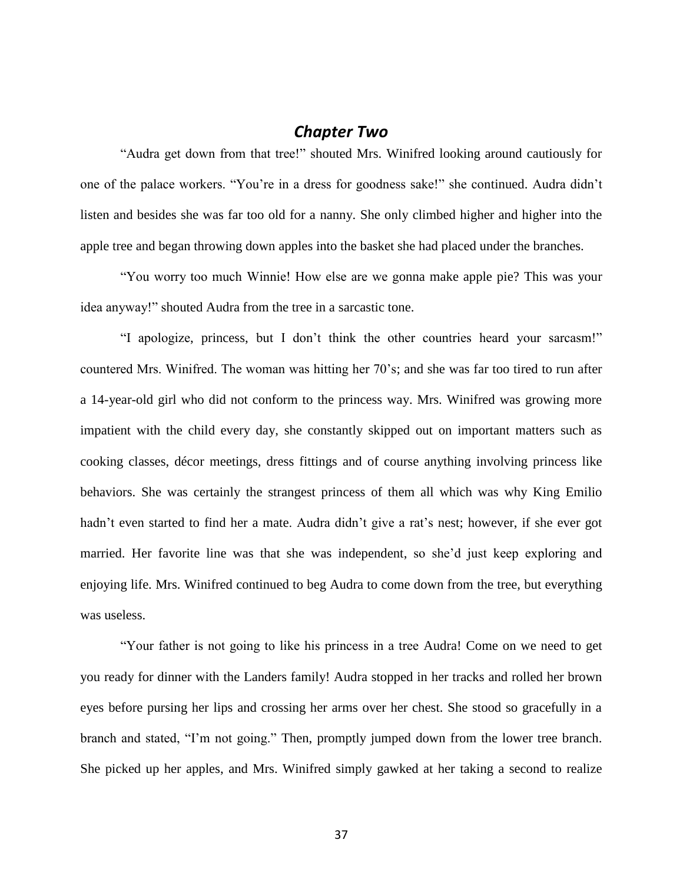## *Chapter Two*

"Audra get down from that tree!" shouted Mrs. Winifred looking around cautiously for one of the palace workers. "You're in a dress for goodness sake!" she continued. Audra didn't listen and besides she was far too old for a nanny. She only climbed higher and higher into the apple tree and began throwing down apples into the basket she had placed under the branches.

"You worry too much Winnie! How else are we gonna make apple pie? This was your idea anyway!" shouted Audra from the tree in a sarcastic tone.

"I apologize, princess, but I don't think the other countries heard your sarcasm!" countered Mrs. Winifred. The woman was hitting her 70's; and she was far too tired to run after a 14-year-old girl who did not conform to the princess way. Mrs. Winifred was growing more impatient with the child every day, she constantly skipped out on important matters such as cooking classes, décor meetings, dress fittings and of course anything involving princess like behaviors. She was certainly the strangest princess of them all which was why King Emilio hadn't even started to find her a mate. Audra didn't give a rat's nest; however, if she ever got married. Her favorite line was that she was independent, so she'd just keep exploring and enjoying life. Mrs. Winifred continued to beg Audra to come down from the tree, but everything was useless.

"Your father is not going to like his princess in a tree Audra! Come on we need to get you ready for dinner with the Landers family! Audra stopped in her tracks and rolled her brown eyes before pursing her lips and crossing her arms over her chest. She stood so gracefully in a branch and stated, "I'm not going." Then, promptly jumped down from the lower tree branch. She picked up her apples, and Mrs. Winifred simply gawked at her taking a second to realize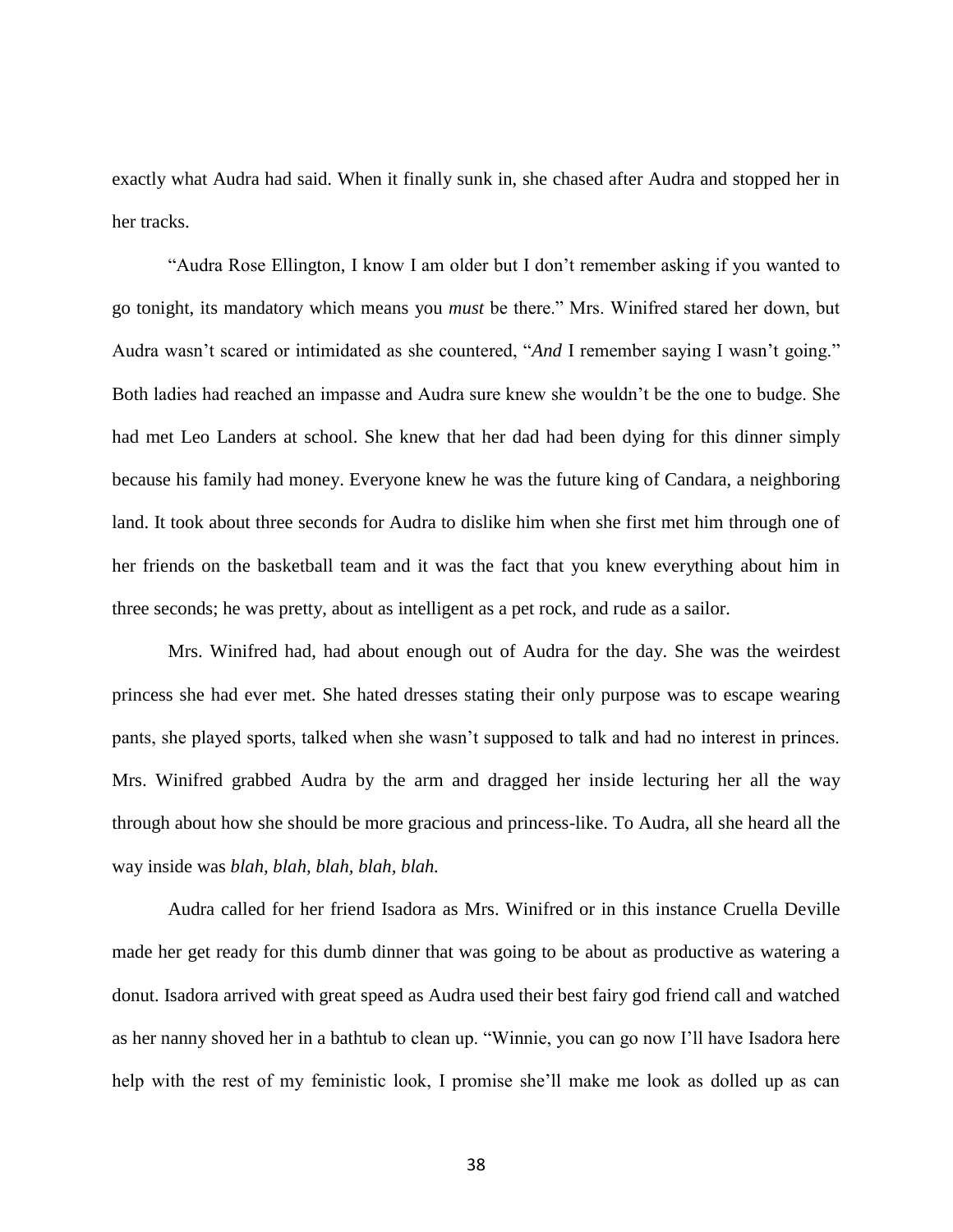exactly what Audra had said. When it finally sunk in, she chased after Audra and stopped her in her tracks.

"Audra Rose Ellington, I know I am older but I don't remember asking if you wanted to go tonight, its mandatory which means you *must* be there." Mrs. Winifred stared her down, but Audra wasn't scared or intimidated as she countered, "*And* I remember saying I wasn't going." Both ladies had reached an impasse and Audra sure knew she wouldn't be the one to budge. She had met Leo Landers at school. She knew that her dad had been dying for this dinner simply because his family had money. Everyone knew he was the future king of Candara, a neighboring land. It took about three seconds for Audra to dislike him when she first met him through one of her friends on the basketball team and it was the fact that you knew everything about him in three seconds; he was pretty, about as intelligent as a pet rock, and rude as a sailor.

Mrs. Winifred had, had about enough out of Audra for the day. She was the weirdest princess she had ever met. She hated dresses stating their only purpose was to escape wearing pants, she played sports, talked when she wasn't supposed to talk and had no interest in princes. Mrs. Winifred grabbed Audra by the arm and dragged her inside lecturing her all the way through about how she should be more gracious and princess-like. To Audra, all she heard all the way inside was *blah, blah, blah, blah, blah.*

Audra called for her friend Isadora as Mrs. Winifred or in this instance Cruella Deville made her get ready for this dumb dinner that was going to be about as productive as watering a donut. Isadora arrived with great speed as Audra used their best fairy god friend call and watched as her nanny shoved her in a bathtub to clean up. "Winnie, you can go now I'll have Isadora here help with the rest of my feministic look, I promise she'll make me look as dolled up as can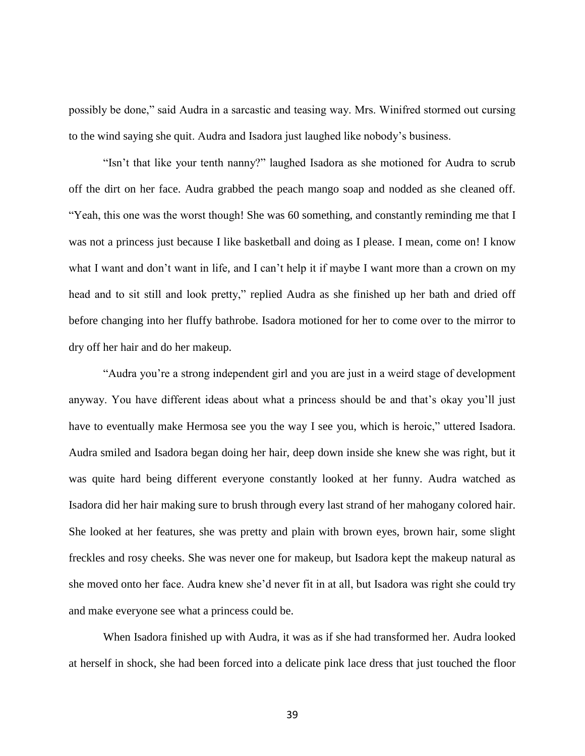possibly be done," said Audra in a sarcastic and teasing way. Mrs. Winifred stormed out cursing to the wind saying she quit. Audra and Isadora just laughed like nobody's business.

"Isn't that like your tenth nanny?" laughed Isadora as she motioned for Audra to scrub off the dirt on her face. Audra grabbed the peach mango soap and nodded as she cleaned off. "Yeah, this one was the worst though! She was 60 something, and constantly reminding me that I was not a princess just because I like basketball and doing as I please. I mean, come on! I know what I want and don't want in life, and I can't help it if maybe I want more than a crown on my head and to sit still and look pretty," replied Audra as she finished up her bath and dried off before changing into her fluffy bathrobe. Isadora motioned for her to come over to the mirror to dry off her hair and do her makeup.

"Audra you're a strong independent girl and you are just in a weird stage of development anyway. You have different ideas about what a princess should be and that's okay you'll just have to eventually make Hermosa see you the way I see you, which is heroic," uttered Isadora. Audra smiled and Isadora began doing her hair, deep down inside she knew she was right, but it was quite hard being different everyone constantly looked at her funny. Audra watched as Isadora did her hair making sure to brush through every last strand of her mahogany colored hair. She looked at her features, she was pretty and plain with brown eyes, brown hair, some slight freckles and rosy cheeks. She was never one for makeup, but Isadora kept the makeup natural as she moved onto her face. Audra knew she'd never fit in at all, but Isadora was right she could try and make everyone see what a princess could be.

When Isadora finished up with Audra, it was as if she had transformed her. Audra looked at herself in shock, she had been forced into a delicate pink lace dress that just touched the floor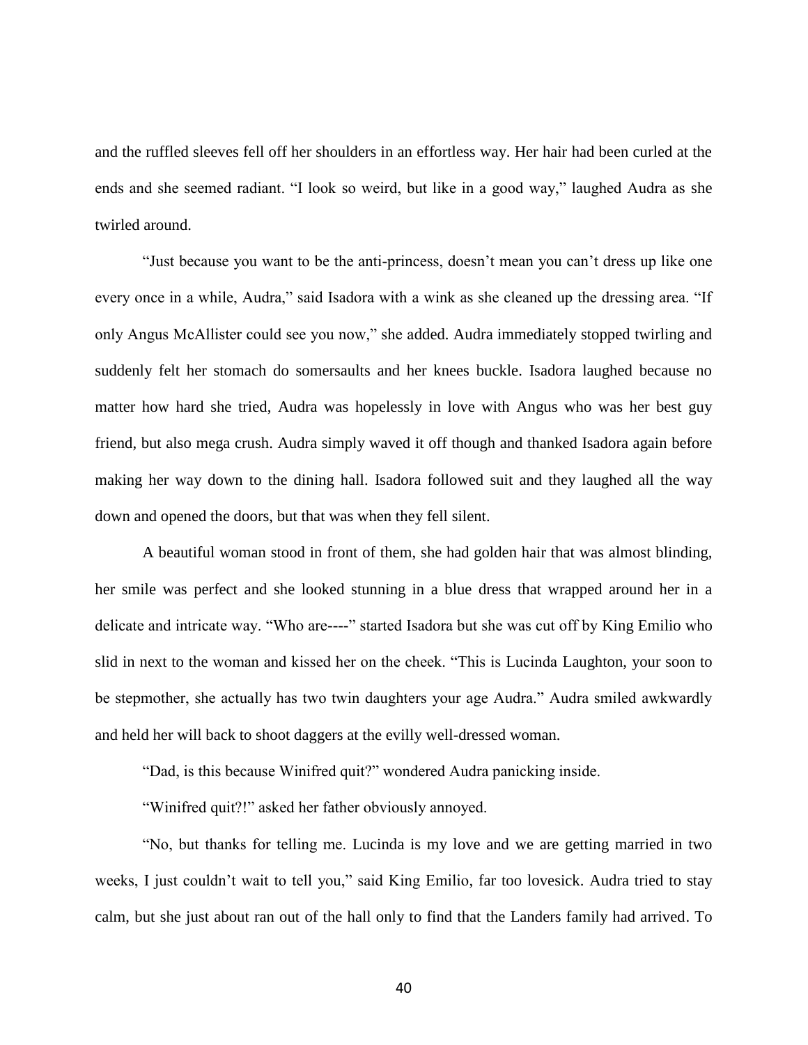and the ruffled sleeves fell off her shoulders in an effortless way. Her hair had been curled at the ends and she seemed radiant. "I look so weird, but like in a good way," laughed Audra as she twirled around.

"Just because you want to be the anti-princess, doesn't mean you can't dress up like one every once in a while, Audra," said Isadora with a wink as she cleaned up the dressing area. "If only Angus McAllister could see you now," she added. Audra immediately stopped twirling and suddenly felt her stomach do somersaults and her knees buckle. Isadora laughed because no matter how hard she tried, Audra was hopelessly in love with Angus who was her best guy friend, but also mega crush. Audra simply waved it off though and thanked Isadora again before making her way down to the dining hall. Isadora followed suit and they laughed all the way down and opened the doors, but that was when they fell silent.

A beautiful woman stood in front of them, she had golden hair that was almost blinding, her smile was perfect and she looked stunning in a blue dress that wrapped around her in a delicate and intricate way. "Who are----" started Isadora but she was cut off by King Emilio who slid in next to the woman and kissed her on the cheek. "This is Lucinda Laughton, your soon to be stepmother, she actually has two twin daughters your age Audra." Audra smiled awkwardly and held her will back to shoot daggers at the evilly well-dressed woman.

"Dad, is this because Winifred quit?" wondered Audra panicking inside.

"Winifred quit?!" asked her father obviously annoyed.

"No, but thanks for telling me. Lucinda is my love and we are getting married in two weeks, I just couldn't wait to tell you," said King Emilio, far too lovesick. Audra tried to stay calm, but she just about ran out of the hall only to find that the Landers family had arrived. To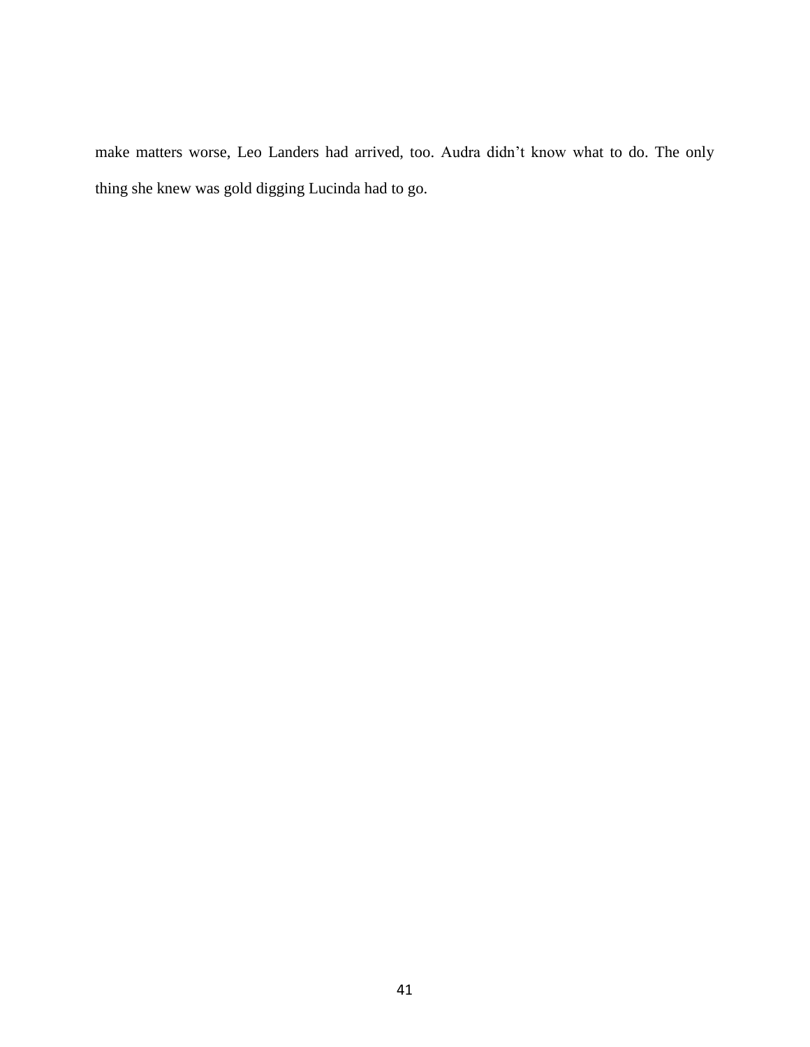make matters worse, Leo Landers had arrived, too. Audra didn't know what to do. The only thing she knew was gold digging Lucinda had to go.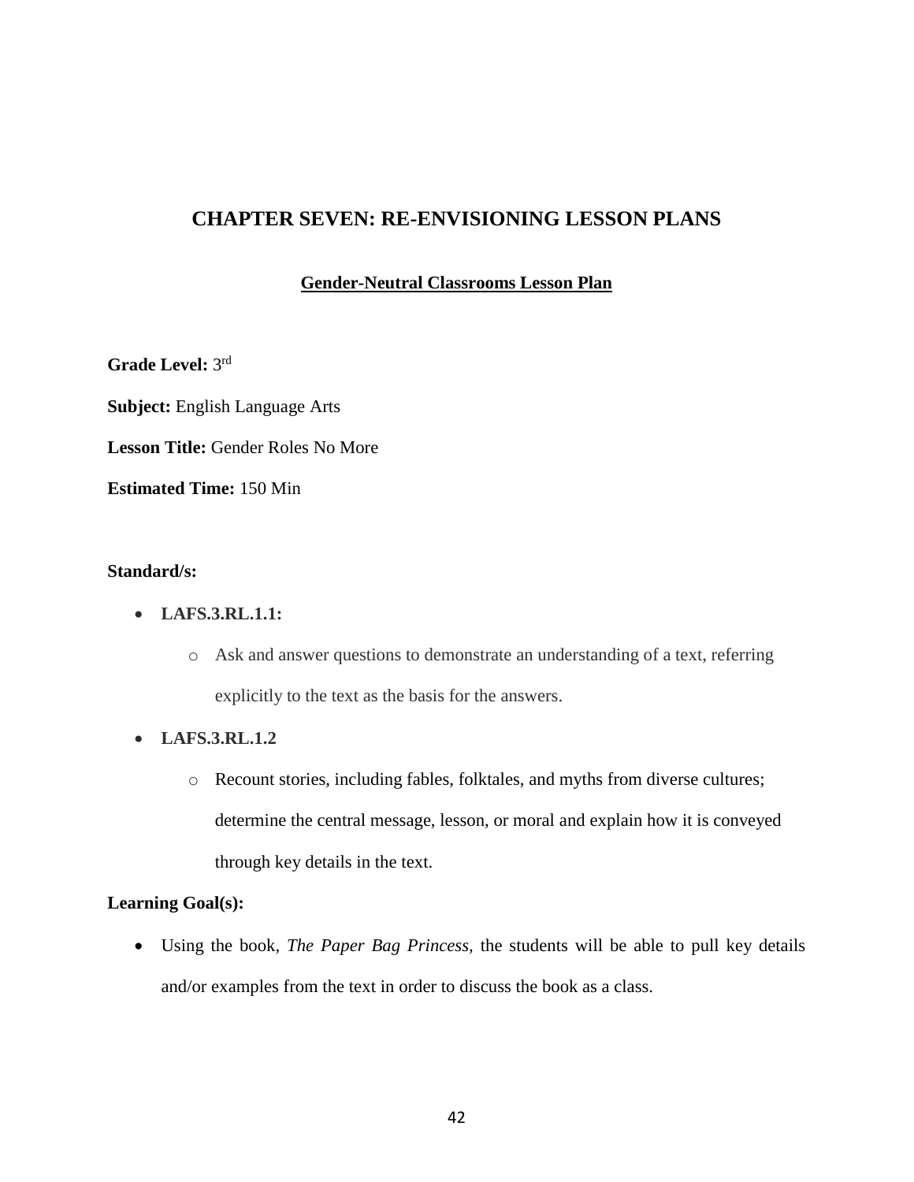# CHAPTER SEVEN: RE-ENVISIONING LESSON PLANS

## Gender-Neutral Classrooms Lesson Plan

**Grade Level:** 3rd

**Subject:** English Language Arts

**Lesson Title:** Gender Roles No More

**Estimated Time:** 150 Min

**Standard/s:**

- **LAFS.3.RL.1.1:**
  - Ask and answer questions to demonstrate an understanding of a text, referring explicitly to the text as the basis for the answers.
- **LAFS.3.RL.1.2**
  - Recount stories, including fables, folktales, and myths from diverse cultures; determine the central message, lesson, or moral and explain how it is conveyed through key details in the text.

**Learning Goal(s):**

- Using the book, *The Paper Bag Princess,* the students will be able to pull key details and/or examples from the text in order to discuss the book as a class.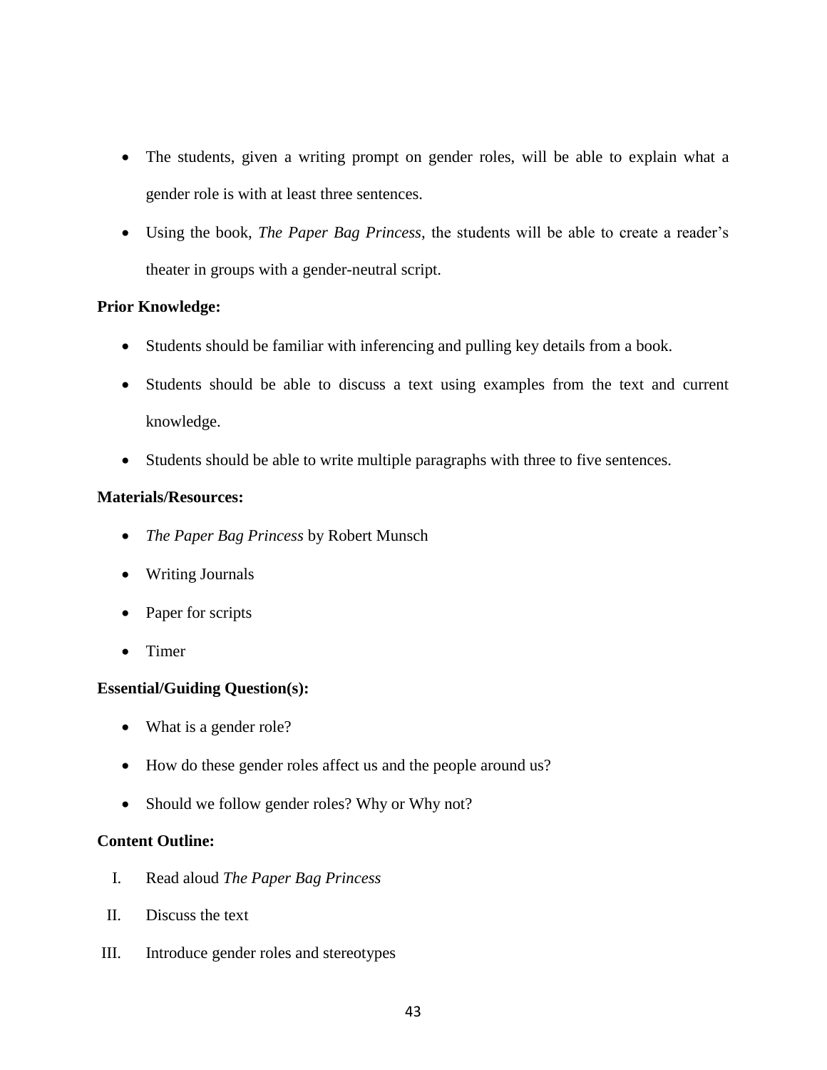- The students, given a writing prompt on gender roles, will be able to explain what a gender role is with at least three sentences.
- Using the book, *The Paper Bag Princess,* the students will be able to create a reader's theater in groups with a gender-neutral script.

**Prior Knowledge:**

- Students should be familiar with inferencing and pulling key details from a book.
- Students should be able to discuss a text using examples from the text and current knowledge.
- Students should be able to write multiple paragraphs with three to five sentences.

**Materials/Resources:**

- *The Paper Bag Princess* by Robert Munsch
- Writing Journals
- Paper for scripts
- Timer

**Essential/Guiding Question(s):**

- What is a gender role?
- How do these gender roles affect us and the people around us?
- Should we follow gender roles? Why or Why not?

**Content Outline:**

I. Read aloud *The Paper Bag Princess*

II. Discuss the text

III. Introduce gender roles and stereotypes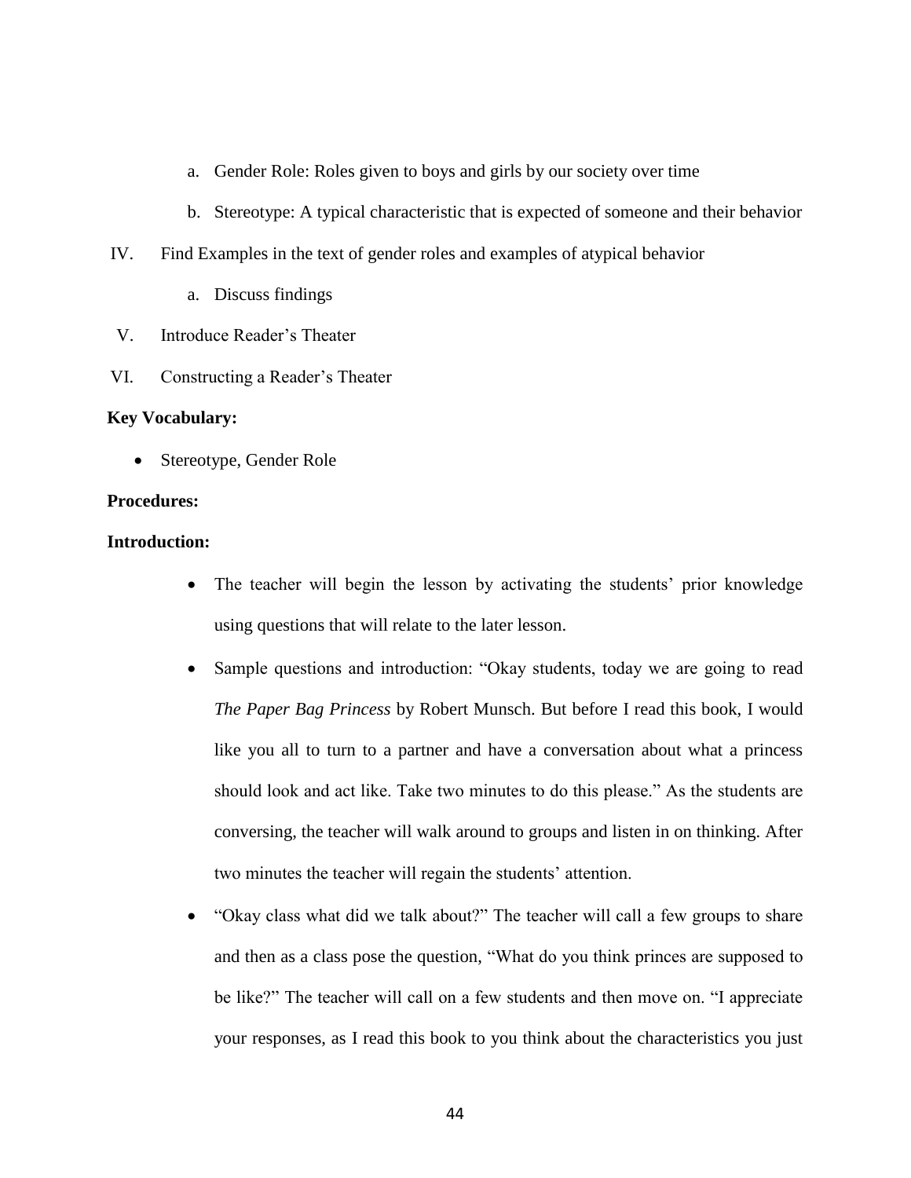a. Gender Role: Roles given to boys and girls by our society over time
   b. Stereotype: A typical characteristic that is expected of someone and their behavior

IV. Find Examples in the text of gender roles and examples of atypical behavior
   a. Discuss findings

V. Introduce Reader's Theater

VI. Constructing a Reader's Theater

**Key Vocabulary:**

- Stereotype, Gender Role

**Procedures:**

**Introduction:**

- The teacher will begin the lesson by activating the students' prior knowledge using questions that will relate to the later lesson.
- Sample questions and introduction: "Okay students, today we are going to read *The Paper Bag Princess* by Robert Munsch. But before I read this book, I would like you all to turn to a partner and have a conversation about what a princess should look and act like. Take two minutes to do this please." As the students are conversing, the teacher will walk around to groups and listen in on thinking. After two minutes the teacher will regain the students' attention.
- "Okay class what did we talk about?" The teacher will call a few groups to share and then as a class pose the question, "What do you think princes are supposed to be like?" The teacher will call on a few students and then move on. "I appreciate your responses, as I read this book to you think about the characteristics you just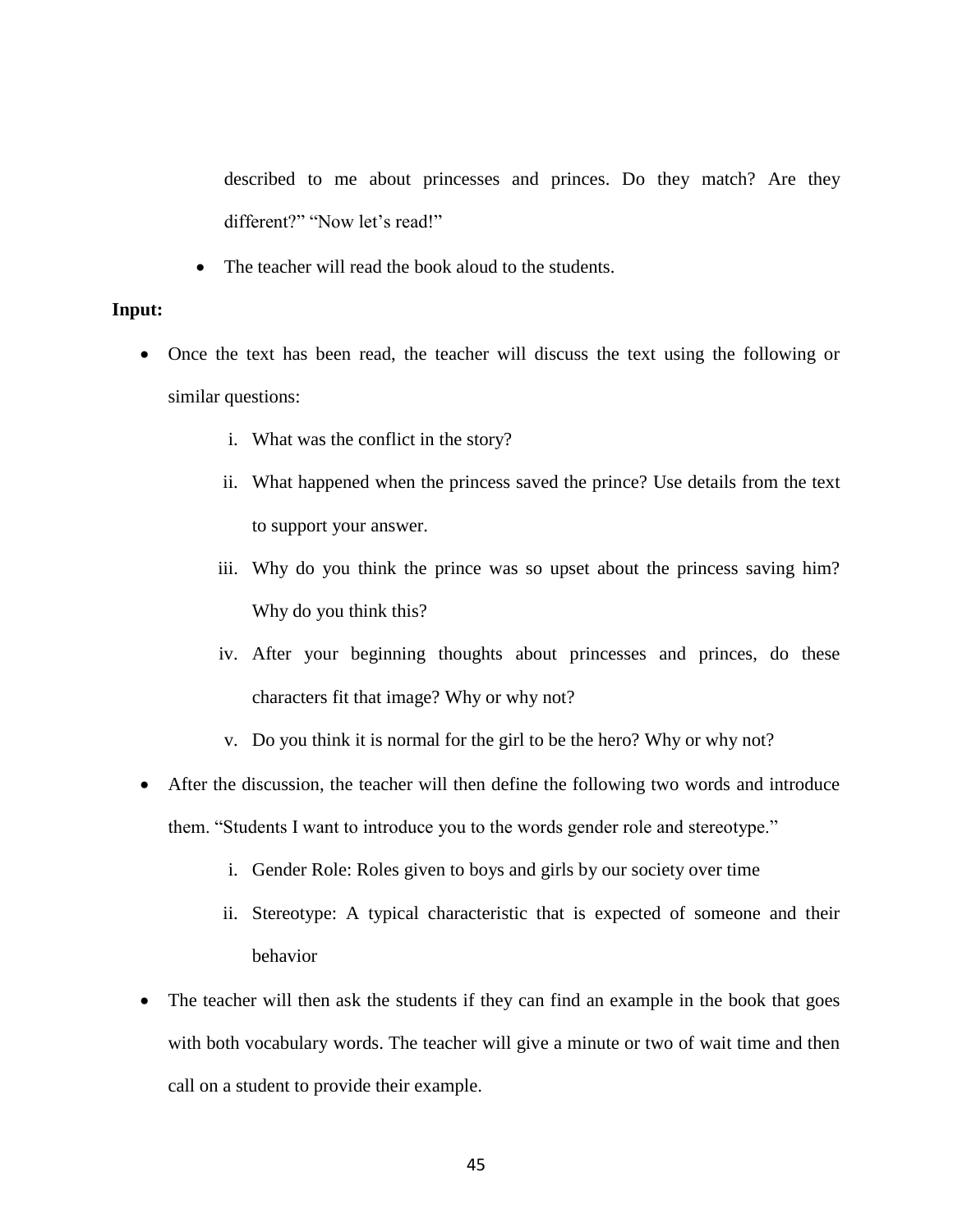described to me about princesses and princes. Do they match? Are they different?" "Now let's read!"

- The teacher will read the book aloud to the students.

**Input:**

- Once the text has been read, the teacher will discuss the text using the following or similar questions:
    i. What was the conflict in the story?
    ii. What happened when the princess saved the prince? Use details from the text to support your answer.
    iii. Why do you think the prince was so upset about the princess saving him? Why do you think this?
    iv. After your beginning thoughts about princesses and princes, do these characters fit that image? Why or why not?
    v. Do you think it is normal for the girl to be the hero? Why or why not?
- After the discussion, the teacher will then define the following two words and introduce them. "Students I want to introduce you to the words gender role and stereotype."
    i. Gender Role: Roles given to boys and girls by our society over time
    ii. Stereotype: A typical characteristic that is expected of someone and their behavior
- The teacher will then ask the students if they can find an example in the book that goes with both vocabulary words. The teacher will give a minute or two of wait time and then call on a student to provide their example.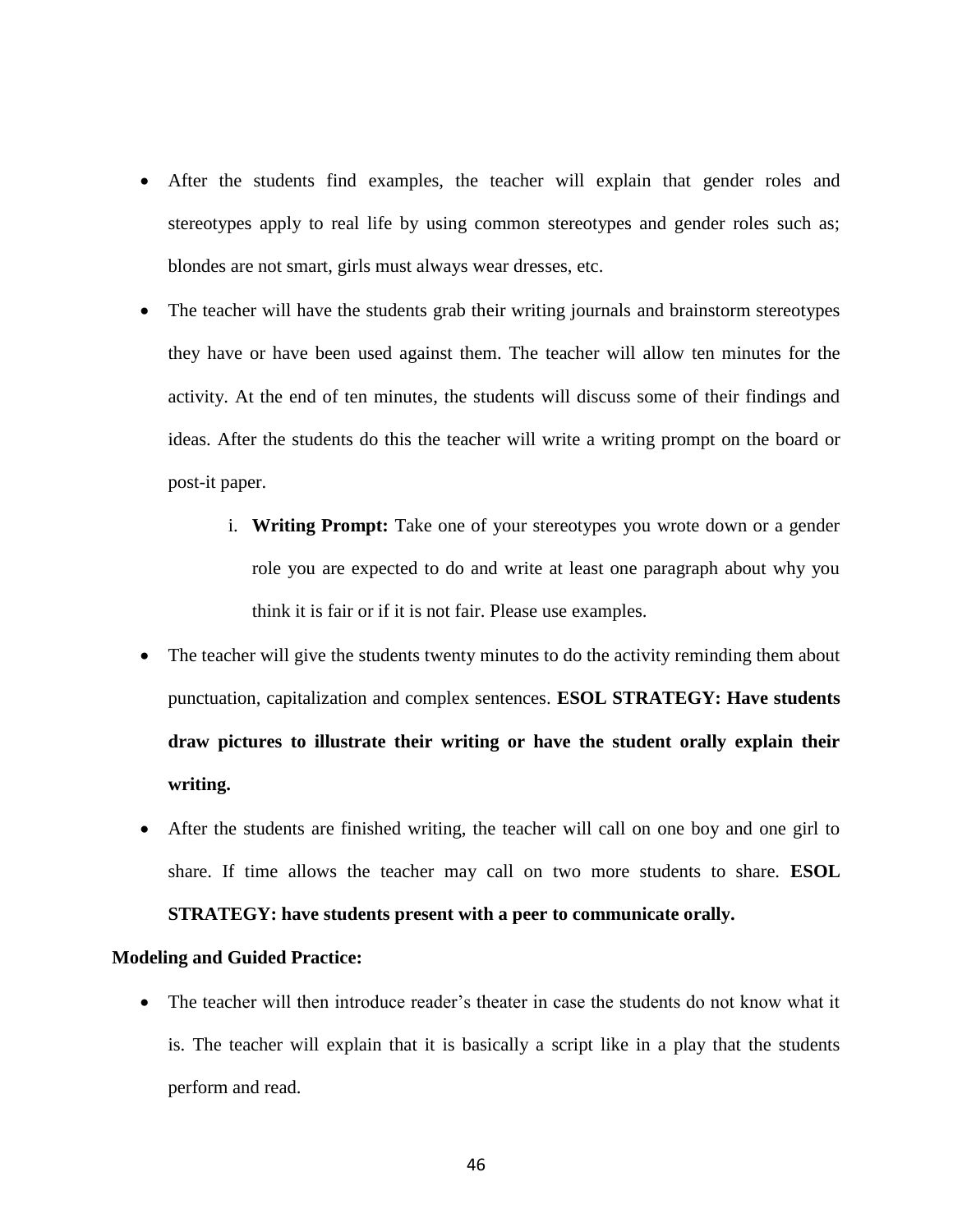- After the students find examples, the teacher will explain that gender roles and stereotypes apply to real life by using common stereotypes and gender roles such as; blondes are not smart, girls must always wear dresses, etc.
- The teacher will have the students grab their writing journals and brainstorm stereotypes they have or have been used against them. The teacher will allow ten minutes for the activity. At the end of ten minutes, the students will discuss some of their findings and ideas. After the students do this the teacher will write a writing prompt on the board or post-it paper.
    1. **Writing Prompt:** Take one of your stereotypes you wrote down or a gender role you are expected to do and write at least one paragraph about why you think it is fair or if it is not fair. Please use examples.
- The teacher will give the students twenty minutes to do the activity reminding them about punctuation, capitalization and complex sentences. **ESOL STRATEGY: Have students draw pictures to illustrate their writing or have the student orally explain their writing.**
- After the students are finished writing, the teacher will call on one boy and one girl to share. If time allows the teacher may call on two more students to share. **ESOL STRATEGY: have students present with a peer to communicate orally.**

**Modeling and Guided Practice:**

- The teacher will then introduce reader's theater in case the students do not know what it is. The teacher will explain that it is basically a script like in a play that the students perform and read.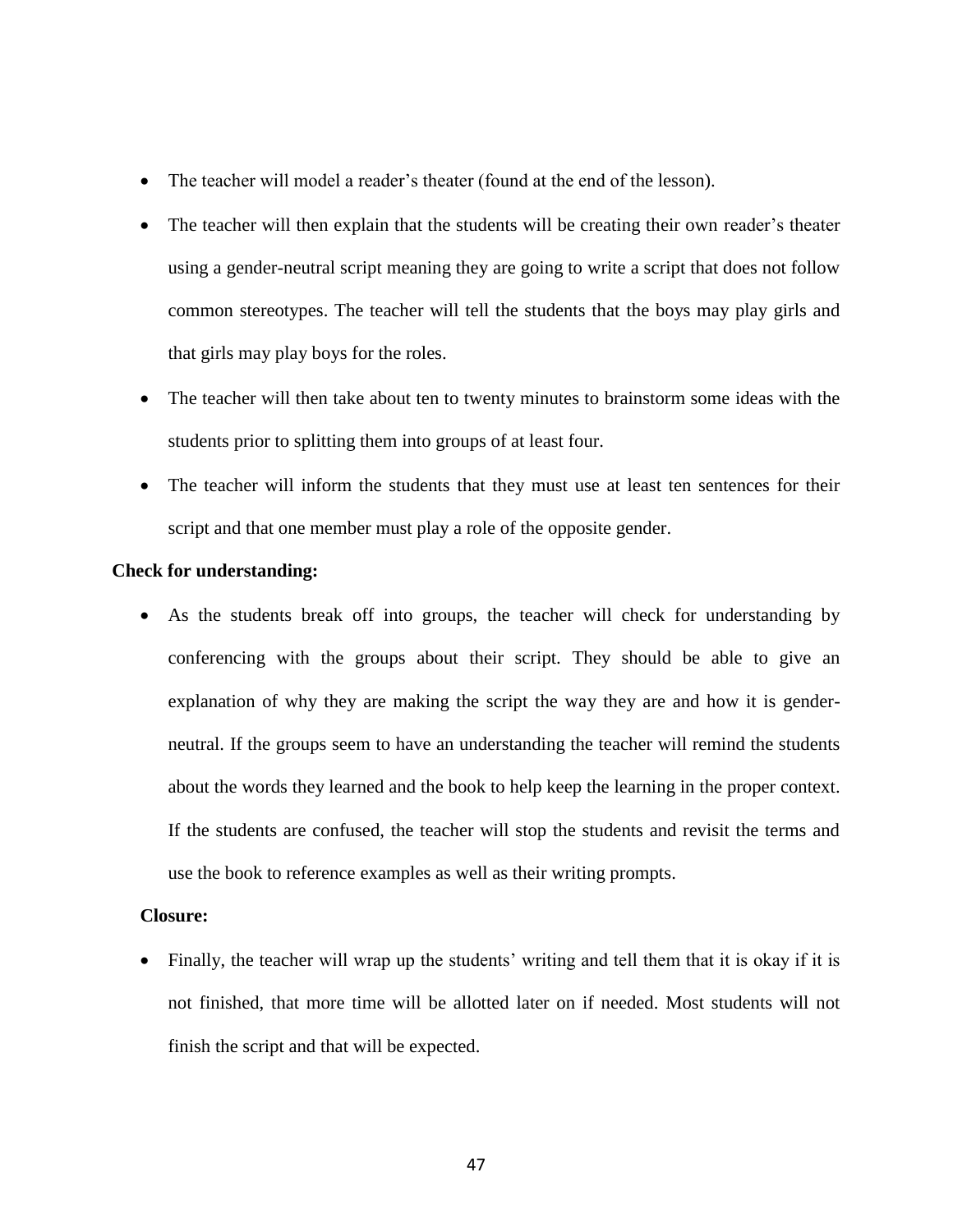- The teacher will model a reader's theater (found at the end of the lesson).
- The teacher will then explain that the students will be creating their own reader's theater using a gender-neutral script meaning they are going to write a script that does not follow common stereotypes. The teacher will tell the students that the boys may play girls and that girls may play boys for the roles.
- The teacher will then take about ten to twenty minutes to brainstorm some ideas with the students prior to splitting them into groups of at least four.
- The teacher will inform the students that they must use at least ten sentences for their script and that one member must play a role of the opposite gender.

**Check for understanding:**

- As the students break off into groups, the teacher will check for understanding by conferencing with the groups about their script. They should be able to give an explanation of why they are making the script the way they are and how it is gender-neutral. If the groups seem to have an understanding the teacher will remind the students about the words they learned and the book to help keep the learning in the proper context. If the students are confused, the teacher will stop the students and revisit the terms and use the book to reference examples as well as their writing prompts.

**Closure:**

- Finally, the teacher will wrap up the students' writing and tell them that it is okay if it is not finished, that more time will be allotted later on if needed. Most students will not finish the script and that will be expected.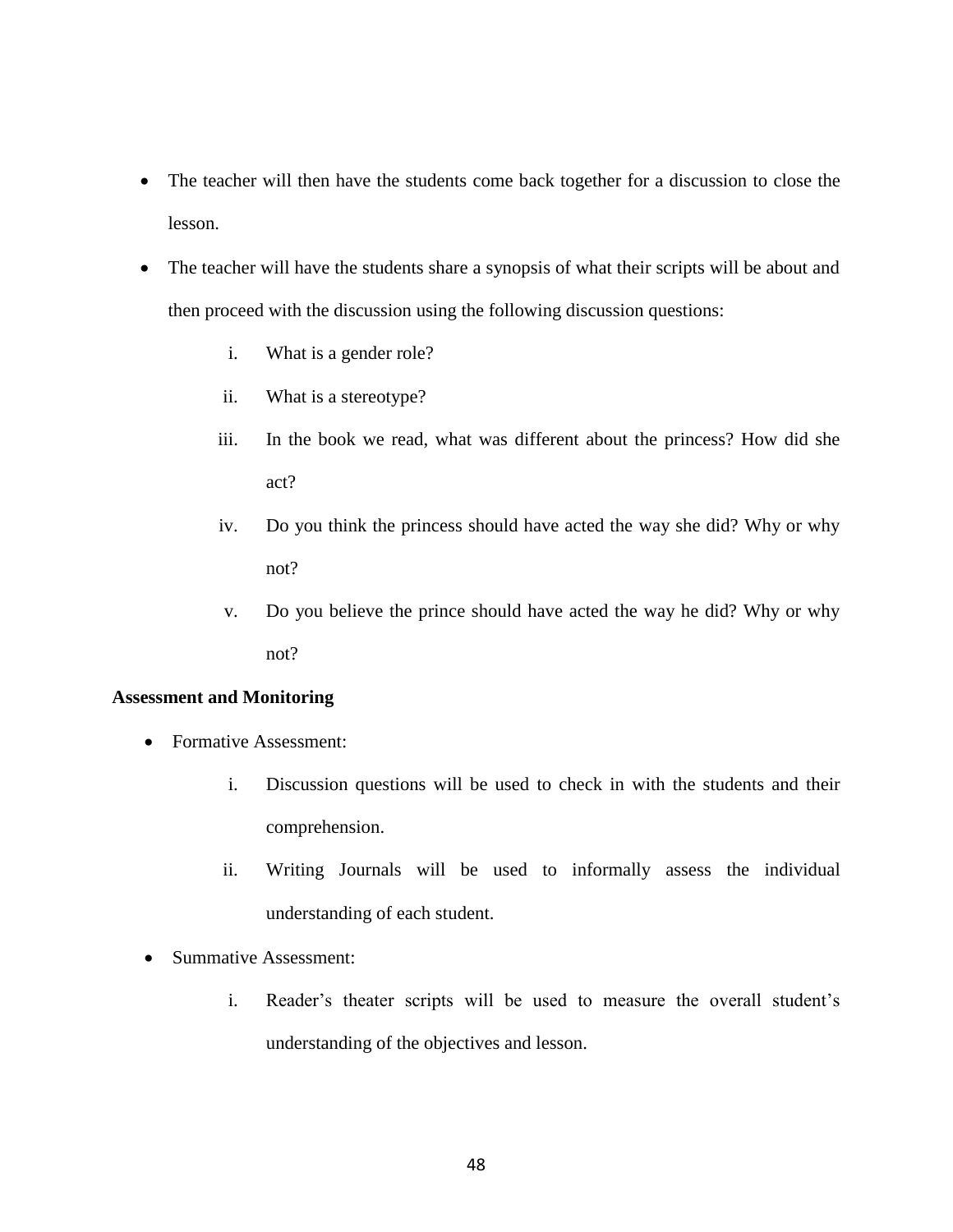- The teacher will then have the students come back together for a discussion to close the lesson.
- The teacher will have the students share a synopsis of what their scripts will be about and then proceed with the discussion using the following discussion questions:
    - i. What is a gender role?
    - ii. What is a stereotype?
    - iii. In the book we read, what was different about the princess? How did she act?
    - iv. Do you think the princess should have acted the way she did? Why or why not?
    - v. Do you believe the prince should have acted the way he did? Why or why not?

**Assessment and Monitoring**

- Formative Assessment:
    - i. Discussion questions will be used to check in with the students and their comprehension.
    - ii. Writing Journals will be used to informally assess the individual understanding of each student.
- Summative Assessment:
    - i. Reader's theater scripts will be used to measure the overall student's understanding of the objectives and lesson.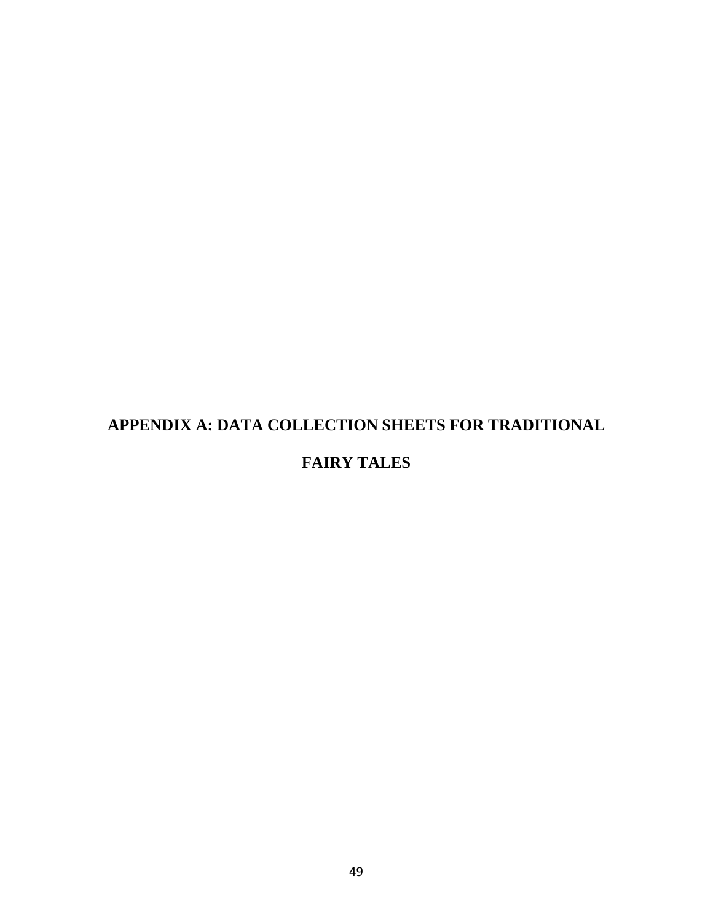# APPENDIX A: DATA COLLECTION SHEETS FOR TRADITIONAL FAIRY TALES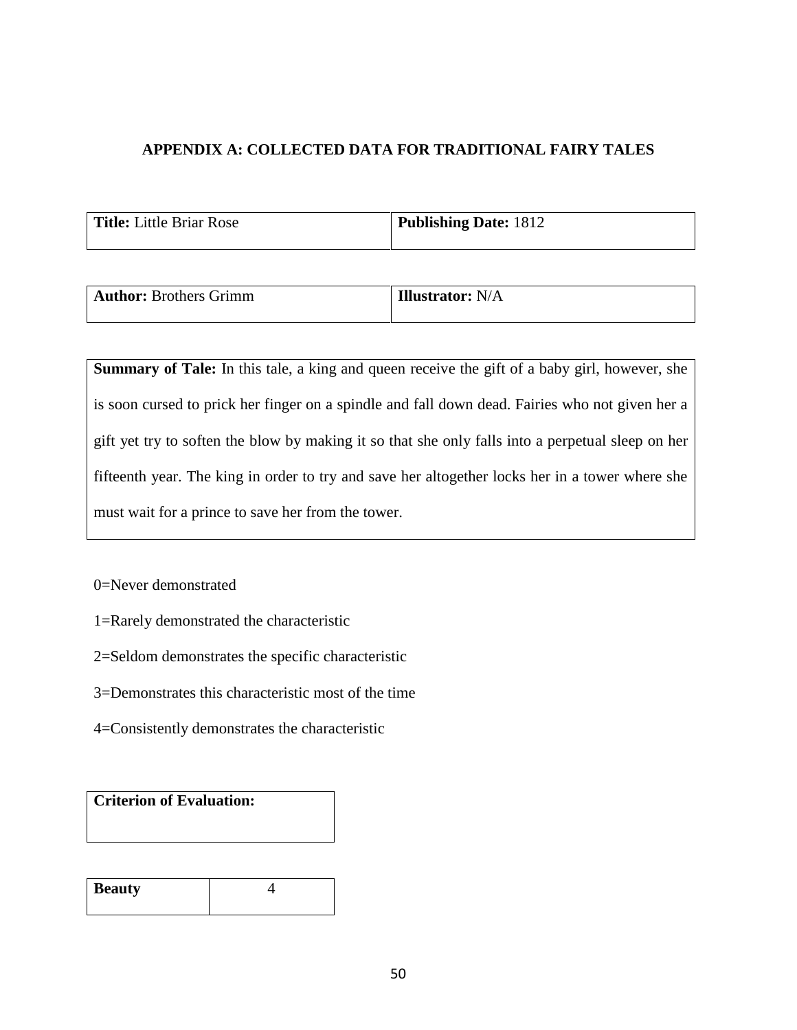## APPENDIX A: COLLECTED DATA FOR TRADITIONAL FAIRY TALES

| | |
|---|---|
| **Title:** Little Briar Rose | **Publishing Date:** 1812 |

| | |
|---|---|
| **Author:** Brothers Grimm | **Illustrator:** N/A |

| |
|---|
| **Summary of Tale:** In this tale, a king and queen receive the gift of a baby girl, however, she is soon cursed to prick her finger on a spindle and fall down dead. Fairies who not given her a gift yet try to soften the blow by making it so that she only falls into a perpetual sleep on her fifteenth year. The king in order to try and save her altogether locks her in a tower where she must wait for a prince to save her from the tower. |

0=Never demonstrated

1=Rarely demonstrated the characteristic

2=Seldom demonstrates the specific characteristic

3=Demonstrates this characteristic most of the time

4=Consistently demonstrates the characteristic

| |
|---|
| **Criterion of Evaluation:** |

| | |
|---|---|
| **Beauty** | 4 |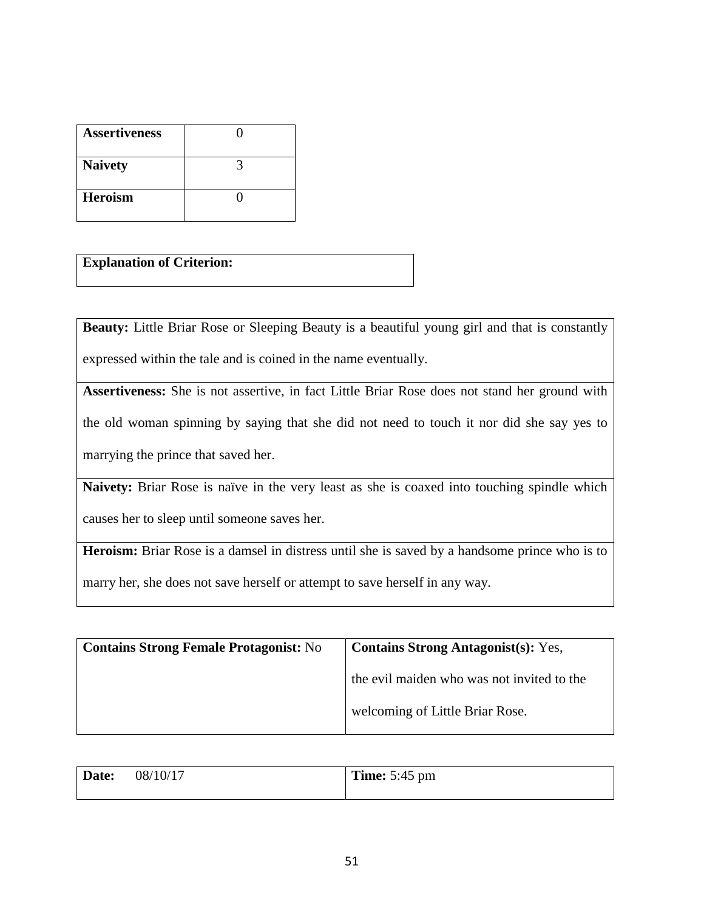| | |
|---|---|
| **Assertiveness** | 0 |
| **Naivety** | 3 |
| **Heroism** | 0 |

| **Explanation of Criterion:** |
|---|

| |
|---|
| **Beauty:** Little Briar Rose or Sleeping Beauty is a beautiful young girl and that is constantly expressed within the tale and is coined in the name eventually. |
| **Assertiveness:** She is not assertive, in fact Little Briar Rose does not stand her ground with the old woman spinning by saying that she did not need to touch it nor did she say yes to marrying the prince that saved her. |
| **Naivety:** Briar Rose is naïve in the very least as she is coaxed into touching spindle which causes her to sleep until someone saves her. |
| **Heroism:** Briar Rose is a damsel in distress until she is saved by a handsome prince who is to marry her, she does not save herself or attempt to save herself in any way. |

| **Contains Strong Female Protagonist:** No | **Contains Strong Antagonist(s):** Yes, the evil maiden who was not invited to the welcoming of Little Briar Rose. |
|---|---|

| **Date:** 08/10/17 | **Time:** 5:45 pm |
|---|---|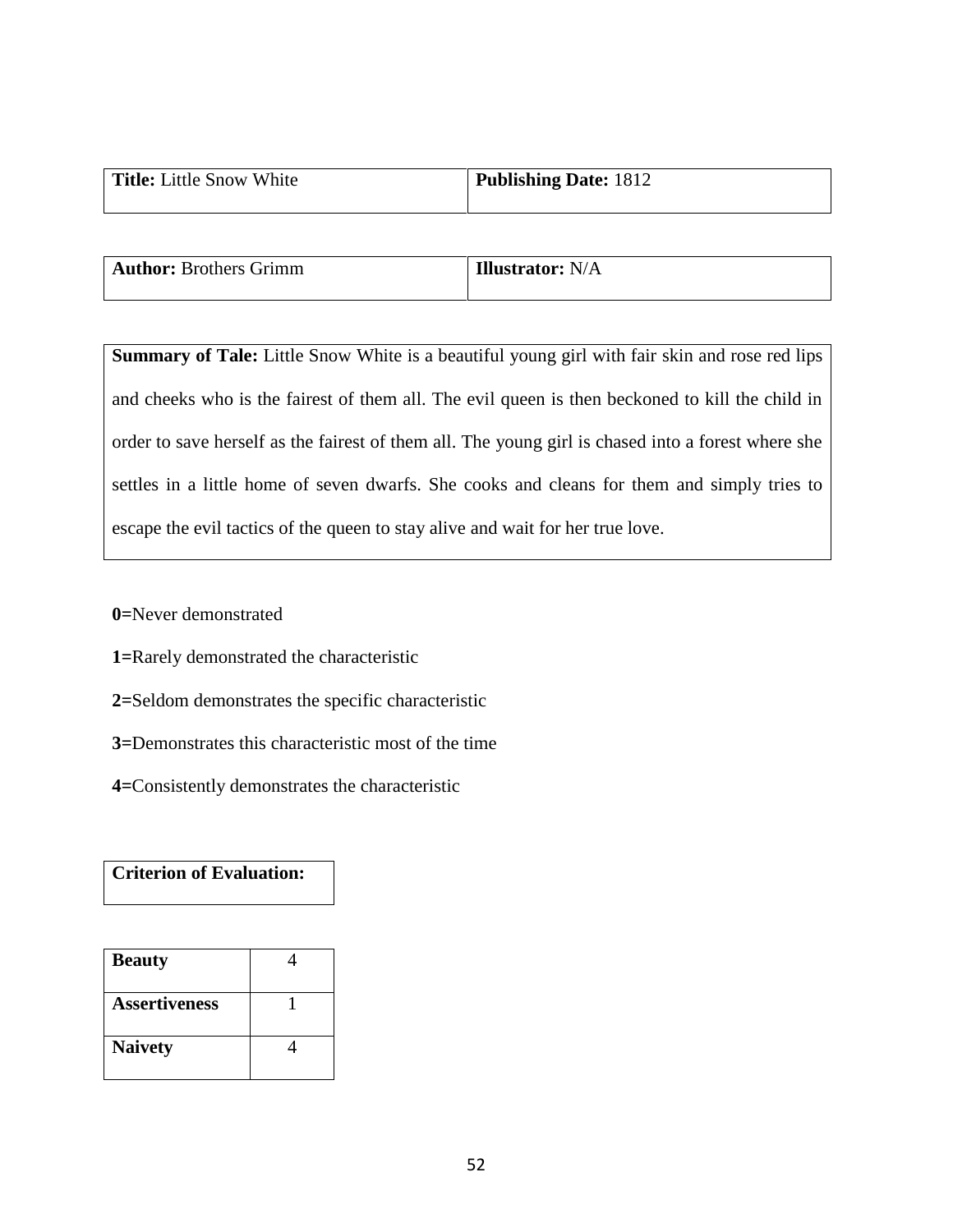| | |
|---|---|
| **Title:** Little Snow White | **Publishing Date:** 1812 |

| | |
|---|---|
| **Author:** Brothers Grimm | **Illustrator:** N/A |

**Summary of Tale:** Little Snow White is a beautiful young girl with fair skin and rose red lips and cheeks who is the fairest of them all. The evil queen is then beckoned to kill the child in order to save herself as the fairest of them all. The young girl is chased into a forest where she settles in a little home of seven dwarfs. She cooks and cleans for them and simply tries to escape the evil tactics of the queen to stay alive and wait for her true love.

**0=**Never demonstrated

**1=**Rarely demonstrated the characteristic

**2=**Seldom demonstrates the specific characteristic

**3=**Demonstrates this characteristic most of the time

**4=**Consistently demonstrates the characteristic

**Criterion of Evaluation:**

| | |
|---|---|
| **Beauty** | 4 |
| **Assertiveness** | 1 |
| **Naivety** | 4 |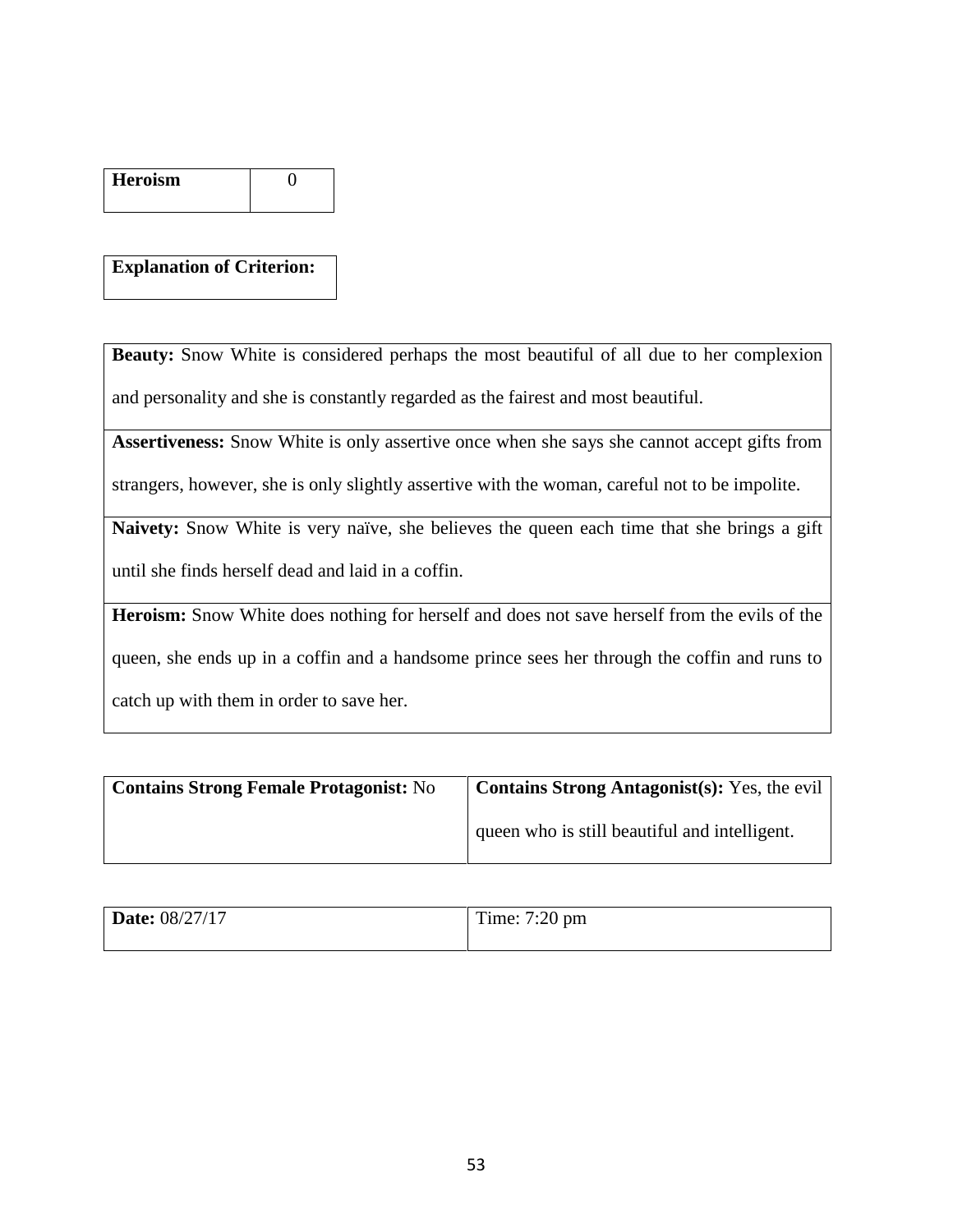| | |
|---|---|
| **Heroism** | 0 |

| |
|---|
| **Explanation of Criterion:** |

| |
|---|
| **Beauty:** Snow White is considered perhaps the most beautiful of all due to her complexion and personality and she is constantly regarded as the fairest and most beautiful. |
| **Assertiveness:** Snow White is only assertive once when she says she cannot accept gifts from strangers, however, she is only slightly assertive with the woman, careful not to be impolite. |
| **Naivety:** Snow White is very naïve, she believes the queen each time that she brings a gift until she finds herself dead and laid in a coffin. |
| **Heroism:** Snow White does nothing for herself and does not save herself from the evils of the queen, she ends up in a coffin and a handsome prince sees her through the coffin and runs to catch up with them in order to save her. |

| | |
|---|---|
| **Contains Strong Female Protagonist:** No | **Contains Strong Antagonist(s):** Yes, the evil queen who is still beautiful and intelligent. |

| | |
|---|---|
| **Date:** 08/27/17 | Time: 7:20 pm |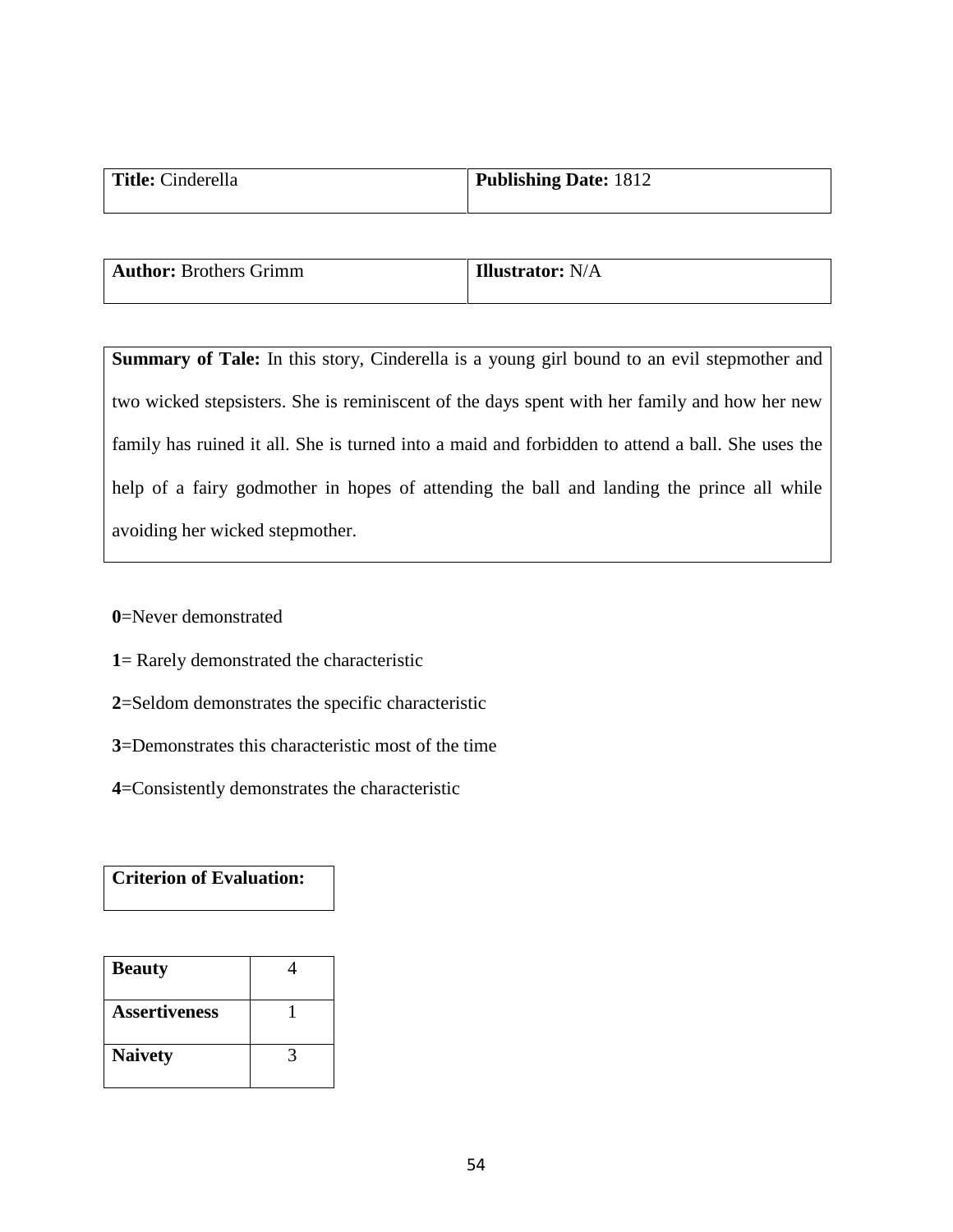| | |
|---|---|
| **Title:** Cinderella | **Publishing Date:** 1812 |

| | |
|---|---|
| **Author:** Brothers Grimm | **Illustrator:** N/A |

| |
|---|
| **Summary of Tale:** In this story, Cinderella is a young girl bound to an evil stepmother and two wicked stepsisters. She is reminiscent of the days spent with her family and how her new family has ruined it all. She is turned into a maid and forbidden to attend a ball. She uses the help of a fairy godmother in hopes of attending the ball and landing the prince all while avoiding her wicked stepmother. |

**0**=Never demonstrated

**1**= Rarely demonstrated the characteristic

**2**=Seldom demonstrates the specific characteristic

**3**=Demonstrates this characteristic most of the time

**4**=Consistently demonstrates the characteristic

| |
|---|
| **Criterion of Evaluation:** |

| | |
|---|---|
| **Beauty** | 4 |
| **Assertiveness** | 1 |
| **Naivety** | 3 |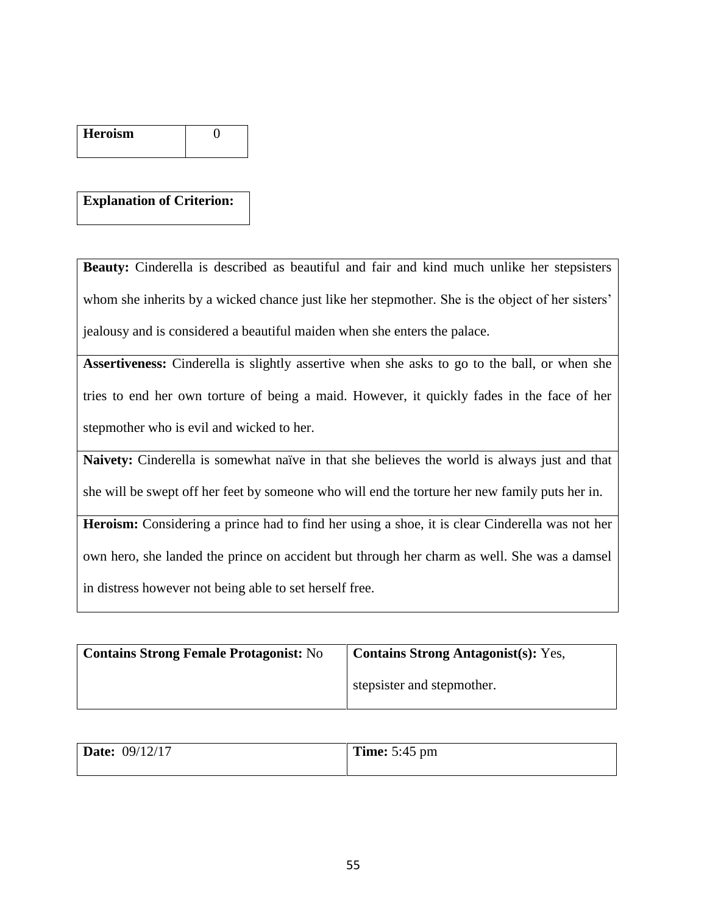| | |
|---|---|
| **Heroism** | 0 |

| |
|---|
| **Explanation of Criterion:** |

| |
|---|
| **Beauty:** Cinderella is described as beautiful and fair and kind much unlike her stepsisters whom she inherits by a wicked chance just like her stepmother. She is the object of her sisters' jealousy and is considered a beautiful maiden when she enters the palace. |
| **Assertiveness:** Cinderella is slightly assertive when she asks to go to the ball, or when she tries to end her own torture of being a maid. However, it quickly fades in the face of her stepmother who is evil and wicked to her. |
| **Naivety:** Cinderella is somewhat naïve in that she believes the world is always just and that she will be swept off her feet by someone who will end the torture her new family puts her in. |
| **Heroism:** Considering a prince had to find her using a shoe, it is clear Cinderella was not her own hero, she landed the prince on accident but through her charm as well. She was a damsel in distress however not being able to set herself free. |

| | |
|---|---|
| **Contains Strong Female Protagonist:** No | **Contains Strong Antagonist(s):** Yes, stepsister and stepmother. |

| | |
|---|---|
| **Date:** 09/12/17 | **Time:** 5:45 pm |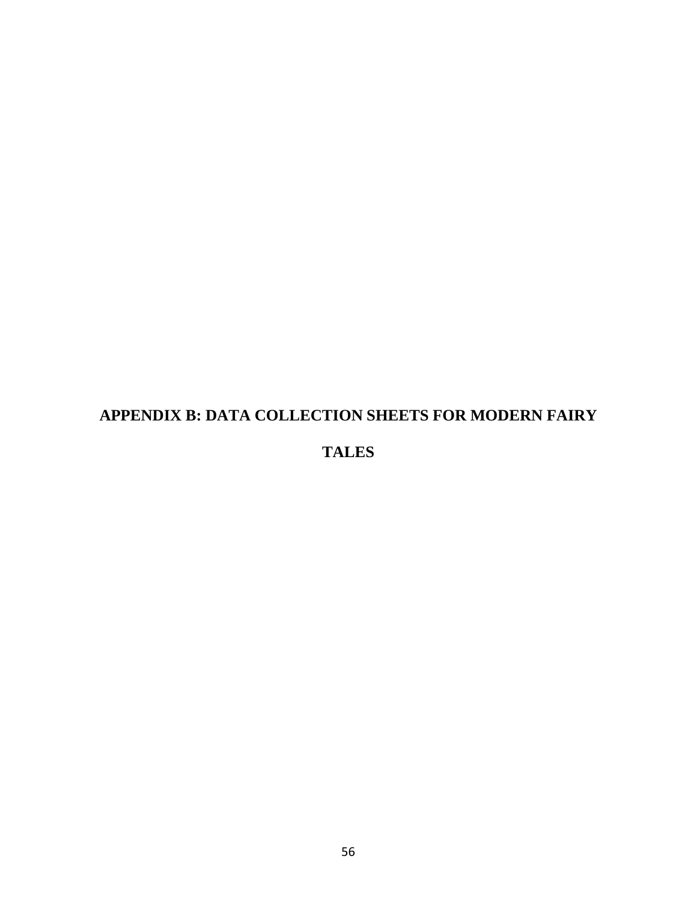# APPENDIX B: DATA COLLECTION SHEETS FOR MODERN FAIRY TALES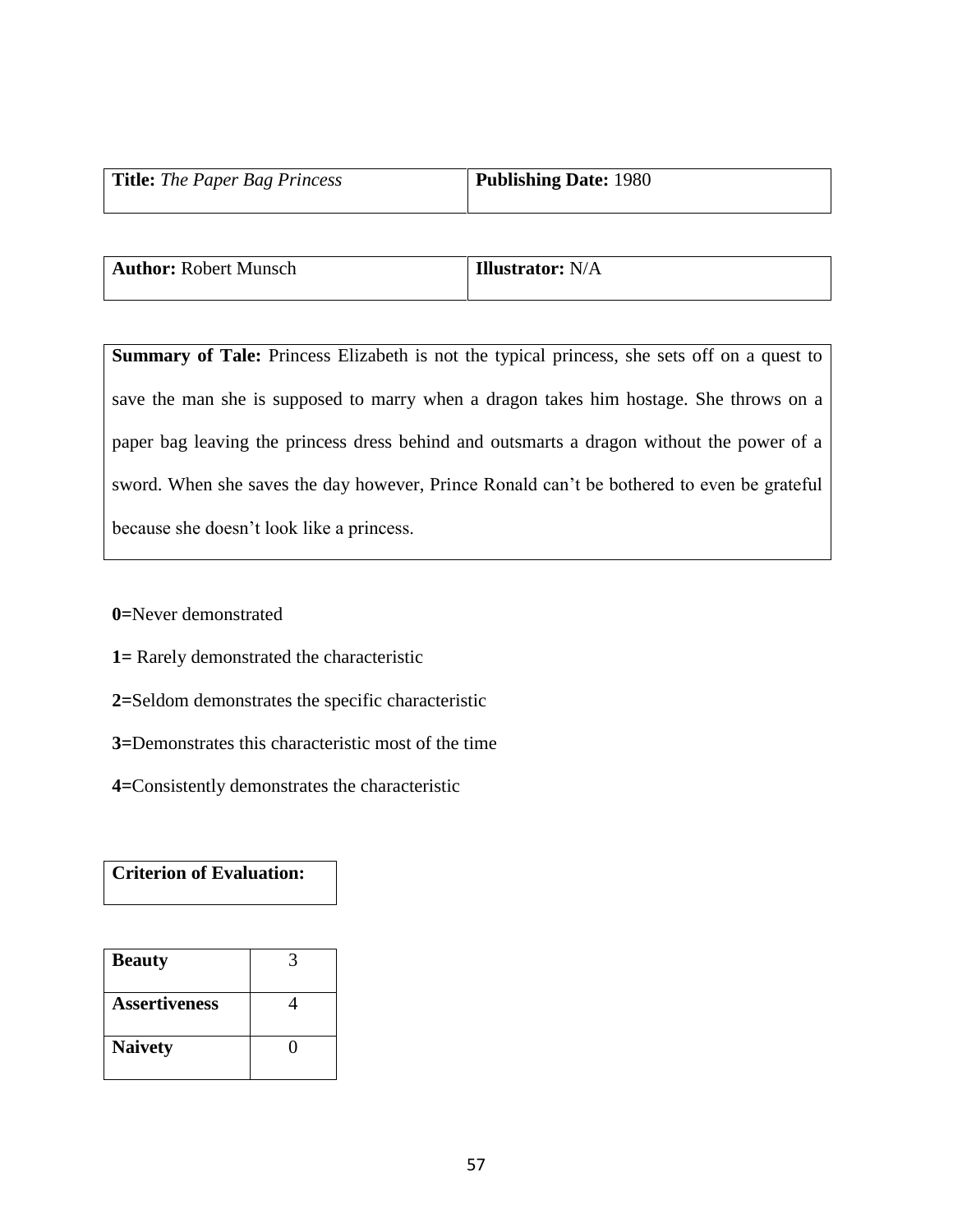| | |
|---|---|
| **Title:** *The Paper Bag Princess* | **Publishing Date:** 1980 |

| | |
|---|---|
| **Author:** Robert Munsch | **Illustrator:** N/A |

| |
|---|
| **Summary of Tale:** Princess Elizabeth is not the typical princess, she sets off on a quest to save the man she is supposed to marry when a dragon takes him hostage. She throws on a paper bag leaving the princess dress behind and outsmarts a dragon without the power of a sword. When she saves the day however, Prince Ronald can't be bothered to even be grateful because she doesn't look like a princess. |

**0=**Never demonstrated

**1=** Rarely demonstrated the characteristic

**2=**Seldom demonstrates the specific characteristic

**3=**Demonstrates this characteristic most of the time

**4=**Consistently demonstrates the characteristic

| |
|---|
| **Criterion of Evaluation:** |

| | |
|---|---|
| **Beauty** | 3 |
| **Assertiveness** | 4 |
| **Naivety** | 0 |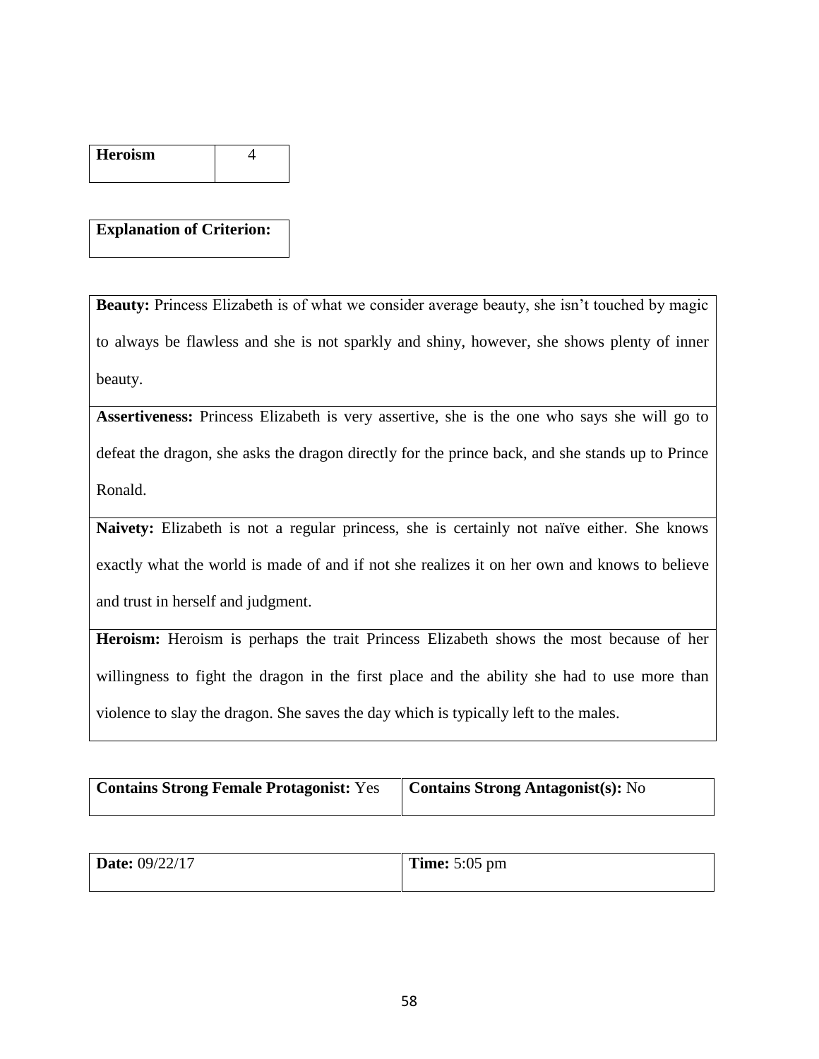| | |
|---|---|
| **Heroism** | 4 |

| |
|---|
| **Explanation of Criterion:** |

| |
|---|
| **Beauty:** Princess Elizabeth is of what we consider average beauty, she isn't touched by magic to always be flawless and she is not sparkly and shiny, however, she shows plenty of inner beauty. |
| **Assertiveness:** Princess Elizabeth is very assertive, she is the one who says she will go to defeat the dragon, she asks the dragon directly for the prince back, and she stands up to Prince Ronald. |
| **Naivety:** Elizabeth is not a regular princess, she is certainly not naïve either. She knows exactly what the world is made of and if not she realizes it on her own and knows to believe and trust in herself and judgment. |
| **Heroism:** Heroism is perhaps the trait Princess Elizabeth shows the most because of her willingness to fight the dragon in the first place and the ability she had to use more than violence to slay the dragon. She saves the day which is typically left to the males. |

| | |
|---|---|
| **Contains Strong Female Protagonist:** Yes | **Contains Strong Antagonist(s):** No |

| | |
|---|---|
| **Date:** 09/22/17 | **Time:** 5:05 pm |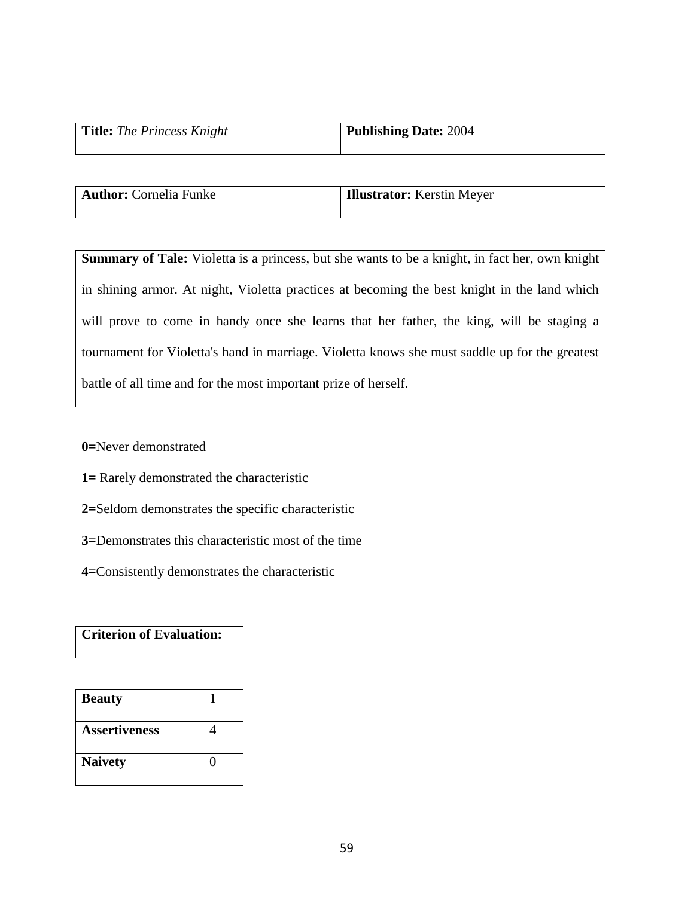| | |
|---|---|
| **Title:** *The Princess Knight* | **Publishing Date:** 2004 |

| | |
|---|---|
| **Author:** Cornelia Funke | **Illustrator:** Kerstin Meyer |

| |
|---|
| **Summary of Tale:** Violetta is a princess, but she wants to be a knight, in fact her, own knight in shining armor. At night, Violetta practices at becoming the best knight in the land which will prove to come in handy once she learns that her father, the king, will be staging a tournament for Violetta's hand in marriage. Violetta knows she must saddle up for the greatest battle of all time and for the most important prize of herself. |

**0=**Never demonstrated

**1=** Rarely demonstrated the characteristic

**2=**Seldom demonstrates the specific characteristic

**3=**Demonstrates this characteristic most of the time

**4=**Consistently demonstrates the characteristic

| |
|---|
| **Criterion of Evaluation:** |

| | |
|---|---|
| **Beauty** | 1 |
| **Assertiveness** | 4 |
| **Naivety** | 0 |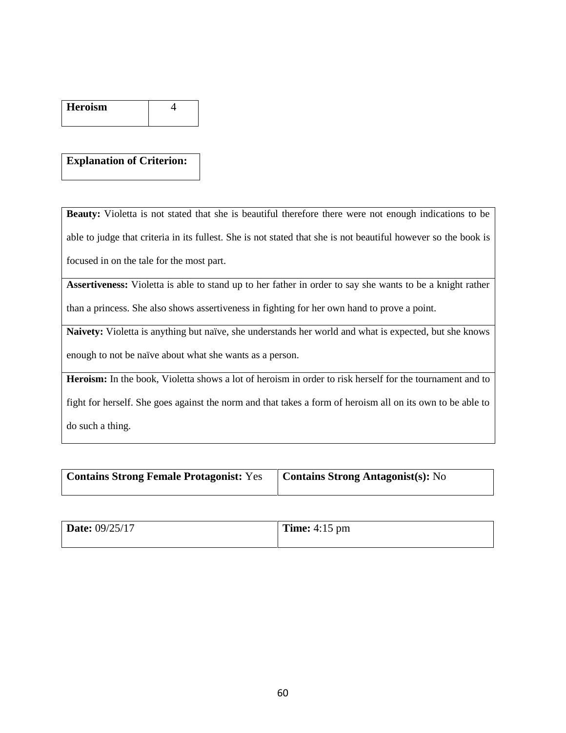| | |
|---|---|
| **Heroism** | 4 |

| |
|---|
| **Explanation of Criterion:** |

| |
|---|
| **Beauty:** Violetta is not stated that she is beautiful therefore there were not enough indications to be able to judge that criteria in its fullest. She is not stated that she is not beautiful however so the book is focused in on the tale for the most part. |
| **Assertiveness:** Violetta is able to stand up to her father in order to say she wants to be a knight rather than a princess. She also shows assertiveness in fighting for her own hand to prove a point. |
| **Naivety:** Violetta is anything but naïve, she understands her world and what is expected, but she knows enough to not be naïve about what she wants as a person. |
| **Heroism:** In the book, Violetta shows a lot of heroism in order to risk herself for the tournament and to fight for herself. She goes against the norm and that takes a form of heroism all on its own to be able to do such a thing. |

| | |
|---|---|
| **Contains Strong Female Protagonist:** Yes | **Contains Strong Antagonist(s):** No |

| | |
|---|---|
| **Date:** 09/25/17 | **Time:** 4:15 pm |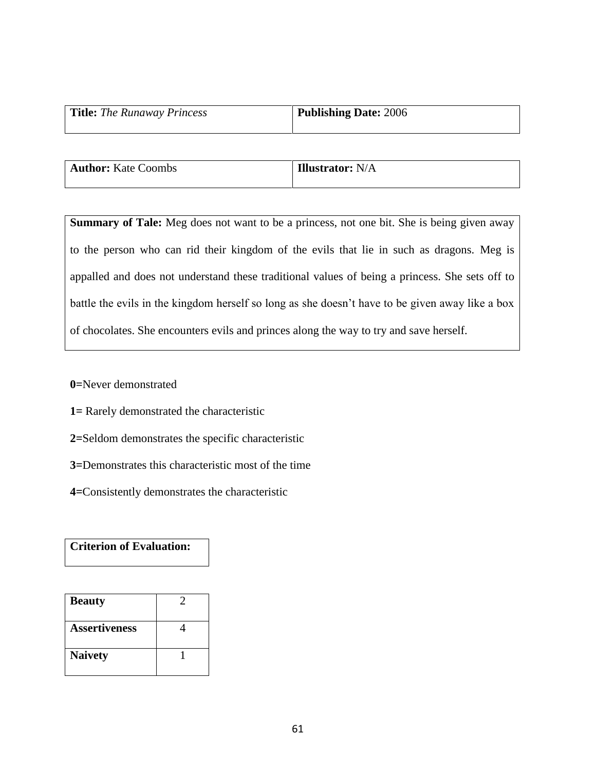| | |
|---|---|
| **Title:** *The Runaway Princess* | **Publishing Date:** 2006 |

| | |
|---|---|
| **Author:** Kate Coombs | **Illustrator:** N/A |

| |
|---|
| **Summary of Tale:** Meg does not want to be a princess, not one bit. She is being given away to the person who can rid their kingdom of the evils that lie in such as dragons. Meg is appalled and does not understand these traditional values of being a princess. She sets off to battle the evils in the kingdom herself so long as she doesn't have to be given away like a box of chocolates. She encounters evils and princes along the way to try and save herself. |

**0**=Never demonstrated

**1**= Rarely demonstrated the characteristic

**2**=Seldom demonstrates the specific characteristic

**3**=Demonstrates this characteristic most of the time

**4**=Consistently demonstrates the characteristic

| |
|---|
| **Criterion of Evaluation:** |

| | |
|---|---|
| **Beauty** | 2 |
| **Assertiveness** | 4 |
| **Naivety** | 1 |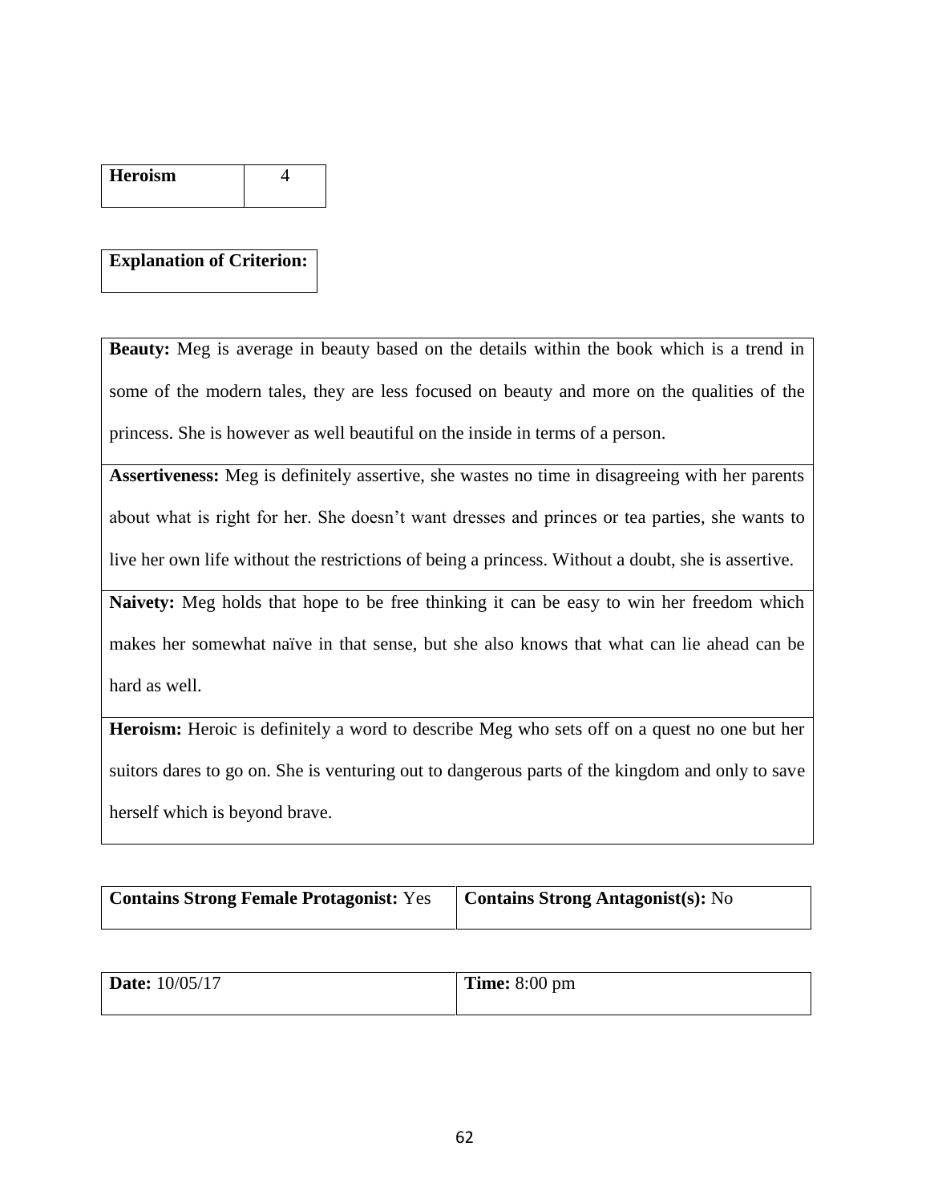| | |
|---|---|
| **Heroism** | 4 |

| |
|---|
| **Explanation of Criterion:** |

| |
|---|
| **Beauty:** Meg is average in beauty based on the details within the book which is a trend in some of the modern tales, they are less focused on beauty and more on the qualities of the princess. She is however as well beautiful on the inside in terms of a person. |
| **Assertiveness:** Meg is definitely assertive, she wastes no time in disagreeing with her parents about what is right for her. She doesn't want dresses and princes or tea parties, she wants to live her own life without the restrictions of being a princess. Without a doubt, she is assertive. |
| **Naivety:** Meg holds that hope to be free thinking it can be easy to win her freedom which makes her somewhat naïve in that sense, but she also knows that what can lie ahead can be hard as well. |
| **Heroism:** Heroic is definitely a word to describe Meg who sets off on a quest no one but her suitors dares to go on. She is venturing out to dangerous parts of the kingdom and only to save herself which is beyond brave. |

| | |
|---|---|
| **Contains Strong Female Protagonist:** Yes | **Contains Strong Antagonist(s):** No |

| | |
|---|---|
| **Date:** 10/05/17 | **Time:** 8:00 pm |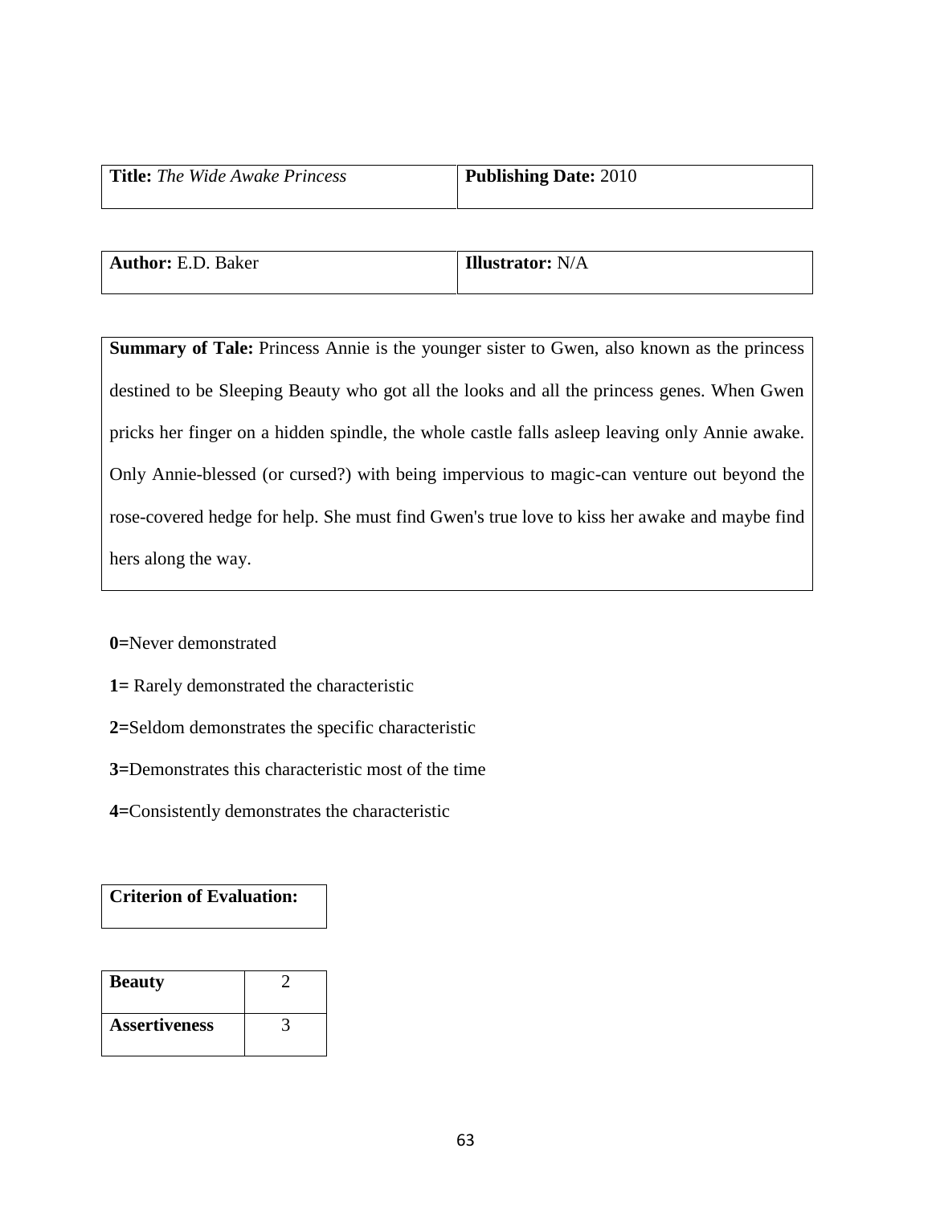| | |
|---|---|
| **Title:** *The Wide Awake Princess* | **Publishing Date:** 2010 |

| | |
|---|---|
| **Author:** E.D. Baker | **Illustrator:** N/A |

| |
|---|
| **Summary of Tale:** Princess Annie is the younger sister to Gwen, also known as the princess destined to be Sleeping Beauty who got all the looks and all the princess genes. When Gwen pricks her finger on a hidden spindle, the whole castle falls asleep leaving only Annie awake. Only Annie-blessed (or cursed?) with being impervious to magic-can venture out beyond the rose-covered hedge for help. She must find Gwen's true love to kiss her awake and maybe find hers along the way. |

**0=**Never demonstrated

**1=** Rarely demonstrated the characteristic

**2=**Seldom demonstrates the specific characteristic

**3=**Demonstrates this characteristic most of the time

**4=**Consistently demonstrates the characteristic

| |
|---|
| **Criterion of Evaluation:** |

| | |
|---|---|
| **Beauty** | 2 |
| **Assertiveness** | 3 |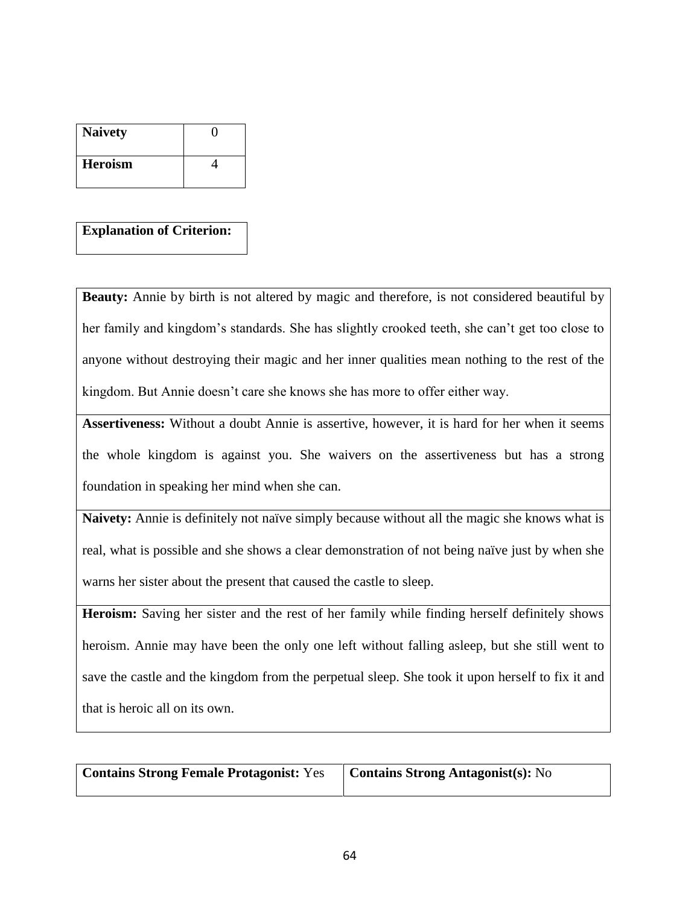| | |
|---|---|
| **Naivety** | 0 |
| **Heroism** | 4 |

| **Explanation of Criterion:** |
|---|

| |
|---|
| **Beauty:** Annie by birth is not altered by magic and therefore, is not considered beautiful by her family and kingdom's standards. She has slightly crooked teeth, she can't get too close to anyone without destroying their magic and her inner qualities mean nothing to the rest of the kingdom. But Annie doesn't care she knows she has more to offer either way. |
| **Assertiveness:** Without a doubt Annie is assertive, however, it is hard for her when it seems the whole kingdom is against you. She waivers on the assertiveness but has a strong foundation in speaking her mind when she can. |
| **Naivety:** Annie is definitely not naïve simply because without all the magic she knows what is real, what is possible and she shows a clear demonstration of not being naïve just by when she warns her sister about the present that caused the castle to sleep. |
| **Heroism:** Saving her sister and the rest of her family while finding herself definitely shows heroism. Annie may have been the only one left without falling asleep, but she still went to save the castle and the kingdom from the perpetual sleep. She took it upon herself to fix it and that is heroic all on its own. |

| **Contains Strong Female Protagonist:** Yes | **Contains Strong Antagonist(s):** No |
|---|---|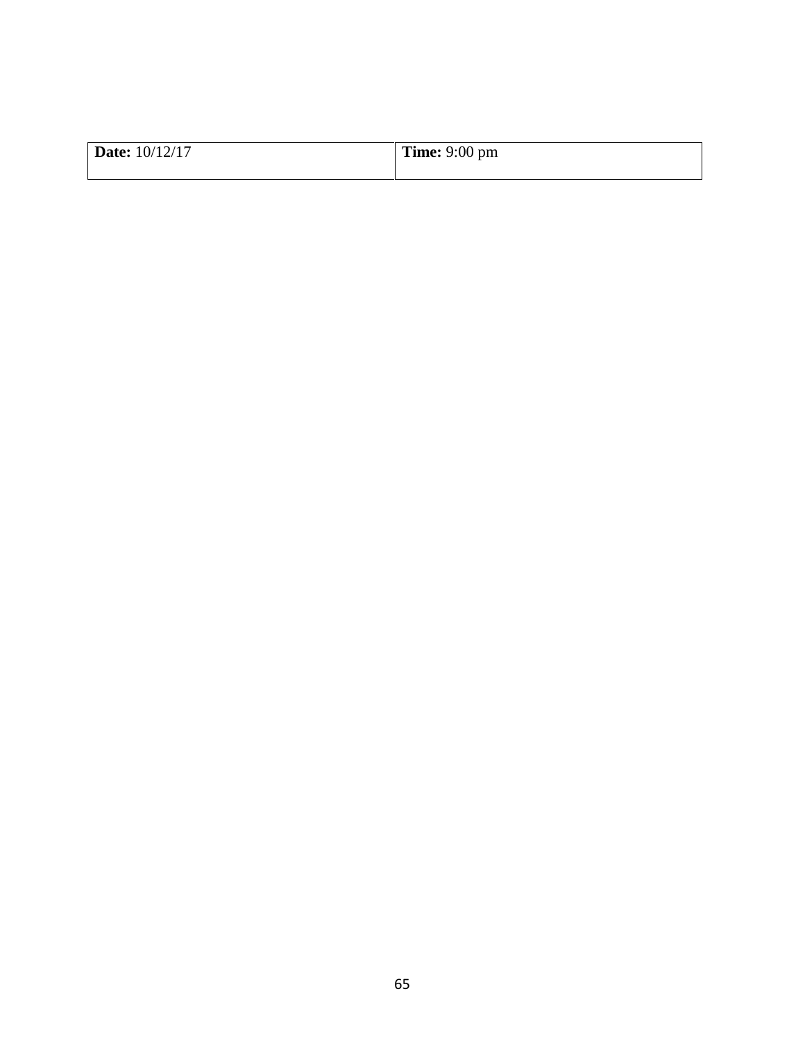| | |
|---|---|
| **Date:** 10/12/17 | **Time:** 9:00 pm |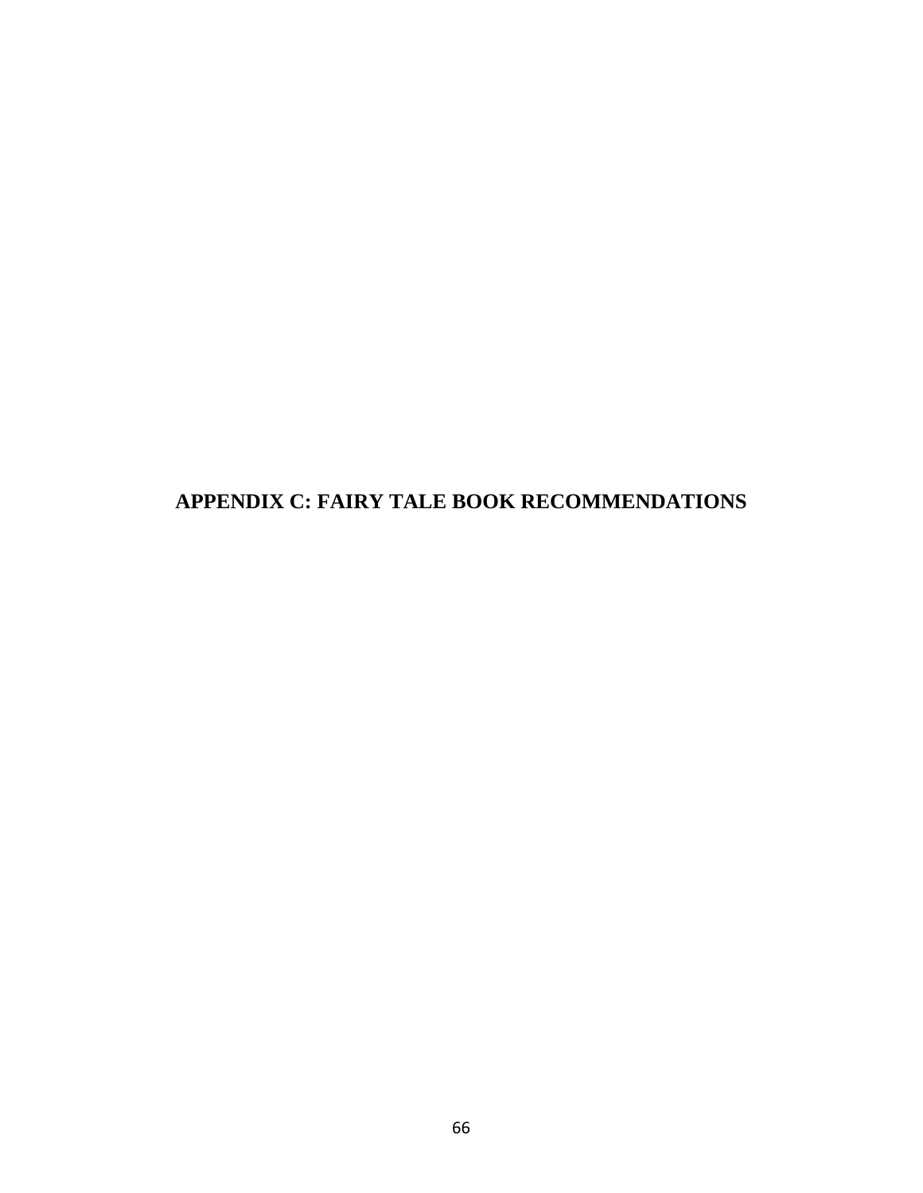# APPENDIX C: FAIRY TALE BOOK RECOMMENDATIONS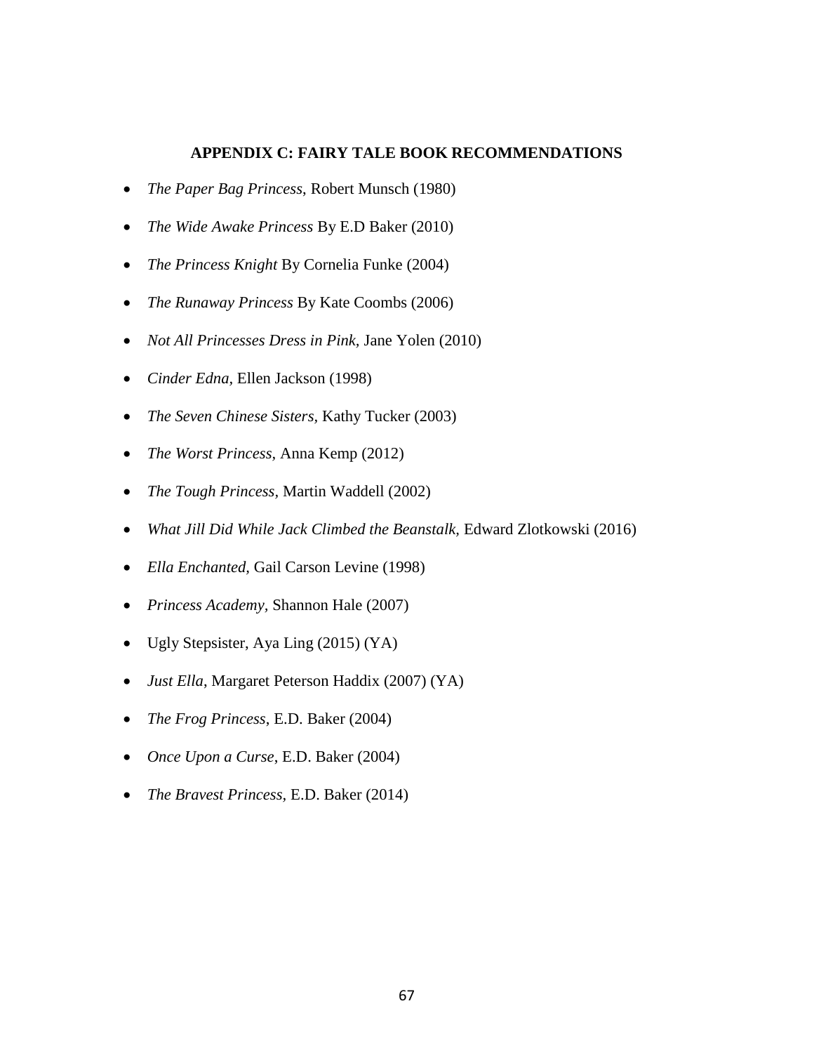## APPENDIX C: FAIRY TALE BOOK RECOMMENDATIONS

- *The Paper Bag Princess*, Robert Munsch (1980)
- *The Wide Awake Princess* By E.D Baker (2010)
- *The Princess Knight* By Cornelia Funke (2004)
- *The Runaway Princess* By Kate Coombs (2006)
- *Not All Princesses Dress in Pink,* Jane Yolen (2010)
- *Cinder Edna,* Ellen Jackson (1998)
- *The Seven Chinese Sisters*, Kathy Tucker (2003)
- *The Worst Princess,* Anna Kemp (2012)
- *The Tough Princess,* Martin Waddell (2002)
- *What Jill Did While Jack Climbed the Beanstalk,* Edward Zlotkowski (2016)
- *Ella Enchanted,* Gail Carson Levine (1998)
- *Princess Academy,* Shannon Hale (2007)
- Ugly Stepsister, Aya Ling (2015) (YA)
- *Just Ella*, Margaret Peterson Haddix (2007) (YA)
- *The Frog Princess*, E.D. Baker (2004)
- *Once Upon a Curse*, E.D. Baker (2004)
- *The Bravest Princess*, E.D. Baker (2014)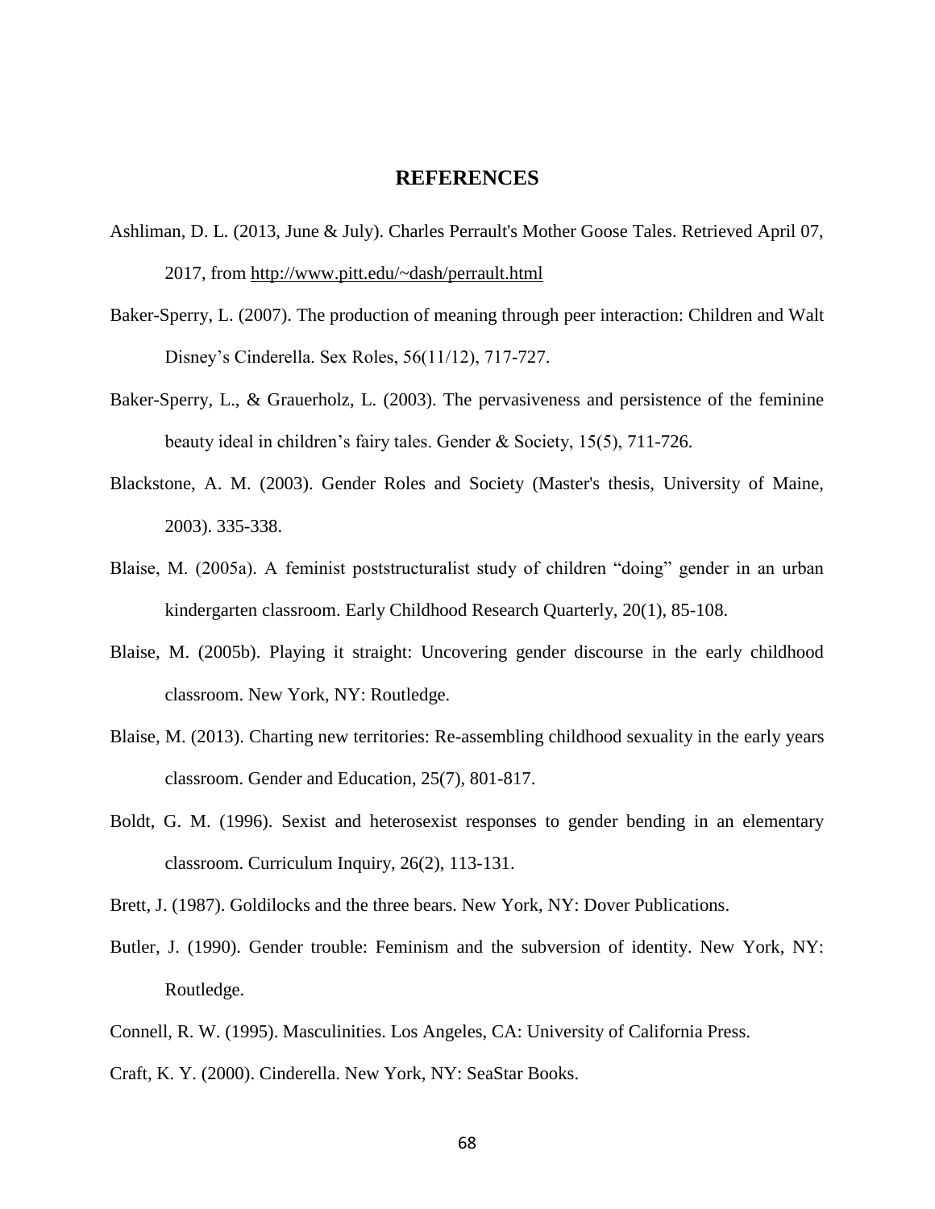# REFERENCES

Ashliman, D. L. (2013, June & July). Charles Perrault's Mother Goose Tales. Retrieved April 07, 2017, from http://www.pitt.edu/~dash/perrault.html

Baker-Sperry, L. (2007). The production of meaning through peer interaction: Children and Walt Disney's Cinderella. Sex Roles, 56(11/12), 717-727.

Baker-Sperry, L., & Grauerholz, L. (2003). The pervasiveness and persistence of the feminine beauty ideal in children's fairy tales. Gender & Society, 15(5), 711-726.

Blackstone, A. M. (2003). Gender Roles and Society (Master's thesis, University of Maine, 2003). 335-338.

Blaise, M. (2005a). A feminist poststructuralist study of children "doing" gender in an urban kindergarten classroom. Early Childhood Research Quarterly, 20(1), 85-108.

Blaise, M. (2005b). Playing it straight: Uncovering gender discourse in the early childhood classroom. New York, NY: Routledge.

Blaise, M. (2013). Charting new territories: Re-assembling childhood sexuality in the early years classroom. Gender and Education, 25(7), 801-817.

Boldt, G. M. (1996). Sexist and heterosexist responses to gender bending in an elementary classroom. Curriculum Inquiry, 26(2), 113-131.

Brett, J. (1987). Goldilocks and the three bears. New York, NY: Dover Publications.

Butler, J. (1990). Gender trouble: Feminism and the subversion of identity. New York, NY: Routledge.

Connell, R. W. (1995). Masculinities. Los Angeles, CA: University of California Press.

Craft, K. Y. (2000). Cinderella. New York, NY: SeaStar Books.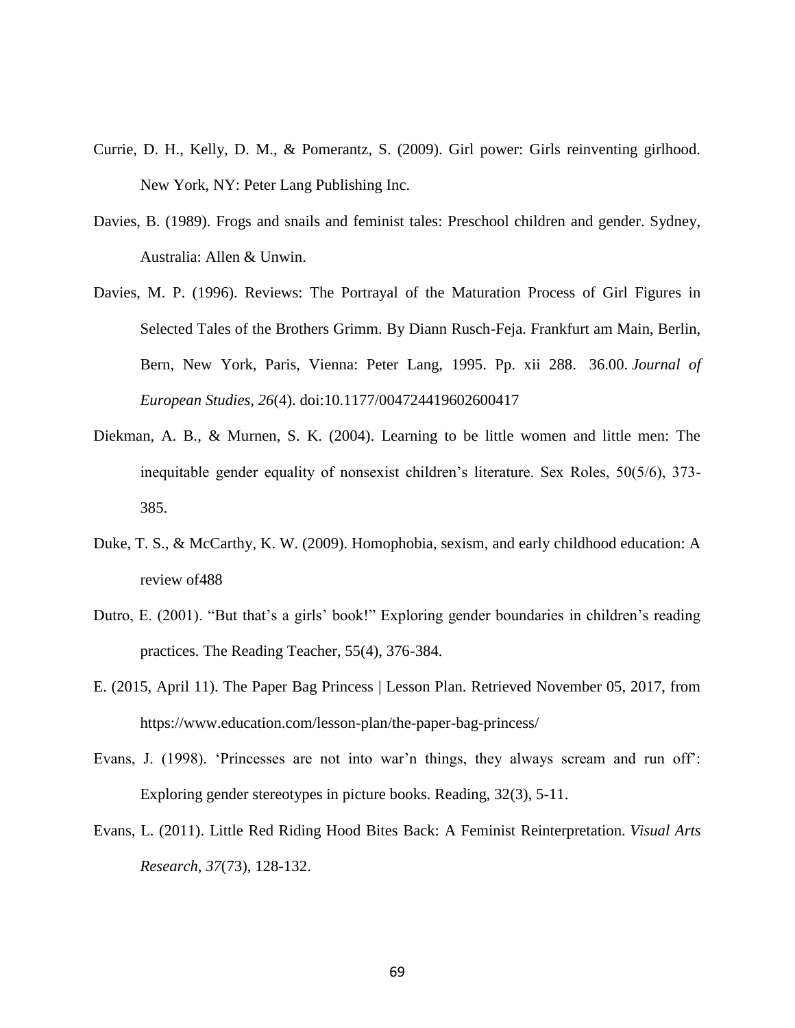Currie, D. H., Kelly, D. M., & Pomerantz, S. (2009). Girl power: Girls reinventing girlhood. New York, NY: Peter Lang Publishing Inc.

Davies, B. (1989). Frogs and snails and feminist tales: Preschool children and gender. Sydney, Australia: Allen & Unwin.

Davies, M. P. (1996). Reviews: The Portrayal of the Maturation Process of Girl Figures in Selected Tales of the Brothers Grimm. By Diann Rusch-Feja. Frankfurt am Main, Berlin, Bern, New York, Paris, Vienna: Peter Lang, 1995. Pp. xii 288. 36.00. *Journal of European Studies, 26*(4). doi:10.1177/004724419602600417

Diekman, A. B., & Murnen, S. K. (2004). Learning to be little women and little men: The inequitable gender equality of nonsexist children's literature. Sex Roles, 50(5/6), 373-385.

Duke, T. S., & McCarthy, K. W. (2009). Homophobia, sexism, and early childhood education: A review of488

Dutro, E. (2001). "But that's a girls' book!" Exploring gender boundaries in children's reading practices. The Reading Teacher, 55(4), 376-384.

E. (2015, April 11). The Paper Bag Princess | Lesson Plan. Retrieved November 05, 2017, from https://www.education.com/lesson-plan/the-paper-bag-princess/

Evans, J. (1998). 'Princesses are not into war'n things, they always scream and run off': Exploring gender stereotypes in picture books. Reading, 32(3), 5-11.

Evans, L. (2011). Little Red Riding Hood Bites Back: A Feminist Reinterpretation. *Visual Arts Research*, *37*(73), 128-132.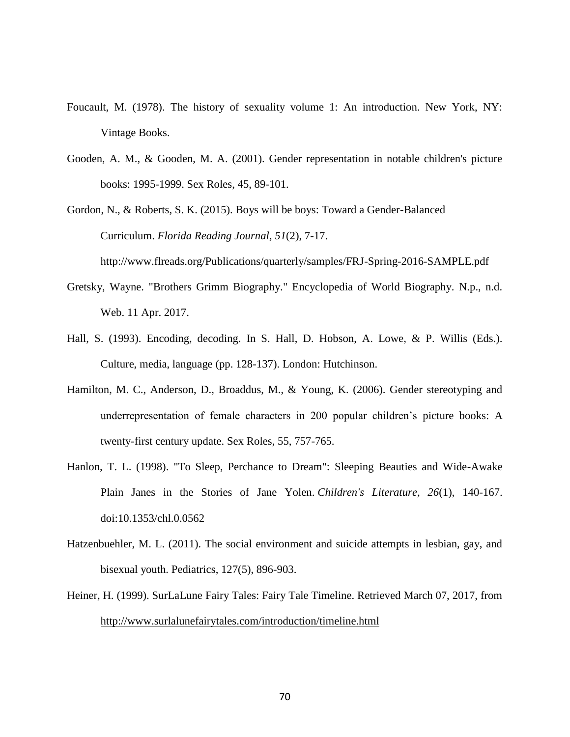Foucault, M. (1978). The history of sexuality volume 1: An introduction. New York, NY: Vintage Books.

Gooden, A. M., & Gooden, M. A. (2001). Gender representation in notable children's picture books: 1995-1999. Sex Roles, 45, 89-101.

Gordon, N., & Roberts, S. K. (2015). Boys will be boys: Toward a Gender-Balanced Curriculum. *Florida Reading Journal, 51*(2), 7-17. http://www.flreads.org/Publications/quarterly/samples/FRJ-Spring-2016-SAMPLE.pdf

Gretsky, Wayne. "Brothers Grimm Biography." Encyclopedia of World Biography. N.p., n.d. Web. 11 Apr. 2017.

Hall, S. (1993). Encoding, decoding. In S. Hall, D. Hobson, A. Lowe, & P. Willis (Eds.). Culture, media, language (pp. 128-137). London: Hutchinson.

Hamilton, M. C., Anderson, D., Broaddus, M., & Young, K. (2006). Gender stereotyping and underrepresentation of female characters in 200 popular children's picture books: A twenty-first century update. Sex Roles, 55, 757-765.

Hanlon, T. L. (1998). "To Sleep, Perchance to Dream": Sleeping Beauties and Wide-Awake Plain Janes in the Stories of Jane Yolen. *Children's Literature, 26*(1), 140-167. doi:10.1353/chl.0.0562

Hatzenbuehler, M. L. (2011). The social environment and suicide attempts in lesbian, gay, and bisexual youth. Pediatrics, 127(5), 896-903.

Heiner, H. (1999). SurLaLune Fairy Tales: Fairy Tale Timeline. Retrieved March 07, 2017, from http://www.surlalunefairytales.com/introduction/timeline.html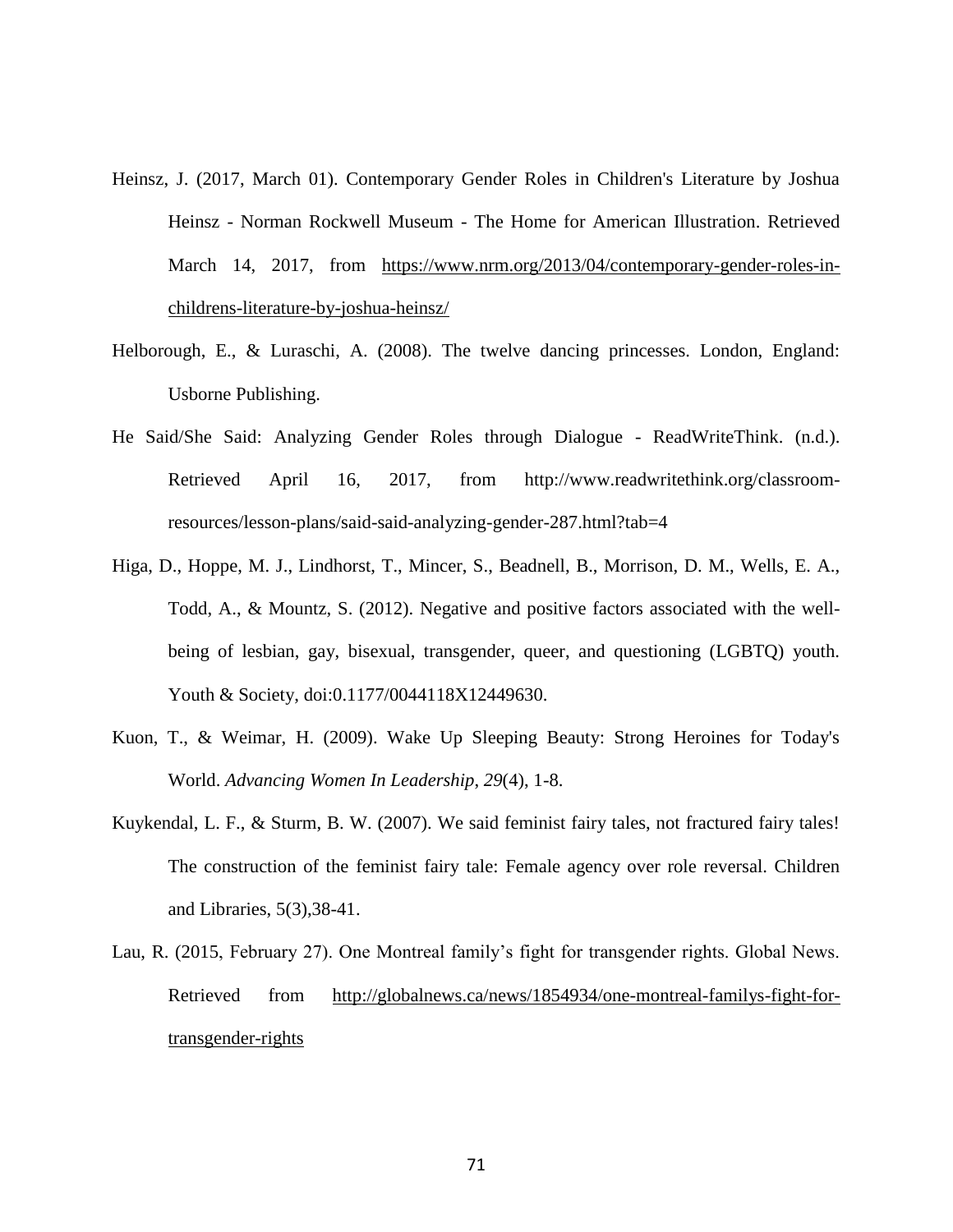Heinsz, J. (2017, March 01). Contemporary Gender Roles in Children's Literature by Joshua Heinsz - Norman Rockwell Museum - The Home for American Illustration. Retrieved March 14, 2017, from https://www.nrm.org/2013/04/contemporary-gender-roles-in-childrens-literature-by-joshua-heinsz/

Helborough, E., & Luraschi, A. (2008). The twelve dancing princesses. London, England: Usborne Publishing.

He Said/She Said: Analyzing Gender Roles through Dialogue - ReadWriteThink. (n.d.). Retrieved April 16, 2017, from http://www.readwritethink.org/classroom-resources/lesson-plans/said-said-analyzing-gender-287.html?tab=4

Higa, D., Hoppe, M. J., Lindhorst, T., Mincer, S., Beadnell, B., Morrison, D. M., Wells, E. A., Todd, A., & Mountz, S. (2012). Negative and positive factors associated with the well-being of lesbian, gay, bisexual, transgender, queer, and questioning (LGBTQ) youth. Youth & Society, doi:0.1177/0044118X12449630.

Kuon, T., & Weimar, H. (2009). Wake Up Sleeping Beauty: Strong Heroines for Today's World. *Advancing Women In Leadership*, *29*(4), 1-8.

Kuykendal, L. F., & Sturm, B. W. (2007). We said feminist fairy tales, not fractured fairy tales! The construction of the feminist fairy tale: Female agency over role reversal. Children and Libraries, 5(3),38-41.

Lau, R. (2015, February 27). One Montreal family's fight for transgender rights. Global News. Retrieved from http://globalnews.ca/news/1854934/one-montreal-familys-fight-for-transgender-rights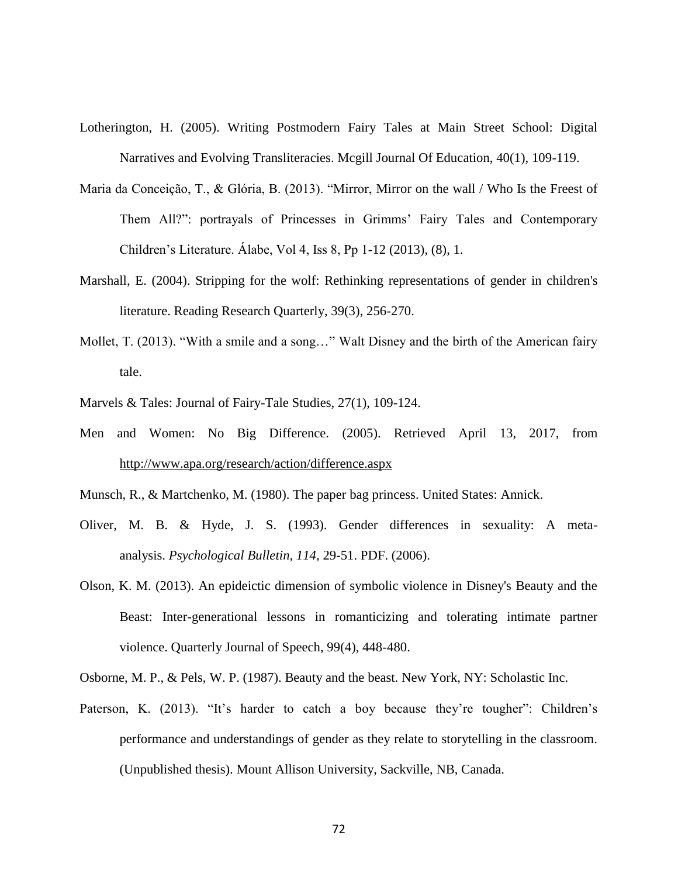Lotherington, H. (2005). Writing Postmodern Fairy Tales at Main Street School: Digital Narratives and Evolving Transliteracies. Mcgill Journal Of Education, 40(1), 109-119.

Maria da Conceição, T., & Glória, B. (2013). "Mirror, Mirror on the wall / Who Is the Freest of Them All?": portrayals of Princesses in Grimms' Fairy Tales and Contemporary Children's Literature. Álabe, Vol 4, Iss 8, Pp 1-12 (2013), (8), 1.

Marshall, E. (2004). Stripping for the wolf: Rethinking representations of gender in children's literature. Reading Research Quarterly, 39(3), 256-270.

Mollet, T. (2013). "With a smile and a song…" Walt Disney and the birth of the American fairy tale.

Marvels & Tales: Journal of Fairy-Tale Studies, 27(1), 109-124.

Men and Women: No Big Difference. (2005). Retrieved April 13, 2017, from http://www.apa.org/research/action/difference.aspx

Munsch, R., & Martchenko, M. (1980). The paper bag princess. United States: Annick.

Oliver, M. B. & Hyde, J. S. (1993). Gender differences in sexuality: A meta-analysis. *Psychological Bulletin, 114*, 29-51. PDF. (2006).

Olson, K. M. (2013). An epideictic dimension of symbolic violence in Disney's Beauty and the Beast: Inter-generational lessons in romanticizing and tolerating intimate partner violence. Quarterly Journal of Speech, 99(4), 448-480.

Osborne, M. P., & Pels, W. P. (1987). Beauty and the beast. New York, NY: Scholastic Inc.

Paterson, K. (2013). "It's harder to catch a boy because they're tougher": Children's performance and understandings of gender as they relate to storytelling in the classroom. (Unpublished thesis). Mount Allison University, Sackville, NB, Canada.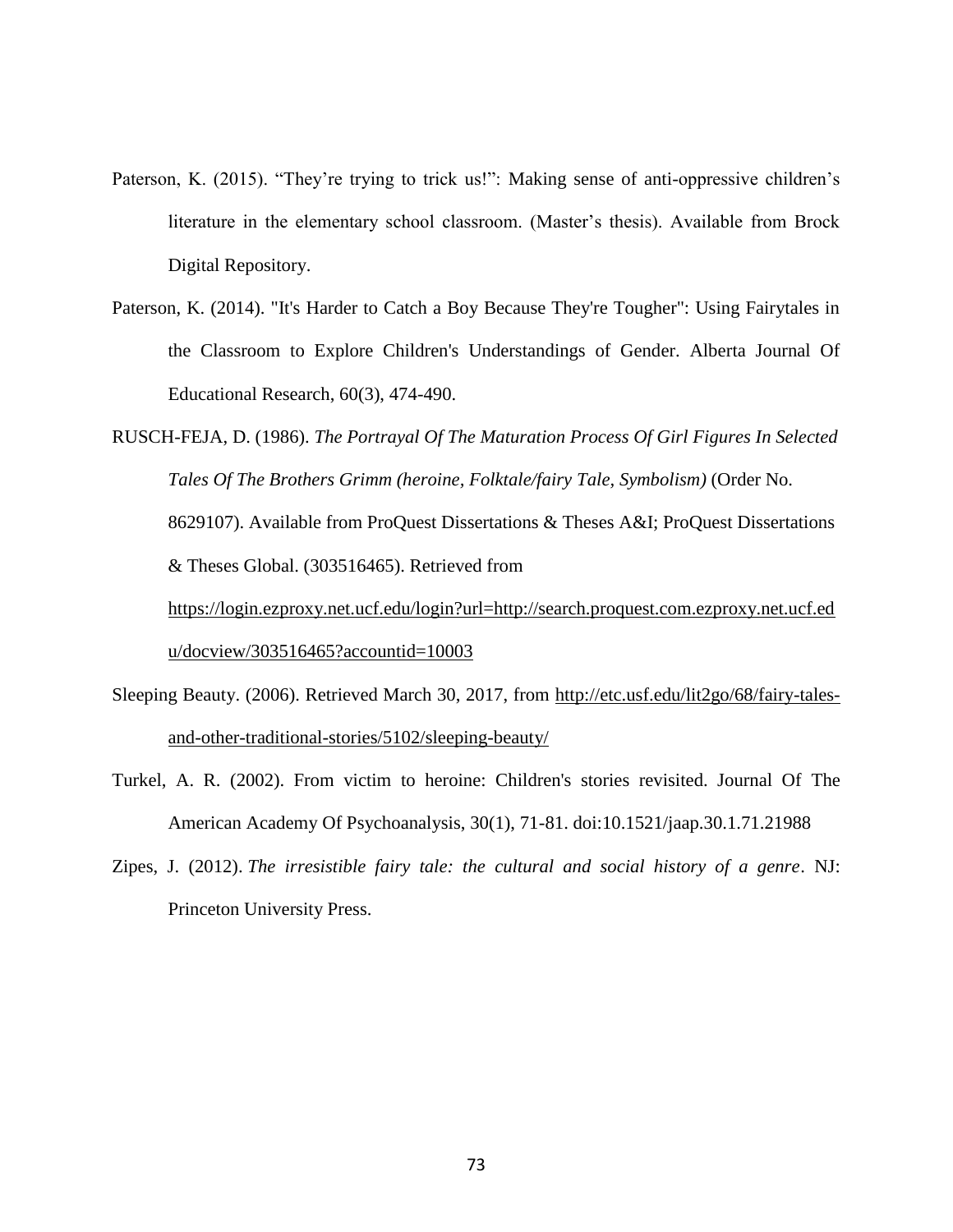Paterson, K. (2015). “They’re trying to trick us!”: Making sense of anti-oppressive children’s literature in the elementary school classroom. (Master’s thesis). Available from Brock Digital Repository.

Paterson, K. (2014). "It's Harder to Catch a Boy Because They're Tougher": Using Fairytales in the Classroom to Explore Children's Understandings of Gender. Alberta Journal Of Educational Research, 60(3), 474-490.

RUSCH-FEJA, D. (1986). *The Portrayal Of The Maturation Process Of Girl Figures In Selected Tales Of The Brothers Grimm (heroine, Folktale/fairy Tale, Symbolism)* (Order No. 8629107). Available from ProQuest Dissertations & Theses A&I; ProQuest Dissertations & Theses Global. (303516465). Retrieved from https://login.ezproxy.net.ucf.edu/login?url=http://search.proquest.com.ezproxy.net.ucf.edu/docview/303516465?accountid=10003

Sleeping Beauty. (2006). Retrieved March 30, 2017, from http://etc.usf.edu/lit2go/68/fairy-tales-and-other-traditional-stories/5102/sleeping-beauty/

Turkel, A. R. (2002). From victim to heroine: Children's stories revisited. Journal Of The American Academy Of Psychoanalysis, 30(1), 71-81. doi:10.1521/jaap.30.1.71.21988

Zipes, J. (2012). *The irresistible fairy tale: the cultural and social history of a genre*. NJ: Princeton University Press.